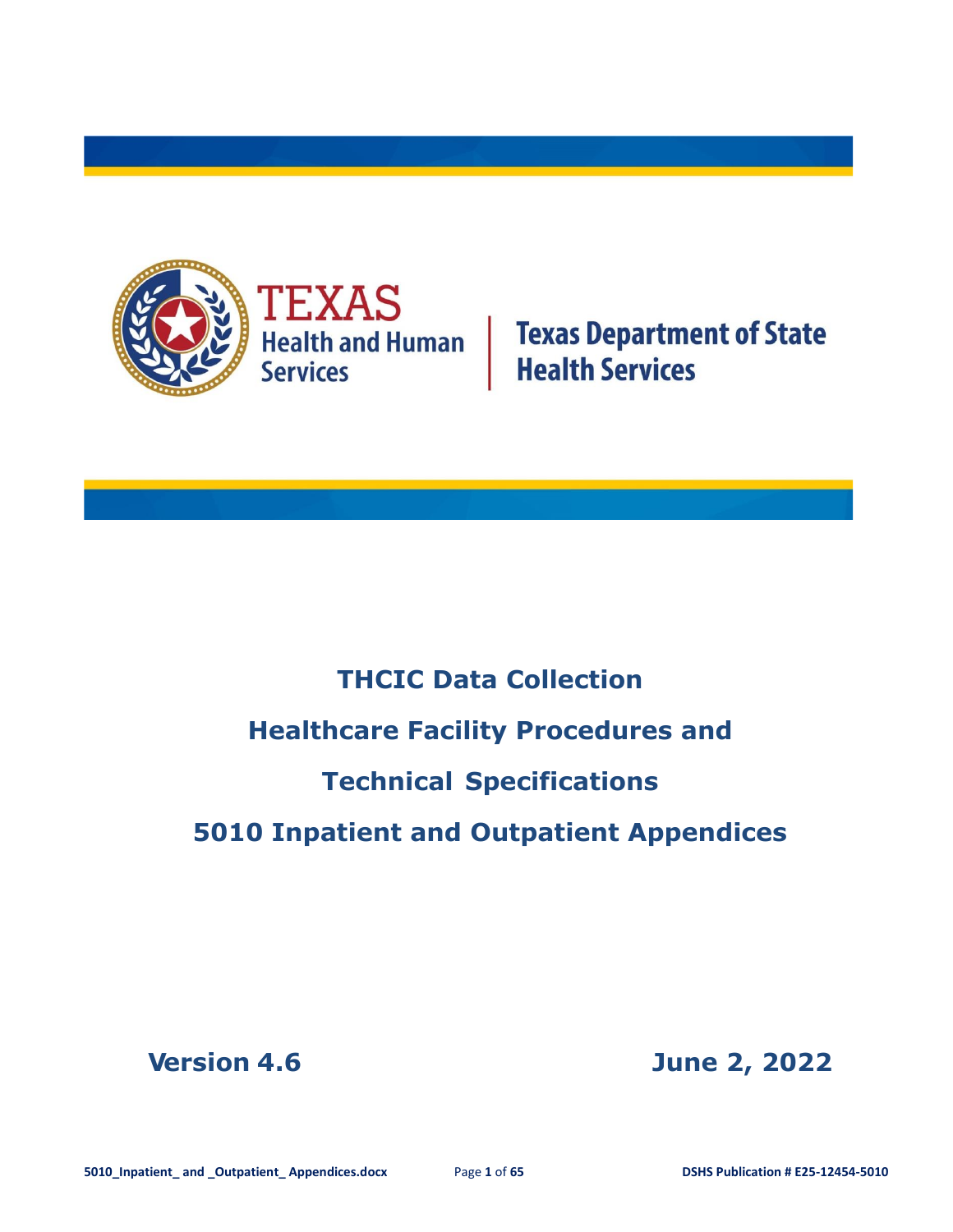TEXAS Health and Human Services | Texas Department of State Health Services

# THCIC Data Collection

# Healthcare Facility Procedures and

# Technical Specifications

# 5010 Inpatient and Outpatient Appendices

**Version 4.6** **June 2, 2022**

5010_Inpatient_ and _Outpatient_ Appendices.docx DSHS Publication # E25-12454-5010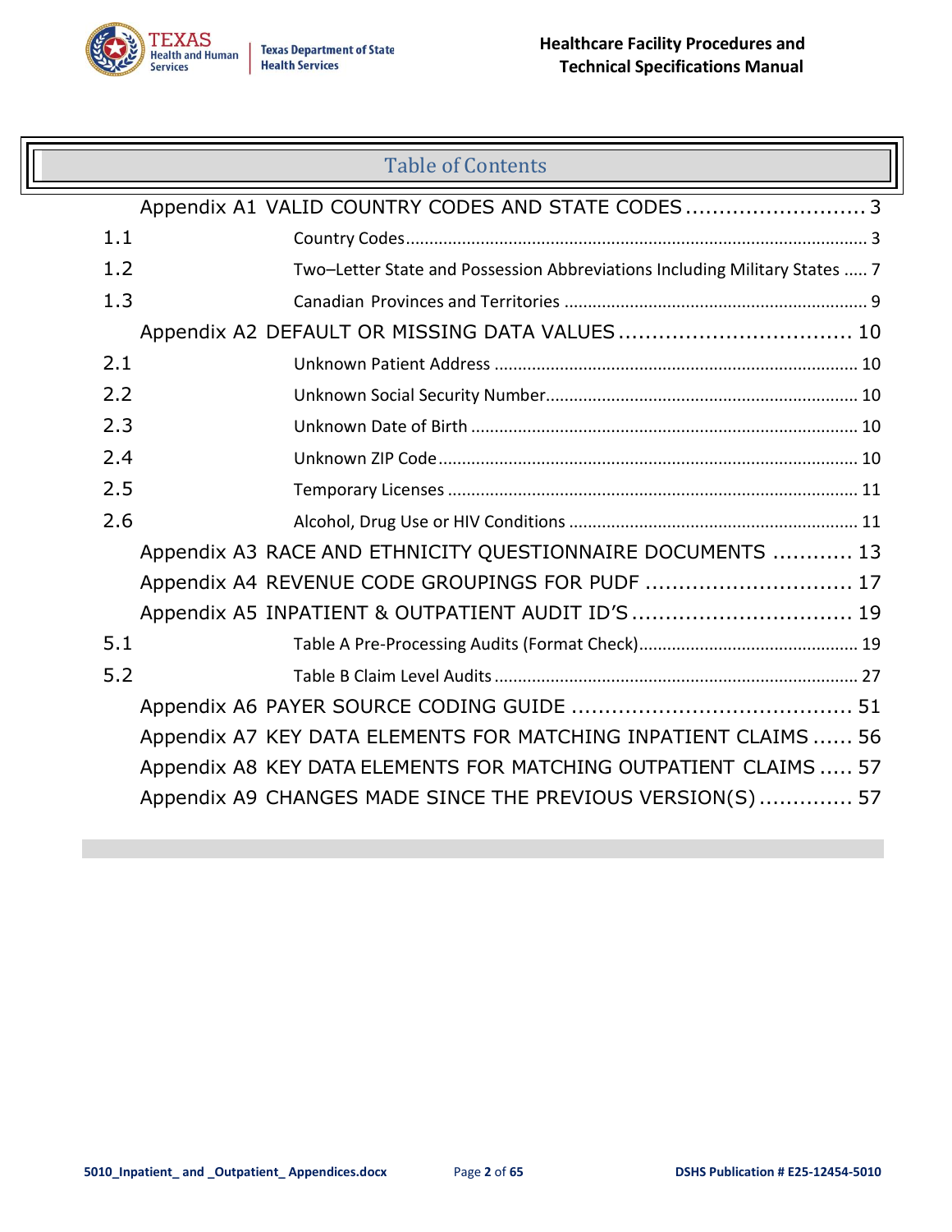# Table of Contents

Appendix A1 VALID COUNTRY CODES AND STATE CODES ........................... 3

1.1 Country Codes ........................................................................................................ 3

1.2 Two–Letter State and Possession Abbreviations Including Military States ..... 7

1.3 Canadian Provinces and Territories ................................................................ 9

Appendix A2 DEFAULT OR MISSING DATA VALUES .................................. 10

2.1 Unknown Patient Address ............................................................................ 10

2.2 Unknown Social Security Number................................................................. 10

2.3 Unknown Date of Birth ................................................................................. 10

2.4 Unknown ZIP Code........................................................................................ 10

2.5 Temporary Licenses ...................................................................................... 11

2.6 Alcohol, Drug Use or HIV Conditions ............................................................ 11

Appendix A3 RACE AND ETHNICITY QUESTIONNAIRE DOCUMENTS ............ 13

Appendix A4 REVENUE CODE GROUPINGS FOR PUDF ............................... 17

Appendix A5 INPATIENT & OUTPATIENT AUDIT ID'S ................................. 19

5.1 Table A Pre-Processing Audits (Format Check)............................................. 19

5.2 Table B Claim Level Audits ............................................................................ 27

Appendix A6 PAYER SOURCE CODING GUIDE .......................................... 51

Appendix A7 KEY DATA ELEMENTS FOR MATCHING INPATIENT CLAIMS ...... 56

Appendix A8 KEY DATA ELEMENTS FOR MATCHING OUTPATIENT CLAIMS ..... 57

Appendix A9 CHANGES MADE SINCE THE PREVIOUS VERSION(S).............. 57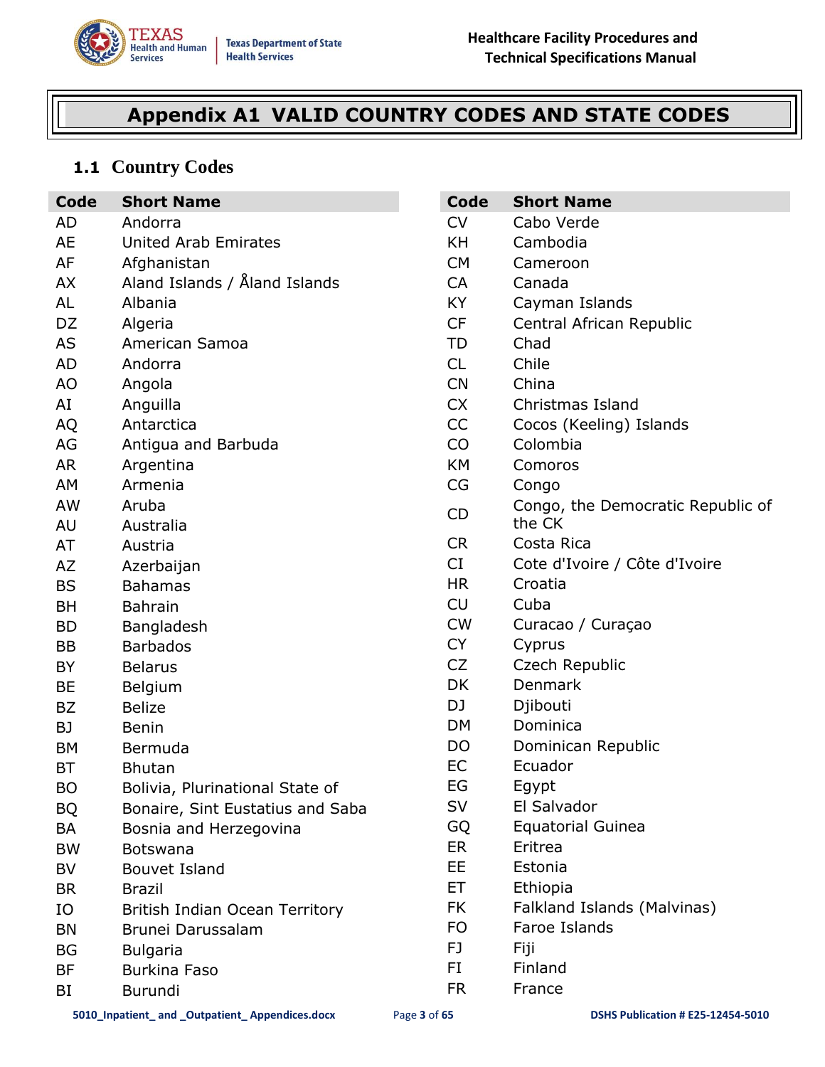# Appendix A1 VALID COUNTRY CODES AND STATE CODES

## 1.1 Country Codes

| Code | Short Name |
|---|---|
| AD | Andorra |
| AE | United Arab Emirates |
| AF | Afghanistan |
| AX | Aland Islands / Åland Islands |
| AL | Albania |
| DZ | Algeria |
| AS | American Samoa |
| AD | Andorra |
| AO | Angola |
| AI | Anguilla |
| AQ | Antarctica |
| AG | Antigua and Barbuda |
| AR | Argentina |
| AM | Armenia |
| AW | Aruba |
| AU | Australia |
| AT | Austria |
| AZ | Azerbaijan |
| BS | Bahamas |
| BH | Bahrain |
| BD | Bangladesh |
| BB | Barbados |
| BY | Belarus |
| BE | Belgium |
| BZ | Belize |
| BJ | Benin |
| BM | Bermuda |
| BT | Bhutan |
| BO | Bolivia, Plurinational State of |
| BQ | Bonaire, Sint Eustatius and Saba |
| BA | Bosnia and Herzegovina |
| BW | Botswana |
| BV | Bouvet Island |
| BR | Brazil |
| IO | British Indian Ocean Territory |
| BN | Brunei Darussalam |
| BG | Bulgaria |
| BF | Burkina Faso |
| BI | Burundi |
| CV | Cabo Verde |
| KH | Cambodia |
| CM | Cameroon |
| CA | Canada |
| KY | Cayman Islands |
| CF | Central African Republic |
| TD | Chad |
| CL | Chile |
| CN | China |
| CX | Christmas Island |
| CC | Cocos (Keeling) Islands |
| CO | Colombia |
| KM | Comoros |
| CG | Congo |
| CD | Congo, the Democratic Republic of the CK |
| CR | Costa Rica |
| CI | Cote d'Ivoire / Côte d'Ivoire |
| HR | Croatia |
| CU | Cuba |
| CW | Curacao / Curaçao |
| CY | Cyprus |
| CZ | Czech Republic |
| DK | Denmark |
| DJ | Djibouti |
| DM | Dominica |
| DO | Dominican Republic |
| EC | Ecuador |
| EG | Egypt |
| SV | El Salvador |
| GQ | Equatorial Guinea |
| ER | Eritrea |
| EE | Estonia |
| ET | Ethiopia |
| FK | Falkland Islands (Malvinas) |
| FO | Faroe Islands |
| FJ | Fiji |
| FI | Finland |
| FR | France |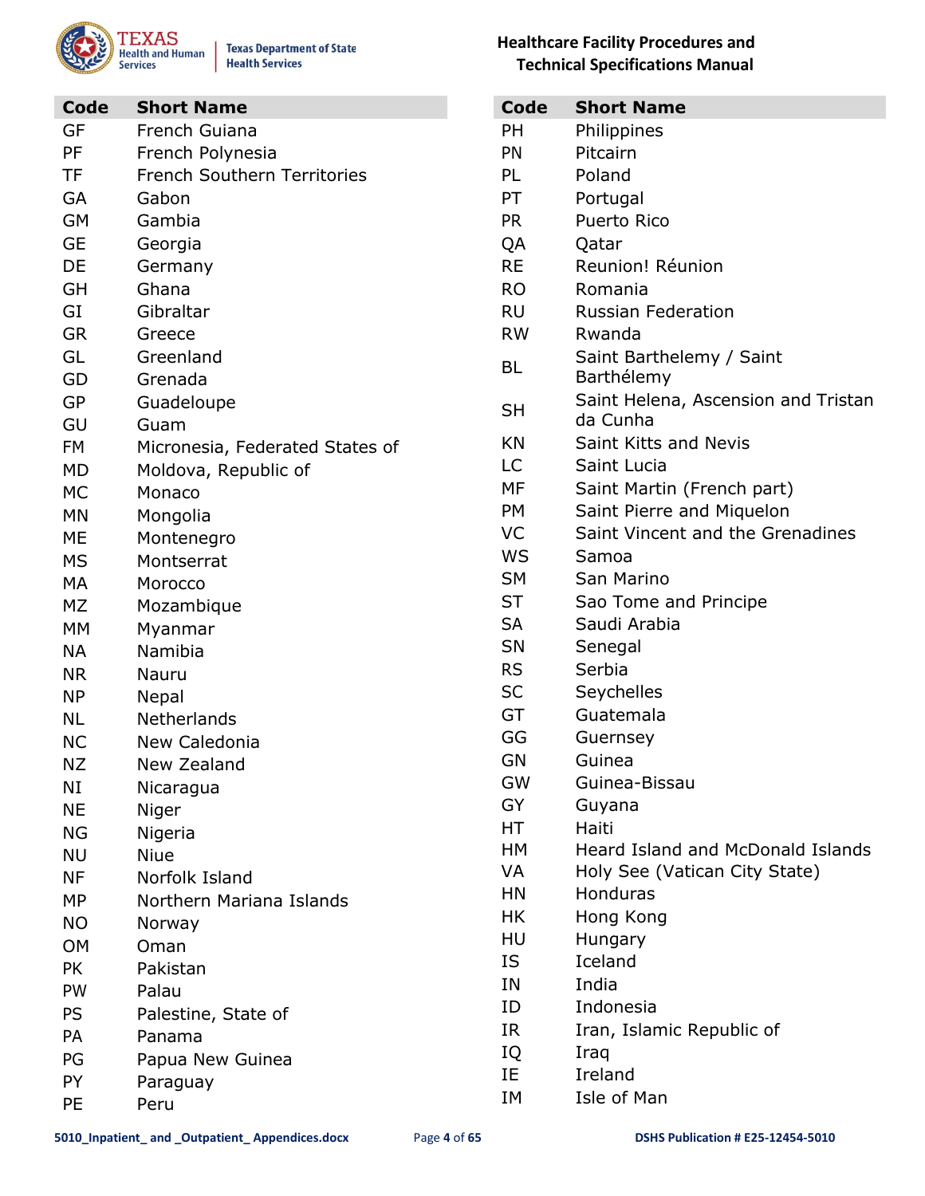| Code | Short Name |
|---|---|
| GF | French Guiana |
| PF | French Polynesia |
| TF | French Southern Territories |
| GA | Gabon |
| GM | Gambia |
| GE | Georgia |
| DE | Germany |
| GH | Ghana |
| GI | Gibraltar |
| GR | Greece |
| GL | Greenland |
| GD | Grenada |
| GP | Guadeloupe |
| GU | Guam |
| FM | Micronesia, Federated States of |
| MD | Moldova, Republic of |
| MC | Monaco |
| MN | Mongolia |
| ME | Montenegro |
| MS | Montserrat |
| MA | Morocco |
| MZ | Mozambique |
| MM | Myanmar |
| NA | Namibia |
| NR | Nauru |
| NP | Nepal |
| NL | Netherlands |
| NC | New Caledonia |
| NZ | New Zealand |
| NI | Nicaragua |
| NE | Niger |
| NG | Nigeria |
| NU | Niue |
| NF | Norfolk Island |
| MP | Northern Mariana Islands |
| NO | Norway |
| OM | Oman |
| PK | Pakistan |
| PW | Palau |
| PS | Palestine, State of |
| PA | Panama |
| PG | Papua New Guinea |
| PY | Paraguay |
| PE | Peru |

| Code | Short Name |
|---|---|
| PH | Philippines |
| PN | Pitcairn |
| PL | Poland |
| PT | Portugal |
| PR | Puerto Rico |
| QA | Qatar |
| RE | Reunion! Réunion |
| RO | Romania |
| RU | Russian Federation |
| RW | Rwanda |
| BL | Saint Barthelemy / Saint Barthélemy |
| SH | Saint Helena, Ascension and Tristan da Cunha |
| KN | Saint Kitts and Nevis |
| LC | Saint Lucia |
| MF | Saint Martin (French part) |
| PM | Saint Pierre and Miquelon |
| VC | Saint Vincent and the Grenadines |
| WS | Samoa |
| SM | San Marino |
| ST | Sao Tome and Principe |
| SA | Saudi Arabia |
| SN | Senegal |
| RS | Serbia |
| SC | Seychelles |
| GT | Guatemala |
| GG | Guernsey |
| GN | Guinea |
| GW | Guinea-Bissau |
| GY | Guyana |
| HT | Haiti |
| HM | Heard Island and McDonald Islands |
| VA | Holy See (Vatican City State) |
| HN | Honduras |
| HK | Hong Kong |
| HU | Hungary |
| IS | Iceland |
| IN | India |
| ID | Indonesia |
| IR | Iran, Islamic Republic of |
| IQ | Iraq |
| IE | Ireland |
| IM | Isle of Man |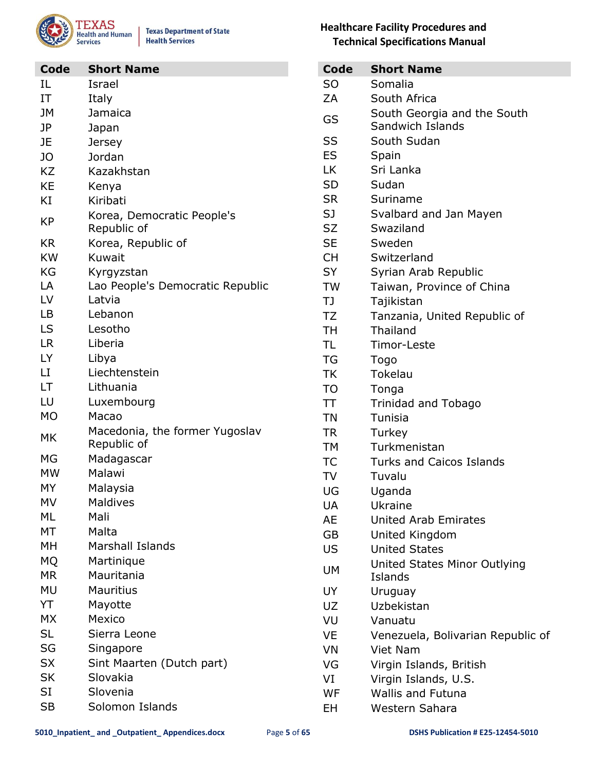| Code | Short Name |
|---|---|
| IL | Israel |
| IT | Italy |
| JM | Jamaica |
| JP | Japan |
| JE | Jersey |
| JO | Jordan |
| KZ | Kazakhstan |
| KE | Kenya |
| KI | Kiribati |
| KP | Korea, Democratic People's Republic of |
| KR | Korea, Republic of |
| KW | Kuwait |
| KG | Kyrgyzstan |
| LA | Lao People's Democratic Republic |
| LV | Latvia |
| LB | Lebanon |
| LS | Lesotho |
| LR | Liberia |
| LY | Libya |
| LI | Liechtenstein |
| LT | Lithuania |
| LU | Luxembourg |
| MO | Macao |
| MK | Macedonia, the former Yugoslav Republic of |
| MG | Madagascar |
| MW | Malawi |
| MY | Malaysia |
| MV | Maldives |
| ML | Mali |
| MT | Malta |
| MH | Marshall Islands |
| MQ | Martinique |
| MR | Mauritania |
| MU | Mauritius |
| YT | Mayotte |
| MX | Mexico |
| SL | Sierra Leone |
| SG | Singapore |
| SX | Sint Maarten (Dutch part) |
| SK | Slovakia |
| SI | Slovenia |
| SB | Solomon Islands |

| Code | Short Name |
|---|---|
| SO | Somalia |
| ZA | South Africa |
| GS | South Georgia and the South Sandwich Islands |
| SS | South Sudan |
| ES | Spain |
| LK | Sri Lanka |
| SD | Sudan |
| SR | Suriname |
| SJ | Svalbard and Jan Mayen |
| SZ | Swaziland |
| SE | Sweden |
| CH | Switzerland |
| SY | Syrian Arab Republic |
| TW | Taiwan, Province of China |
| TJ | Tajikistan |
| TZ | Tanzania, United Republic of |
| TH | Thailand |
| TL | Timor-Leste |
| TG | Togo |
| TK | Tokelau |
| TO | Tonga |
| TT | Trinidad and Tobago |
| TN | Tunisia |
| TR | Turkey |
| TM | Turkmenistan |
| TC | Turks and Caicos Islands |
| TV | Tuvalu |
| UG | Uganda |
| UA | Ukraine |
| AE | United Arab Emirates |
| GB | United Kingdom |
| US | United States |
| UM | United States Minor Outlying Islands |
| UY | Uruguay |
| UZ | Uzbekistan |
| VU | Vanuatu |
| VE | Venezuela, Bolivarian Republic of |
| VN | Viet Nam |
| VG | Virgin Islands, British |
| VI | Virgin Islands, U.S. |
| WF | Wallis and Futuna |
| EH | Western Sahara |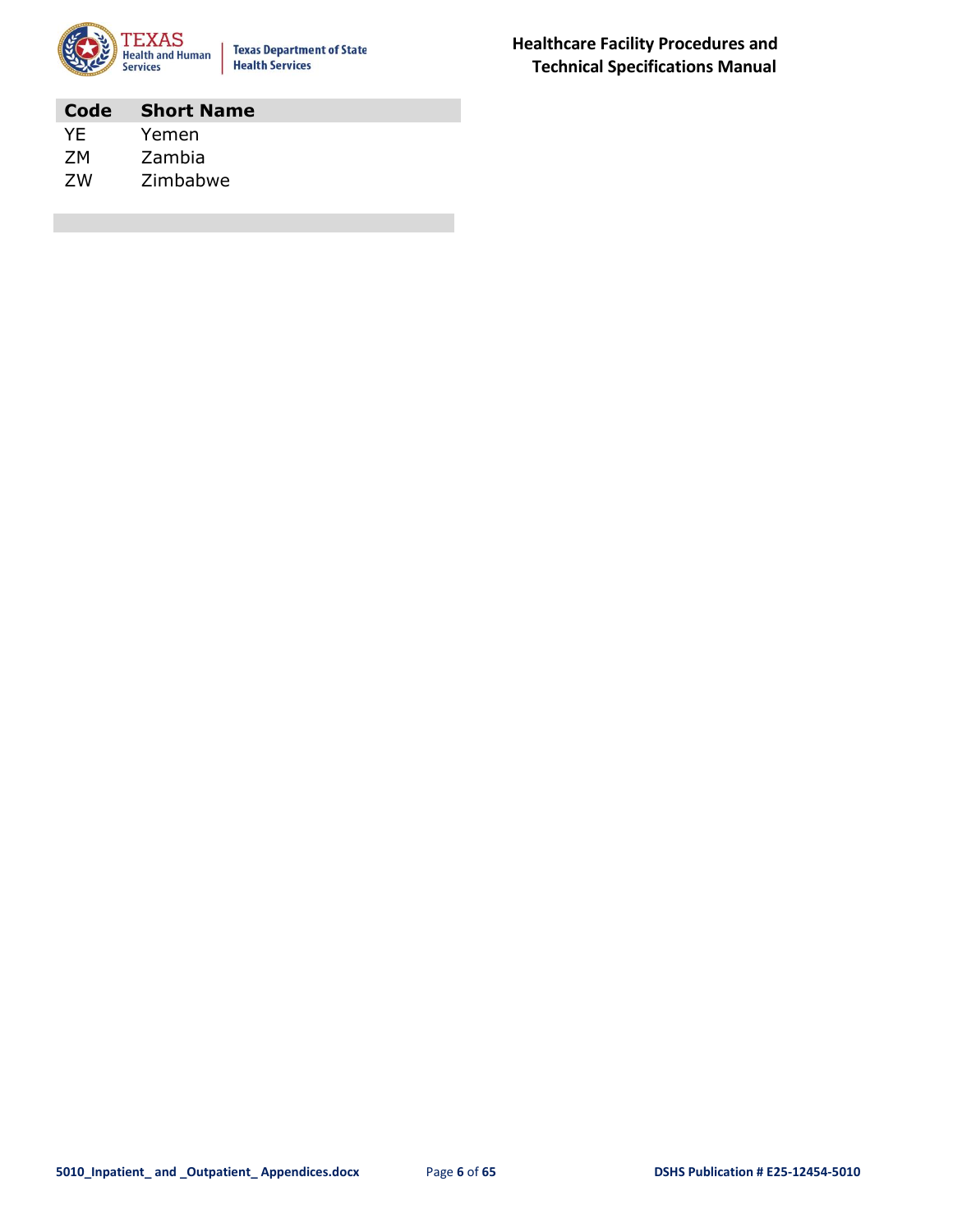| Code | Short Name |
|---|---|
| YE | Yemen |
| ZM | Zambia |
| ZW | Zimbabwe |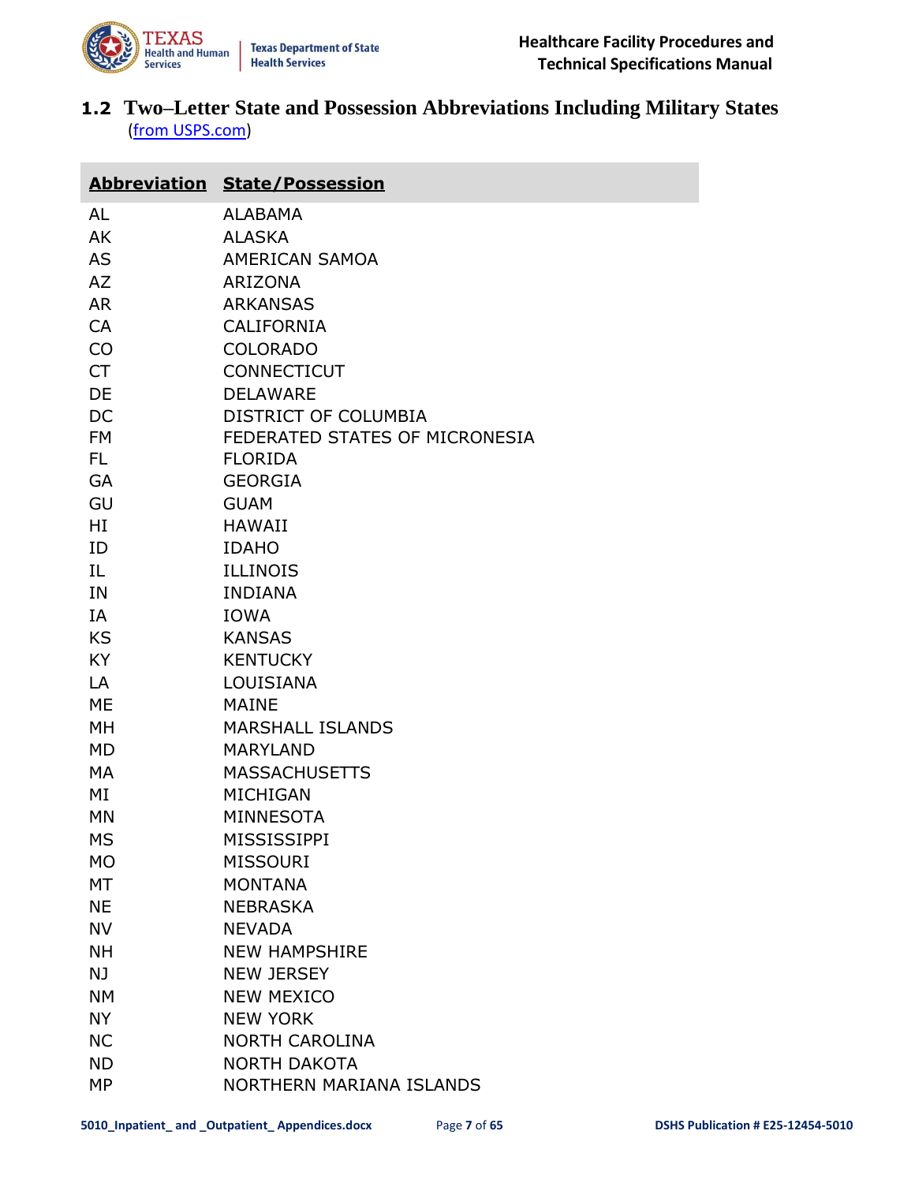## 1.2 Two–Letter State and Possession Abbreviations Including Military States

(from USPS.com)

| Abbreviation | State/Possession |
|---|---|
| AL | ALABAMA |
| AK | ALASKA |
| AS | AMERICAN SAMOA |
| AZ | ARIZONA |
| AR | ARKANSAS |
| CA | CALIFORNIA |
| CO | COLORADO |
| CT | CONNECTICUT |
| DE | DELAWARE |
| DC | DISTRICT OF COLUMBIA |
| FM | FEDERATED STATES OF MICRONESIA |
| FL | FLORIDA |
| GA | GEORGIA |
| GU | GUAM |
| HI | HAWAII |
| ID | IDAHO |
| IL | ILLINOIS |
| IN | INDIANA |
| IA | IOWA |
| KS | KANSAS |
| KY | KENTUCKY |
| LA | LOUISIANA |
| ME | MAINE |
| MH | MARSHALL ISLANDS |
| MD | MARYLAND |
| MA | MASSACHUSETTS |
| MI | MICHIGAN |
| MN | MINNESOTA |
| MS | MISSISSIPPI |
| MO | MISSOURI |
| MT | MONTANA |
| NE | NEBRASKA |
| NV | NEVADA |
| NH | NEW HAMPSHIRE |
| NJ | NEW JERSEY |
| NM | NEW MEXICO |
| NY | NEW YORK |
| NC | NORTH CAROLINA |
| ND | NORTH DAKOTA |
| MP | NORTHERN MARIANA ISLANDS |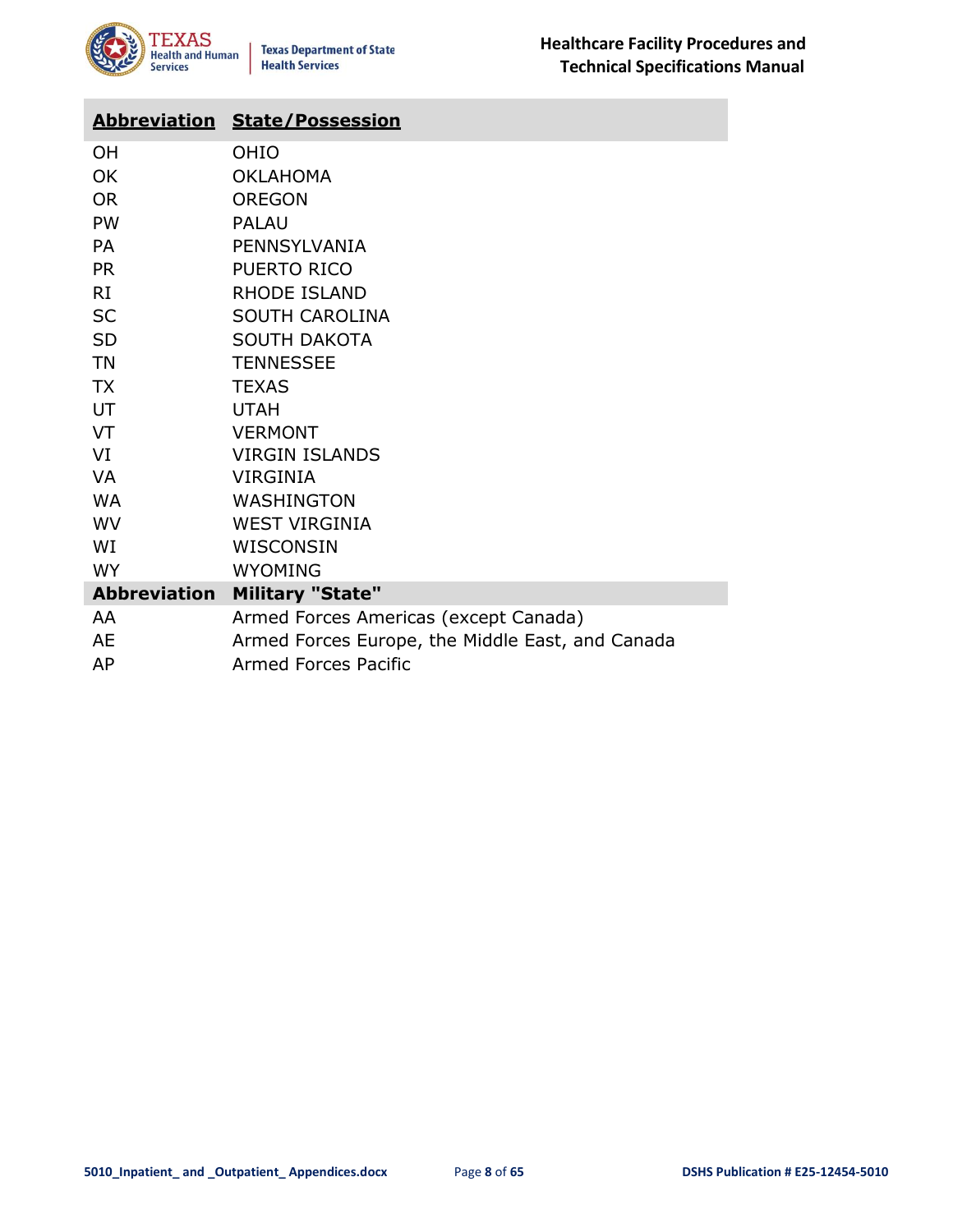| Abbreviation | State/Possession |
| --- | --- |
| OH | OHIO |
| OK | OKLAHOMA |
| OR | OREGON |
| PW | PALAU |
| PA | PENNSYLVANIA |
| PR | PUERTO RICO |
| RI | RHODE ISLAND |
| SC | SOUTH CAROLINA |
| SD | SOUTH DAKOTA |
| TN | TENNESSEE |
| TX | TEXAS |
| UT | UTAH |
| VT | VERMONT |
| VI | VIRGIN ISLANDS |
| VA | VIRGINIA |
| WA | WASHINGTON |
| WV | WEST VIRGINIA |
| WI | WISCONSIN |
| WY | WYOMING |
| **Abbreviation** | **Military "State"** |
| AA | Armed Forces Americas (except Canada) |
| AE | Armed Forces Europe, the Middle East, and Canada |
| AP | Armed Forces Pacific |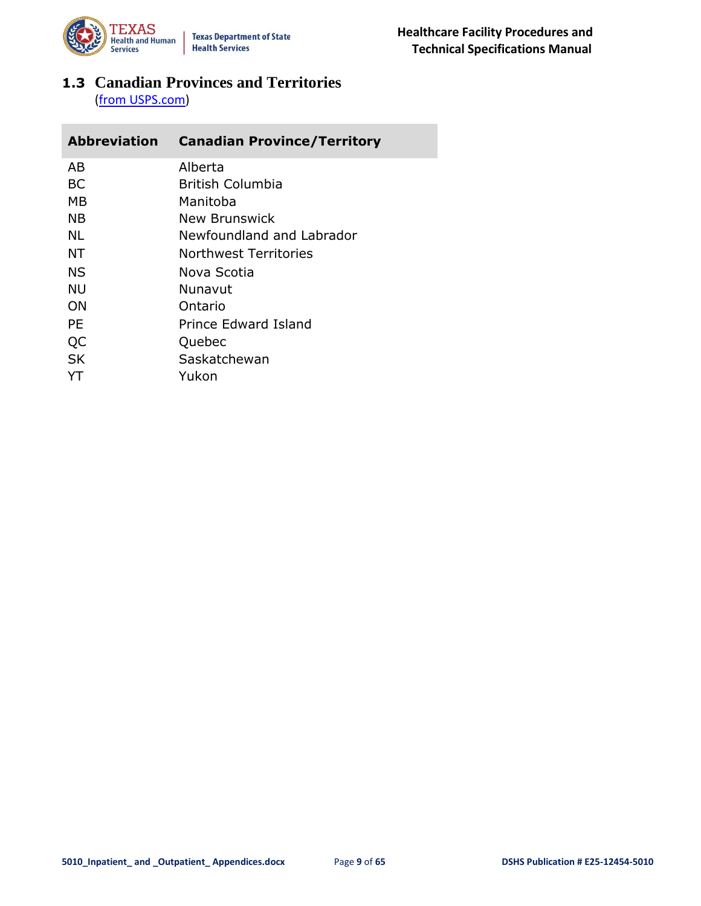## 1.3 Canadian Provinces and Territories

(from USPS.com)

| Abbreviation | Canadian Province/Territory |
|---|---|
| AB | Alberta |
| BC | British Columbia |
| MB | Manitoba |
| NB | New Brunswick |
| NL | Newfoundland and Labrador |
| NT | Northwest Territories |
| NS | Nova Scotia |
| NU | Nunavut |
| ON | Ontario |
| PE | Prince Edward Island |
| QC | Quebec |
| SK | Saskatchewan |
| YT | Yukon |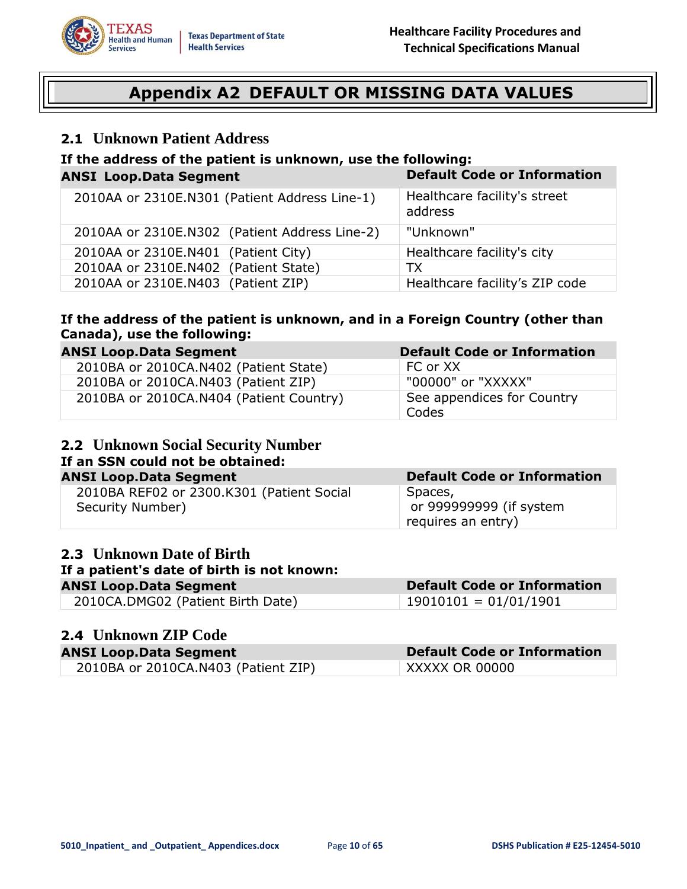# Appendix A2 DEFAULT OR MISSING DATA VALUES

## 2.1 Unknown Patient Address

**If the address of the patient is unknown, use the following:**

| ANSI Loop.Data Segment | Default Code or Information |
|---|---|
| 2010AA or 2310E.N301 (Patient Address Line-1) | Healthcare facility's street address |
| 2010AA or 2310E.N302 (Patient Address Line-2) | "Unknown" |
| 2010AA or 2310E.N401 (Patient City) | Healthcare facility's city |
| 2010AA or 2310E.N402 (Patient State) | TX |
| 2010AA or 2310E.N403 (Patient ZIP) | Healthcare facility's ZIP code |

**If the address of the patient is unknown, and in a Foreign Country (other than Canada), use the following:**

| ANSI Loop.Data Segment | Default Code or Information |
|---|---|
| 2010BA or 2010CA.N402 (Patient State) | FC or XX |
| 2010BA or 2010CA.N403 (Patient ZIP) | "00000" or "XXXXX" |
| 2010BA or 2010CA.N404 (Patient Country) | See appendices for Country Codes |

## 2.2 Unknown Social Security Number

**If an SSN could not be obtained:**

| ANSI Loop.Data Segment | Default Code or Information |
|---|---|
| 2010BA REF02 or 2300.K301 (Patient Social Security Number) | Spaces, or 999999999 (if system requires an entry) |

## 2.3 Unknown Date of Birth

**If a patient's date of birth is not known:**

| ANSI Loop.Data Segment | Default Code or Information |
|---|---|
| 2010CA.DMG02 (Patient Birth Date) | 19010101 = 01/01/1901 |

## 2.4 Unknown ZIP Code

| ANSI Loop.Data Segment | Default Code or Information |
|---|---|
| 2010BA or 2010CA.N403 (Patient ZIP) | XXXXX OR 00000 |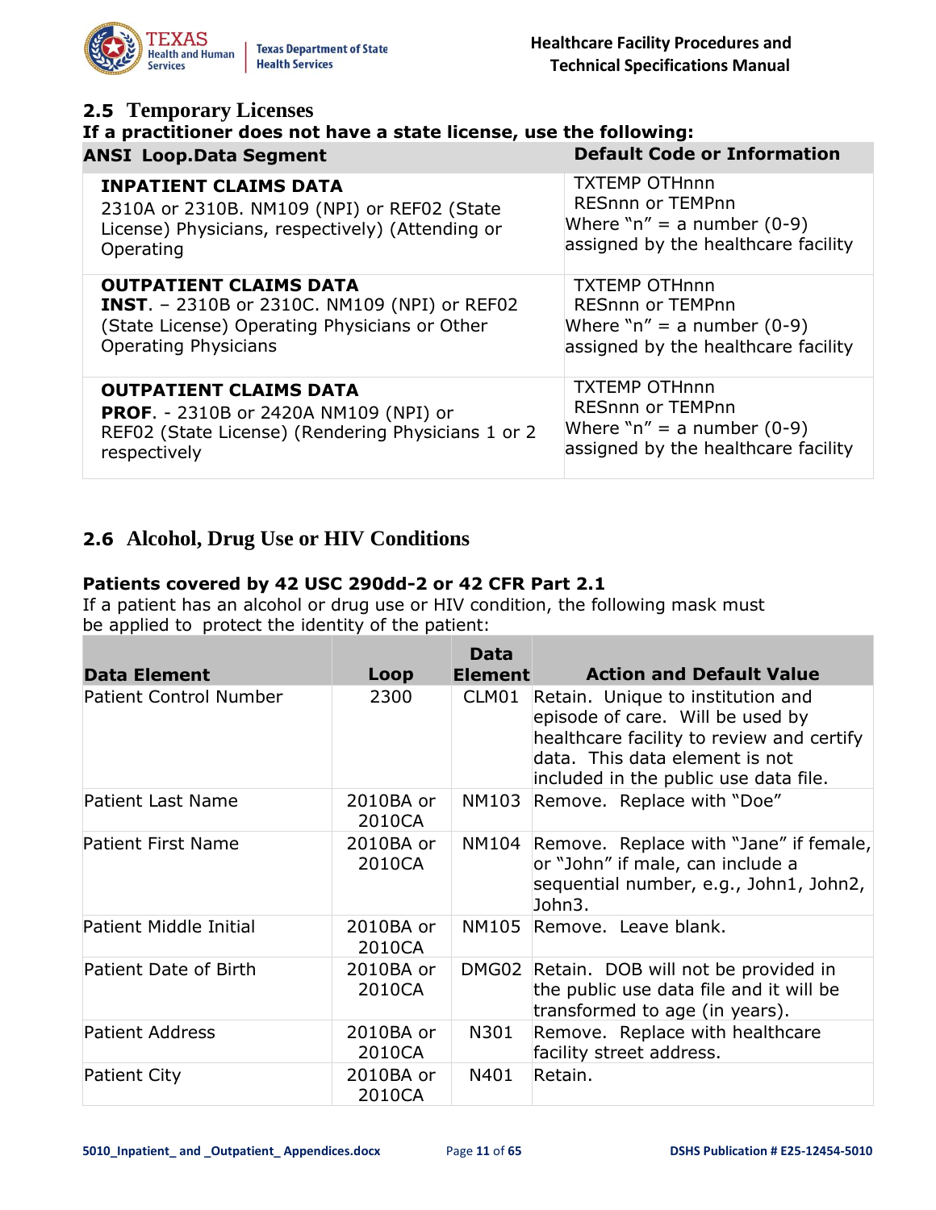## 2.5 Temporary Licenses

**If a practitioner does not have a state license, use the following:**

| ANSI Loop.Data Segment | Default Code or Information |
|---|---|
| **INPATIENT CLAIMS DATA** 2310A or 2310B. NM109 (NPI) or REF02 (State License) Physicians, respectively) (Attending or Operating | TXTEMP OTHnnn RESnnn or TEMPnn Where "n" = a number (0-9) assigned by the healthcare facility |
| **OUTPATIENT CLAIMS DATA** **INST**. – 2310B or 2310C. NM109 (NPI) or REF02 (State License) Operating Physicians or Other Operating Physicians | TXTEMP OTHnnn RESnnn or TEMPnn Where "n" = a number (0-9) assigned by the healthcare facility |
| **OUTPATIENT CLAIMS DATA** **PROF**. - 2310B or 2420A NM109 (NPI) or REF02 (State License) (Rendering Physicians 1 or 2 respectively | TXTEMP OTHnnn RESnnn or TEMPnn Where "n" = a number (0-9) assigned by the healthcare facility |

## 2.6 Alcohol, Drug Use or HIV Conditions

**Patients covered by 42 USC 290dd-2 or 42 CFR Part 2.1**

If a patient has an alcohol or drug use or HIV condition, the following mask must be applied to protect the identity of the patient:

| Data Element | Loop | Data Element | Action and Default Value |
|---|---|---|---|
| Patient Control Number | 2300 | CLM01 | Retain. Unique to institution and episode of care. Will be used by healthcare facility to review and certify data. This data element is not included in the public use data file. |
| Patient Last Name | 2010BA or 2010CA | NM103 | Remove. Replace with "Doe" |
| Patient First Name | 2010BA or 2010CA | NM104 | Remove. Replace with "Jane" if female, or "John" if male, can include a sequential number, e.g., John1, John2, John3. |
| Patient Middle Initial | 2010BA or 2010CA | NM105 | Remove. Leave blank. |
| Patient Date of Birth | 2010BA or 2010CA | DMG02 | Retain. DOB will not be provided in the public use data file and it will be transformed to age (in years). |
| Patient Address | 2010BA or 2010CA | N301 | Remove. Replace with healthcare facility street address. |
| Patient City | 2010BA or 2010CA | N401 | Retain. |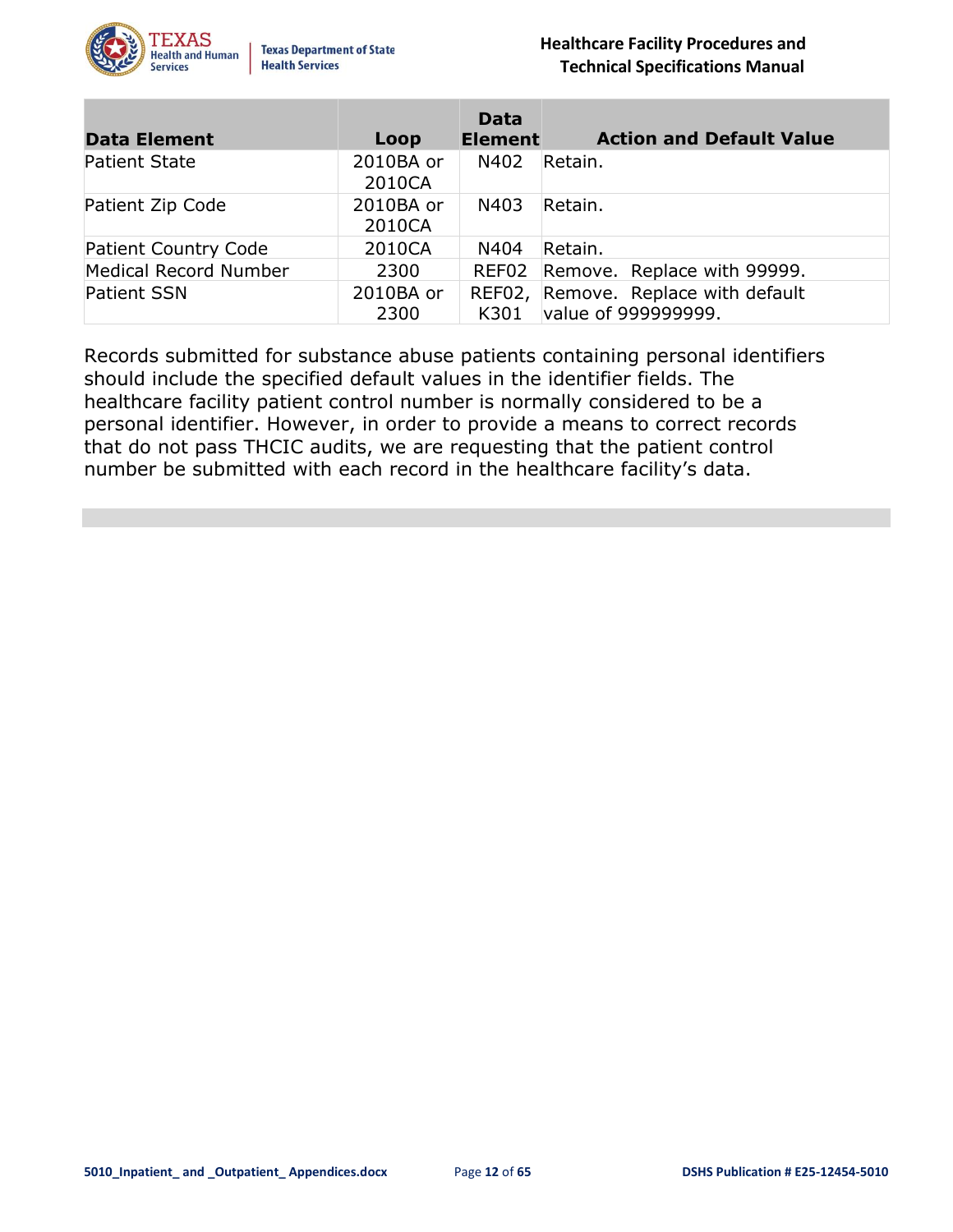| Data Element | Loop | Data Element | Action and Default Value |
|---|---|---|---|
| Patient State | 2010BA or 2010CA | N402 | Retain. |
| Patient Zip Code | 2010BA or 2010CA | N403 | Retain. |
| Patient Country Code | 2010CA | N404 | Retain. |
| Medical Record Number | 2300 | REF02 | Remove. Replace with 99999. |
| Patient SSN | 2010BA or 2300 | REF02, K301 | Remove. Replace with default value of 999999999. |

Records submitted for substance abuse patients containing personal identifiers should include the specified default values in the identifier fields. The healthcare facility patient control number is normally considered to be a personal identifier. However, in order to provide a means to correct records that do not pass THCIC audits, we are requesting that the patient control number be submitted with each record in the healthcare facility's data.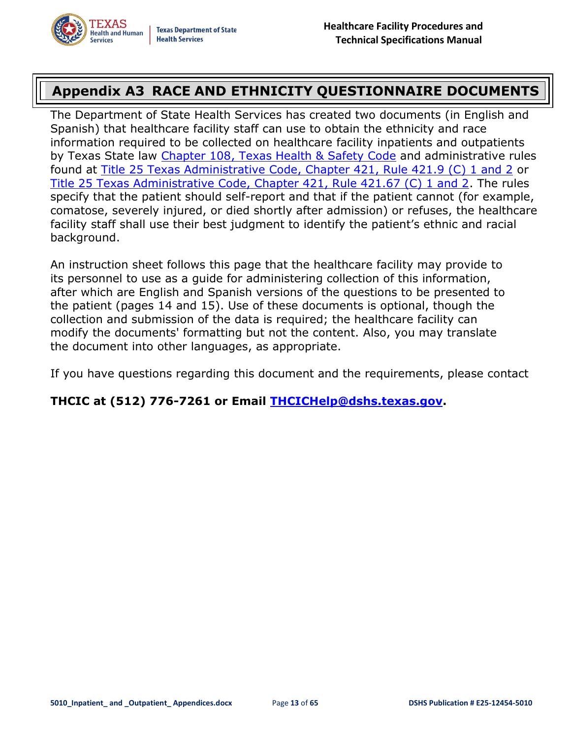## Appendix A3 RACE AND ETHNICITY QUESTIONNAIRE DOCUMENTS

The Department of State Health Services has created two documents (in English and Spanish) that healthcare facility staff can use to obtain the ethnicity and race information required to be collected on healthcare facility inpatients and outpatients by Texas State law Chapter 108, Texas Health & Safety Code and administrative rules found at Title 25 Texas Administrative Code, Chapter 421, Rule 421.9 (C) 1 and 2 or Title 25 Texas Administrative Code, Chapter 421, Rule 421.67 (C) 1 and 2. The rules specify that the patient should self-report and that if the patient cannot (for example, comatose, severely injured, or died shortly after admission) or refuses, the healthcare facility staff shall use their best judgment to identify the patient's ethnic and racial background.

An instruction sheet follows this page that the healthcare facility may provide to its personnel to use as a guide for administering collection of this information, after which are English and Spanish versions of the questions to be presented to the patient (pages 14 and 15). Use of these documents is optional, though the collection and submission of the data is required; the healthcare facility can modify the documents' formatting but not the content. Also, you may translate the document into other languages, as appropriate.

If you have questions regarding this document and the requirements, please contact

**THCIC at (512) 776-7261 or Email THCICHelp@dshs.texas.gov.**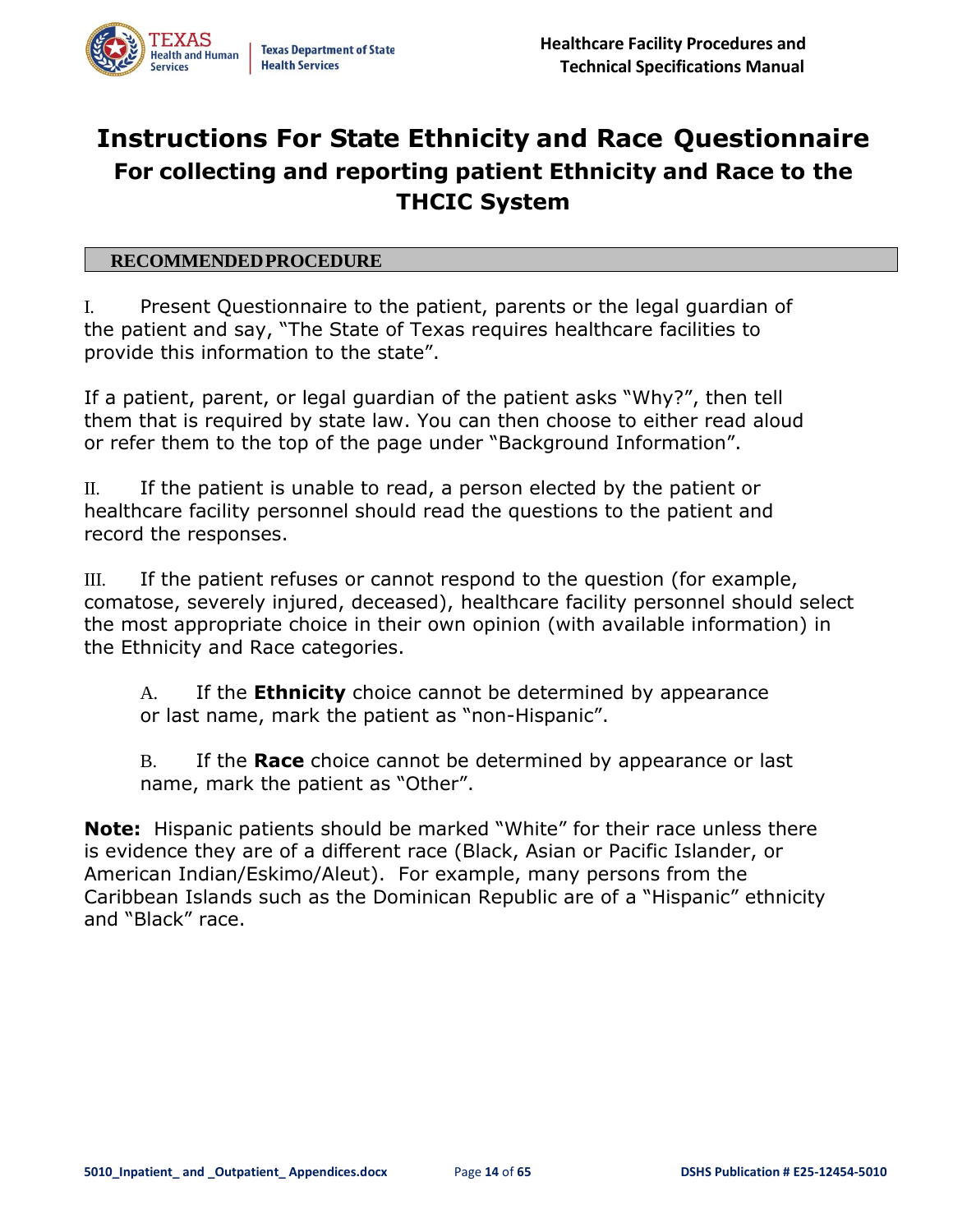# Instructions For State Ethnicity and Race Questionnaire

## For collecting and reporting patient Ethnicity and Race to the THCIC System

**RECOMMENDED PROCEDURE**

I. Present Questionnaire to the patient, parents or the legal guardian of the patient and say, "The State of Texas requires healthcare facilities to provide this information to the state".

If a patient, parent, or legal guardian of the patient asks "Why?", then tell them that is required by state law. You can then choose to either read aloud or refer them to the top of the page under "Background Information".

II. If the patient is unable to read, a person elected by the patient or healthcare facility personnel should read the questions to the patient and record the responses.

III. If the patient refuses or cannot respond to the question (for example, comatose, severely injured, deceased), healthcare facility personnel should select the most appropriate choice in their own opinion (with available information) in the Ethnicity and Race categories.

A. If the **Ethnicity** choice cannot be determined by appearance or last name, mark the patient as "non-Hispanic".

B. If the **Race** choice cannot be determined by appearance or last name, mark the patient as "Other".

**Note:** Hispanic patients should be marked "White" for their race unless there is evidence they are of a different race (Black, Asian or Pacific Islander, or American Indian/Eskimo/Aleut). For example, many persons from the Caribbean Islands such as the Dominican Republic are of a "Hispanic" ethnicity and "Black" race.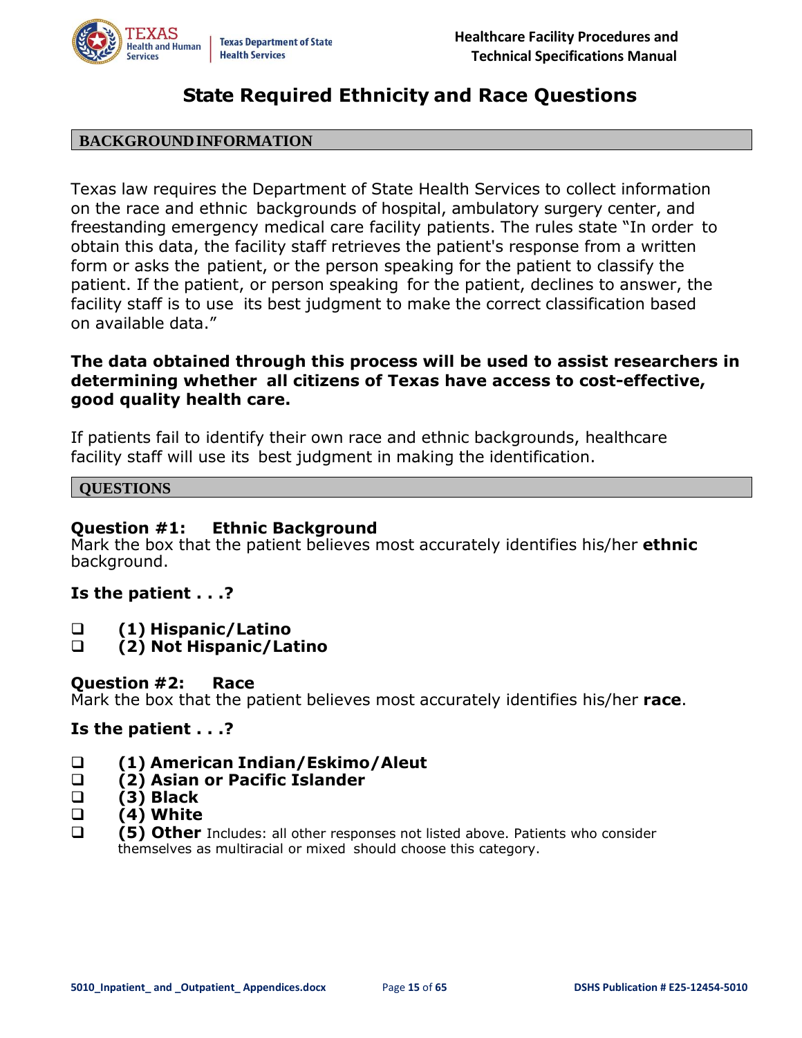# State Required Ethnicity and Race Questions

## BACKGROUND INFORMATION

Texas law requires the Department of State Health Services to collect information on the race and ethnic backgrounds of hospital, ambulatory surgery center, and freestanding emergency medical care facility patients. The rules state "In order to obtain this data, the facility staff retrieves the patient's response from a written form or asks the patient, or the person speaking for the patient to classify the patient. If the patient, or person speaking for the patient, declines to answer, the facility staff is to use its best judgment to make the correct classification based on available data."

**The data obtained through this process will be used to assist researchers in determining whether all citizens of Texas have access to cost-effective, good quality health care.**

If patients fail to identify their own race and ethnic backgrounds, healthcare facility staff will use its best judgment in making the identification.

## QUESTIONS

### Question #1: Ethnic Background

Mark the box that the patient believes most accurately identifies his/her **ethnic** background.

**Is the patient . . .?**

- ❑ **(1) Hispanic/Latino**
- ❑ **(2) Not Hispanic/Latino**

### Question #2: Race

Mark the box that the patient believes most accurately identifies his/her **race**.

**Is the patient . . .?**

- ❑ **(1) American Indian/Eskimo/Aleut**
- ❑ **(2) Asian or Pacific Islander**
- ❑ **(3) Black**
- ❑ **(4) White**
- ❑ **(5) Other** Includes: all other responses not listed above. Patients who consider themselves as multiracial or mixed should choose this category.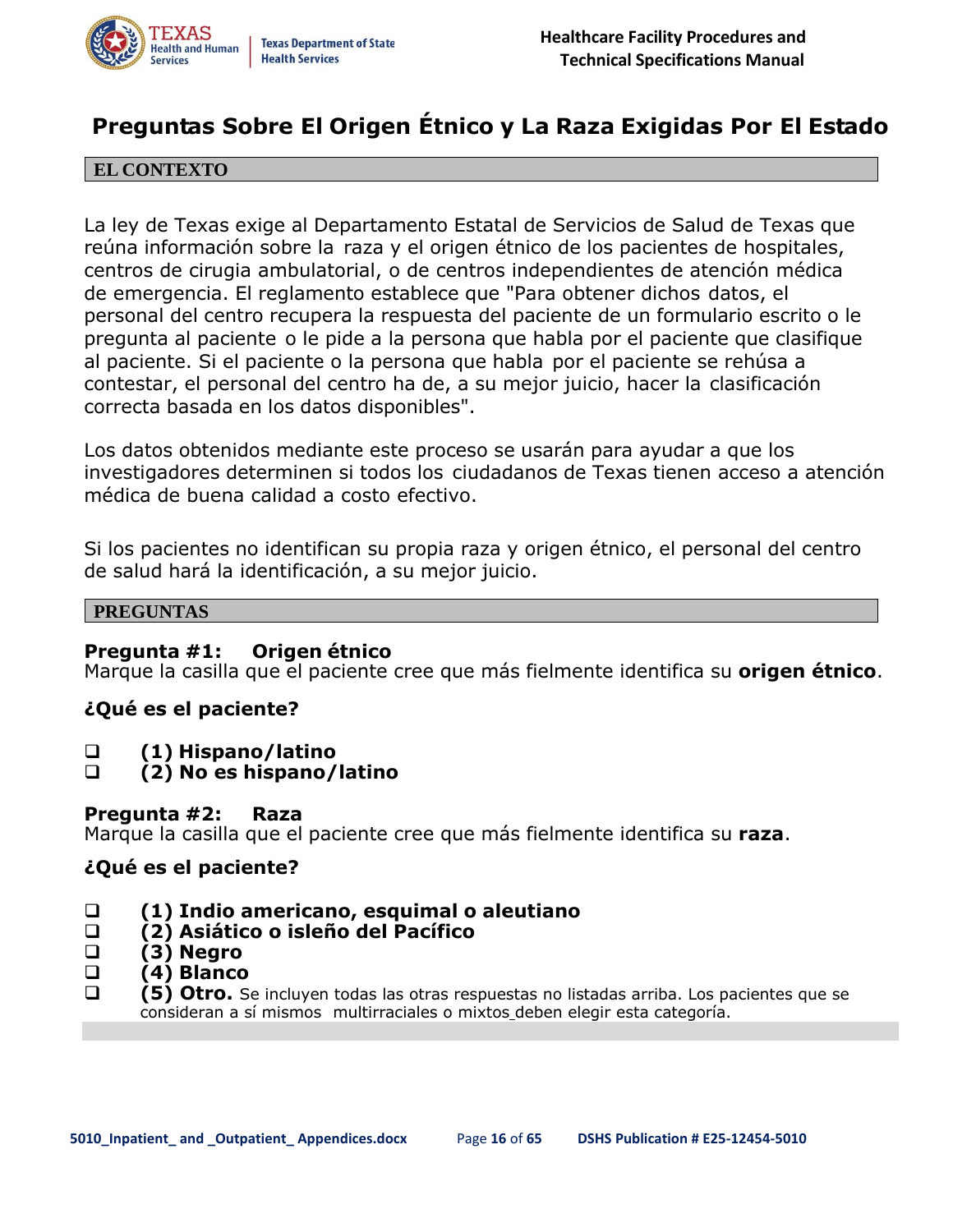# Preguntas Sobre El Origen Étnico y La Raza Exigidas Por El Estado

## EL CONTEXTO

La ley de Texas exige al Departamento Estatal de Servicios de Salud de Texas que reúna información sobre la raza y el origen étnico de los pacientes de hospitales, centros de cirugia ambulatorial, o de centros independientes de atención médica de emergencia. El reglamento establece que "Para obtener dichos datos, el personal del centro recupera la respuesta del paciente de un formulario escrito o le pregunta al paciente o le pide a la persona que habla por el paciente que clasifique al paciente. Si el paciente o la persona que habla por el paciente se rehúsa a contestar, el personal del centro ha de, a su mejor juicio, hacer la clasificación correcta basada en los datos disponibles".

Los datos obtenidos mediante este proceso se usarán para ayudar a que los investigadores determinen si todos los ciudadanos de Texas tienen acceso a atención médica de buena calidad a costo efectivo.

Si los pacientes no identifican su propia raza y origen étnico, el personal del centro de salud hará la identificación, a su mejor juicio.

## PREGUNTAS

**Pregunta #1: Origen étnico**
Marque la casilla que el paciente cree que más fielmente identifica su **origen étnico**.

**¿Qué es el paciente?**

- ❑ **(1) Hispano/latino**
- ❑ **(2) No es hispano/latino**

**Pregunta #2: Raza**
Marque la casilla que el paciente cree que más fielmente identifica su **raza**.

**¿Qué es el paciente?**

- ❑ **(1) Indio americano, esquimal o aleutiano**
- ❑ **(2) Asiático o isleño del Pacífico**
- ❑ **(3) Negro**
- ❑ **(4) Blanco**
- ❑ **(5) Otro.** Se incluyen todas las otras respuestas no listadas arriba. Los pacientes que se consideran a sí mismos multirraciales o mixtos deben elegir esta categoría.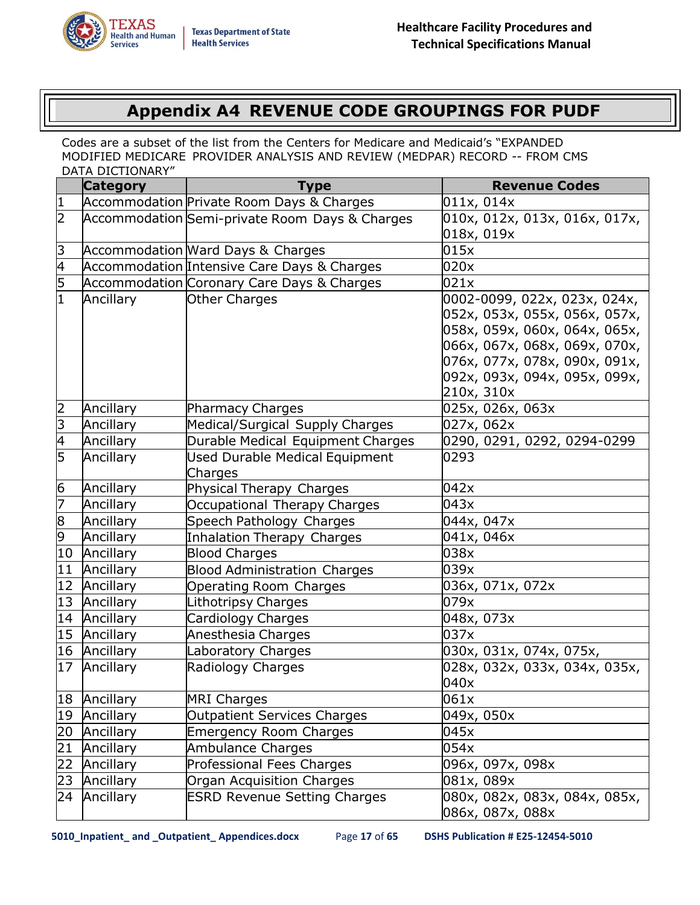# Appendix A4 REVENUE CODE GROUPINGS FOR PUDF

Codes are a subset of the list from the Centers for Medicare and Medicaid's "EXPANDED MODIFIED MEDICARE PROVIDER ANALYSIS AND REVIEW (MEDPAR) RECORD -- FROM CMS DATA DICTIONARY"

| | Category | Type | Revenue Codes |
|---|---|---|---|
| 1 | Accommodation | Private Room Days & Charges | 011x, 014x |
| 2 | Accommodation | Semi-private Room Days & Charges | 010x, 012x, 013x, 016x, 017x, 018x, 019x |
| 3 | Accommodation | Ward Days & Charges | 015x |
| 4 | Accommodation | Intensive Care Days & Charges | 020x |
| 5 | Accommodation | Coronary Care Days & Charges | 021x |
| 1 | Ancillary | Other Charges | 0002-0099, 022x, 023x, 024x, 052x, 053x, 055x, 056x, 057x, 058x, 059x, 060x, 064x, 065x, 066x, 067x, 068x, 069x, 070x, 076x, 077x, 078x, 090x, 091x, 092x, 093x, 094x, 095x, 099x, 210x, 310x |
| 2 | Ancillary | Pharmacy Charges | 025x, 026x, 063x |
| 3 | Ancillary | Medical/Surgical Supply Charges | 027x, 062x |
| 4 | Ancillary | Durable Medical Equipment Charges | 0290, 0291, 0292, 0294-0299 |
| 5 | Ancillary | Used Durable Medical Equipment Charges | 0293 |
| 6 | Ancillary | Physical Therapy Charges | 042x |
| 7 | Ancillary | Occupational Therapy Charges | 043x |
| 8 | Ancillary | Speech Pathology Charges | 044x, 047x |
| 9 | Ancillary | Inhalation Therapy Charges | 041x, 046x |
| 10 | Ancillary | Blood Charges | 038x |
| 11 | Ancillary | Blood Administration Charges | 039x |
| 12 | Ancillary | Operating Room Charges | 036x, 071x, 072x |
| 13 | Ancillary | Lithotripsy Charges | 079x |
| 14 | Ancillary | Cardiology Charges | 048x, 073x |
| 15 | Ancillary | Anesthesia Charges | 037x |
| 16 | Ancillary | Laboratory Charges | 030x, 031x, 074x, 075x, |
| 17 | Ancillary | Radiology Charges | 028x, 032x, 033x, 034x, 035x, 040x |
| 18 | Ancillary | MRI Charges | 061x |
| 19 | Ancillary | Outpatient Services Charges | 049x, 050x |
| 20 | Ancillary | Emergency Room Charges | 045x |
| 21 | Ancillary | Ambulance Charges | 054x |
| 22 | Ancillary | Professional Fees Charges | 096x, 097x, 098x |
| 23 | Ancillary | Organ Acquisition Charges | 081x, 089x |
| 24 | Ancillary | ESRD Revenue Setting Charges | 080x, 082x, 083x, 084x, 085x, 086x, 087x, 088x |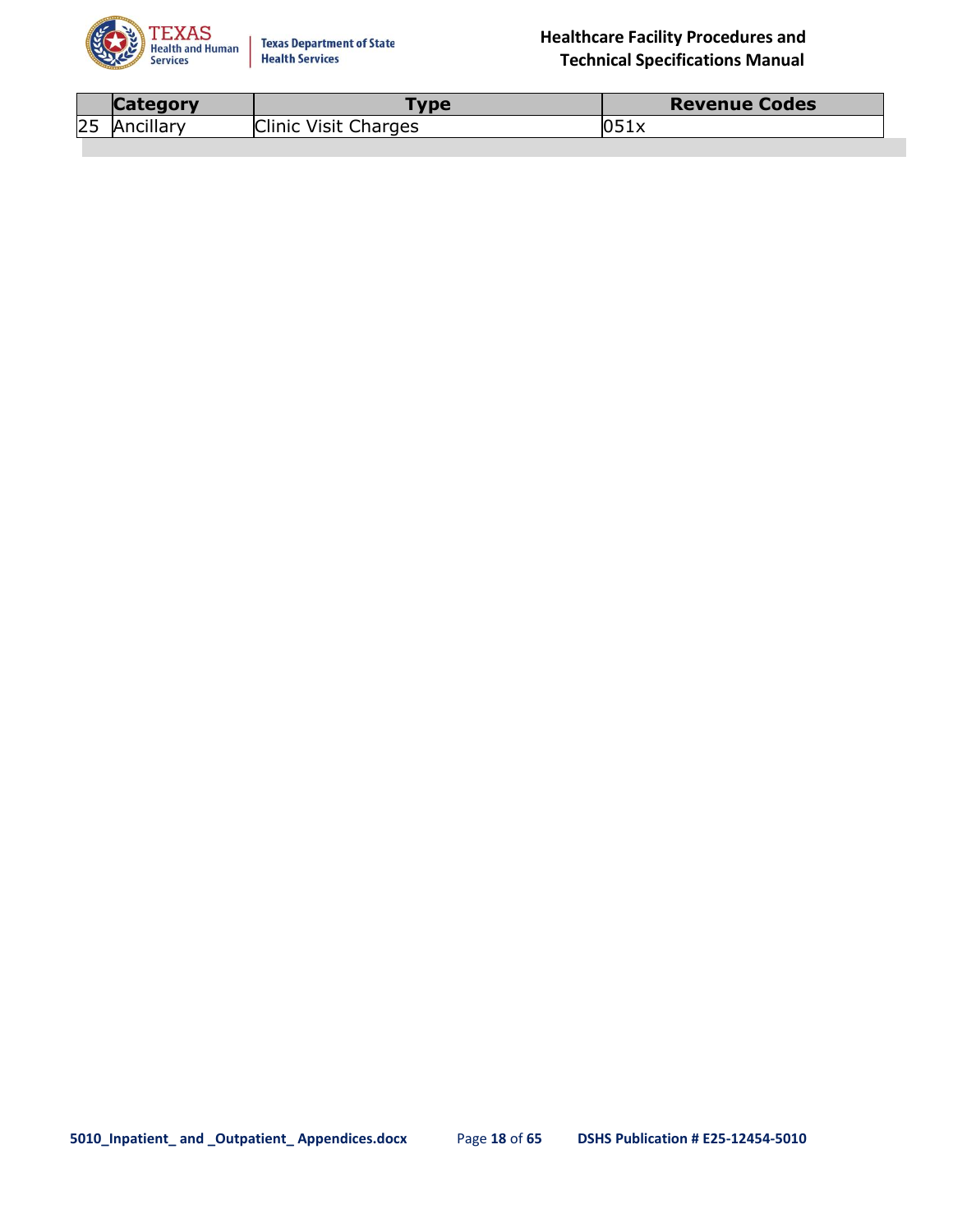| | Category | Type | Revenue Codes |
|---|---|---|---|
| 25 | Ancillary | Clinic Visit Charges | 051x |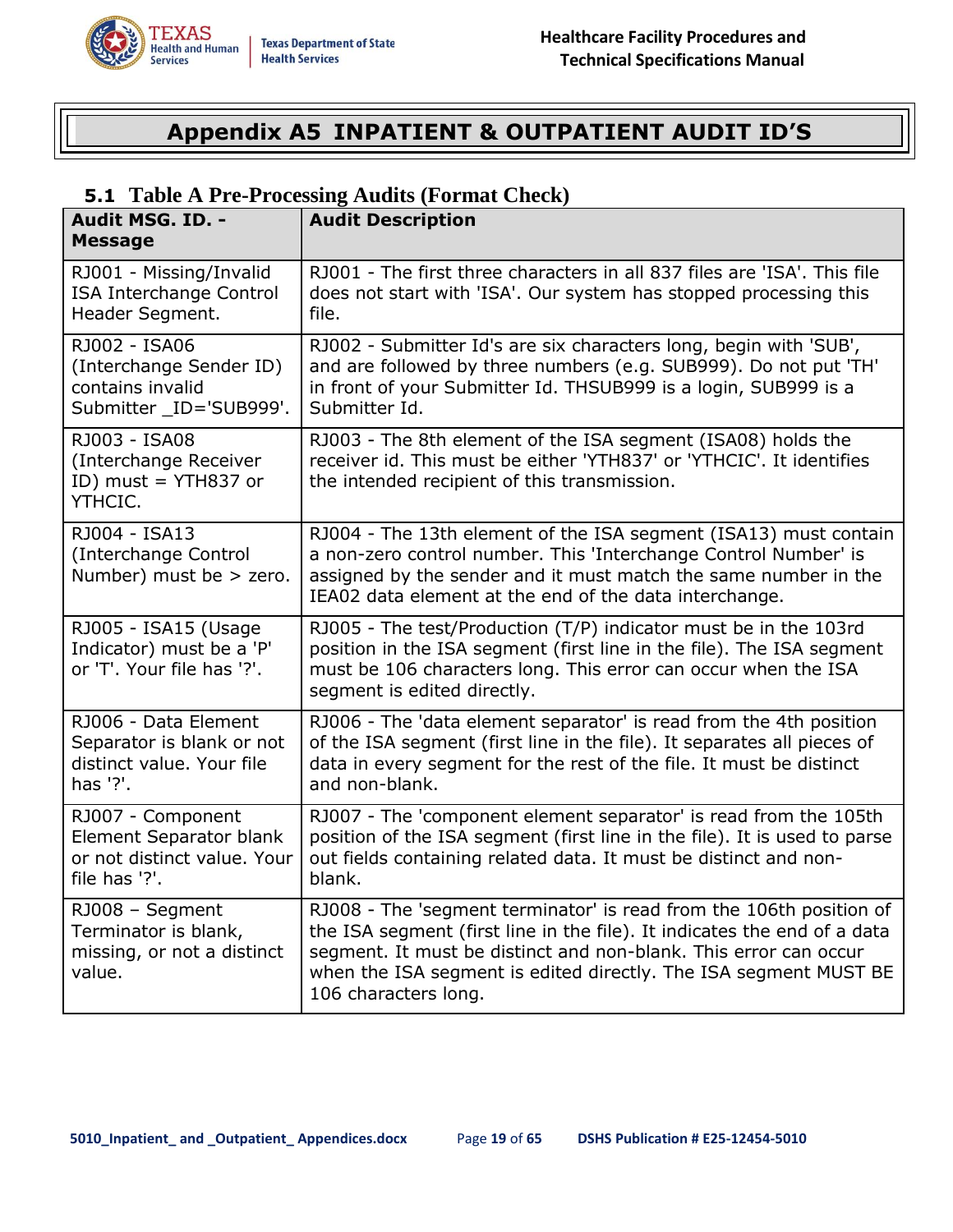# Appendix A5 INPATIENT & OUTPATIENT AUDIT ID'S

## 5.1 Table A Pre-Processing Audits (Format Check)

| Audit MSG. ID. - Message | Audit Description |
|---|---|
| RJ001 - Missing/Invalid ISA Interchange Control Header Segment. | RJ001 - The first three characters in all 837 files are 'ISA'. This file does not start with 'ISA'. Our system has stopped processing this file. |
| RJ002 - ISA06 (Interchange Sender ID) contains invalid Submitter _ID='SUB999'. | RJ002 - Submitter Id's are six characters long, begin with 'SUB', and are followed by three numbers (e.g. SUB999). Do not put 'TH' in front of your Submitter Id. THSUB999 is a login, SUB999 is a Submitter Id. |
| RJ003 - ISA08 (Interchange Receiver ID) must = YTH837 or YTHCIC. | RJ003 - The 8th element of the ISA segment (ISA08) holds the receiver id. This must be either 'YTH837' or 'YTHCIC'. It identifies the intended recipient of this transmission. |
| RJ004 - ISA13 (Interchange Control Number) must be > zero. | RJ004 - The 13th element of the ISA segment (ISA13) must contain a non-zero control number. This 'Interchange Control Number' is assigned by the sender and it must match the same number in the IEA02 data element at the end of the data interchange. |
| RJ005 - ISA15 (Usage Indicator) must be a 'P' or 'T'. Your file has '?'. | RJ005 - The test/Production (T/P) indicator must be in the 103rd position in the ISA segment (first line in the file). The ISA segment must be 106 characters long. This error can occur when the ISA segment is edited directly. |
| RJ006 - Data Element Separator is blank or not distinct value. Your file has '?'. | RJ006 - The 'data element separator' is read from the 4th position of the ISA segment (first line in the file). It separates all pieces of data in every segment for the rest of the file. It must be distinct and non-blank. |
| RJ007 - Component Element Separator blank or not distinct value. Your file has '?'. | RJ007 - The 'component element separator' is read from the 105th position of the ISA segment (first line in the file). It is used to parse out fields containing related data. It must be distinct and non-blank. |
| RJ008 – Segment Terminator is blank, missing, or not a distinct value. | RJ008 - The 'segment terminator' is read from the 106th position of the ISA segment (first line in the file). It indicates the end of a data segment. It must be distinct and non-blank. This error can occur when the ISA segment is edited directly. The ISA segment MUST BE 106 characters long. |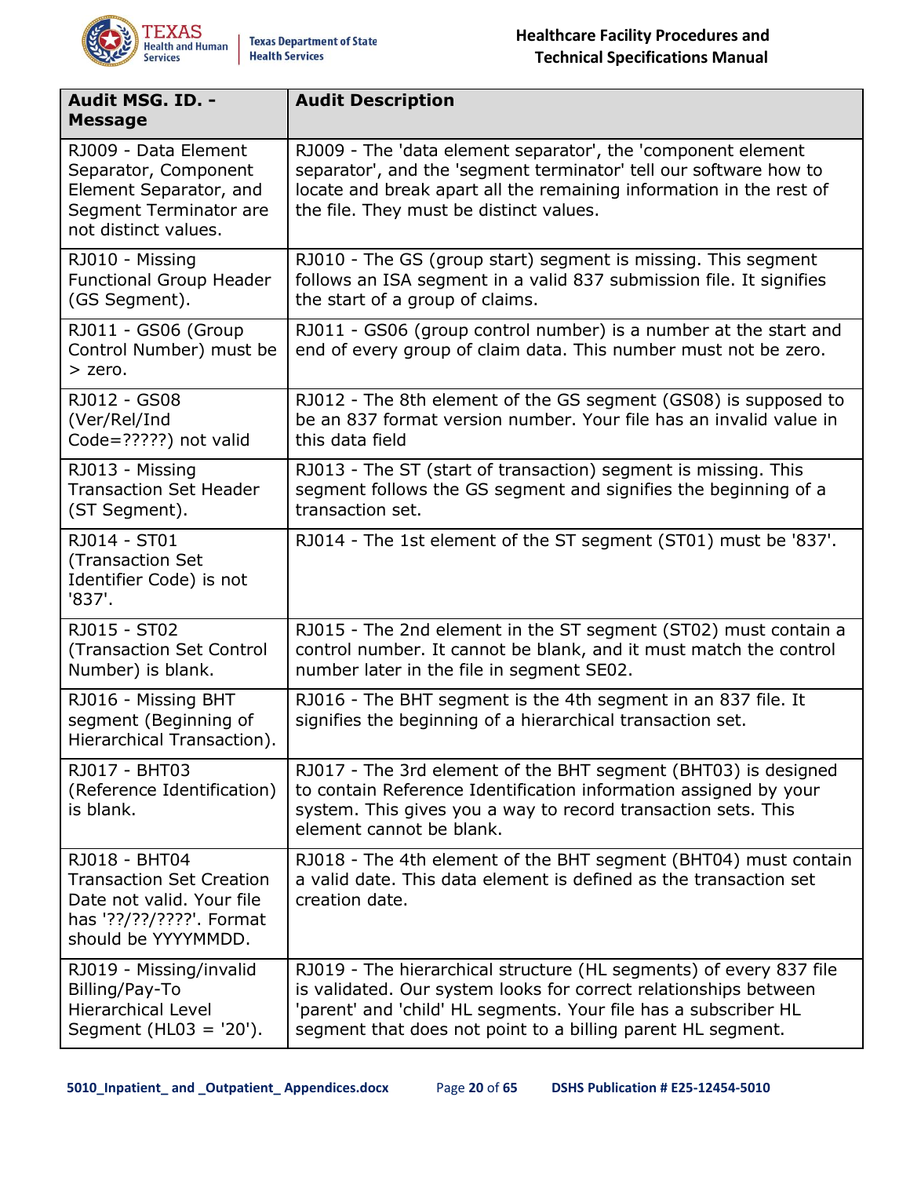| Audit MSG. ID. - Message | Audit Description |
|---|---|
| RJ009 - Data Element Separator, Component Element Separator, and Segment Terminator are not distinct values. | RJ009 - The 'data element separator', the 'component element separator', and the 'segment terminator' tell our software how to locate and break apart all the remaining information in the rest of the file. They must be distinct values. |
| RJ010 - Missing Functional Group Header (GS Segment). | RJ010 - The GS (group start) segment is missing. This segment follows an ISA segment in a valid 837 submission file. It signifies the start of a group of claims. |
| RJ011 - GS06 (Group Control Number) must be > zero. | RJ011 - GS06 (group control number) is a number at the start and end of every group of claim data. This number must not be zero. |
| RJ012 - GS08 (Ver/Rel/Ind Code=?????) not valid | RJ012 - The 8th element of the GS segment (GS08) is supposed to be an 837 format version number. Your file has an invalid value in this data field |
| RJ013 - Missing Transaction Set Header (ST Segment). | RJ013 - The ST (start of transaction) segment is missing. This segment follows the GS segment and signifies the beginning of a transaction set. |
| RJ014 - ST01 (Transaction Set Identifier Code) is not '837'. | RJ014 - The 1st element of the ST segment (ST01) must be '837'. |
| RJ015 - ST02 (Transaction Set Control Number) is blank. | RJ015 - The 2nd element in the ST segment (ST02) must contain a control number. It cannot be blank, and it must match the control number later in the file in segment SE02. |
| RJ016 - Missing BHT segment (Beginning of Hierarchical Transaction). | RJ016 - The BHT segment is the 4th segment in an 837 file. It signifies the beginning of a hierarchical transaction set. |
| RJ017 - BHT03 (Reference Identification) is blank. | RJ017 - The 3rd element of the BHT segment (BHT03) is designed to contain Reference Identification information assigned by your system. This gives you a way to record transaction sets. This element cannot be blank. |
| RJ018 - BHT04 Transaction Set Creation Date not valid. Your file has '??/??/????'. Format should be YYYYMMDD. | RJ018 - The 4th element of the BHT segment (BHT04) must contain a valid date. This data element is defined as the transaction set creation date. |
| RJ019 - Missing/invalid Billing/Pay-To Hierarchical Level Segment (HL03 = '20'). | RJ019 - The hierarchical structure (HL segments) of every 837 file is validated. Our system looks for correct relationships between 'parent' and 'child' HL segments. Your file has a subscriber HL segment that does not point to a billing parent HL segment. |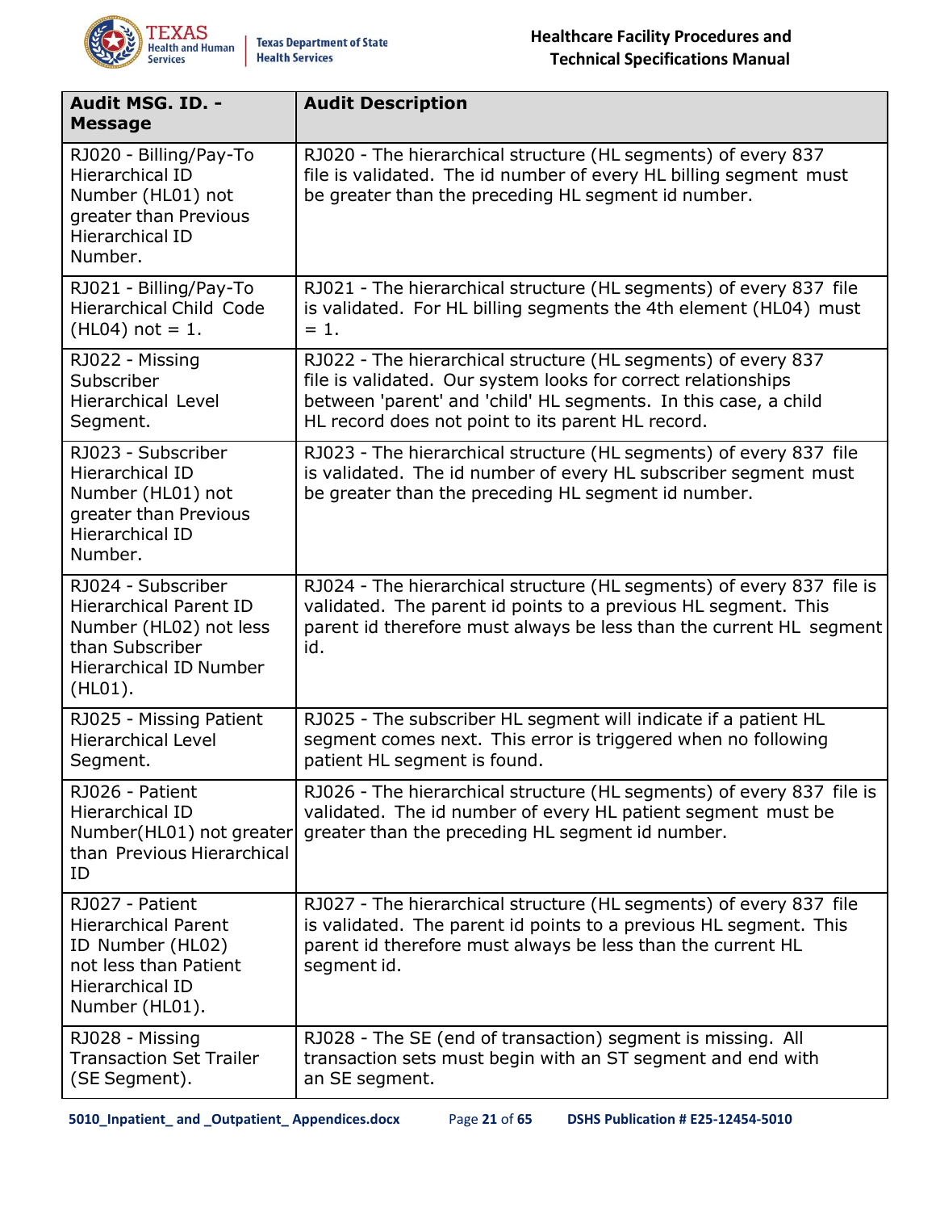| Audit MSG. ID. - Message | Audit Description |
|---|---|
| RJ020 - Billing/Pay-To Hierarchical ID Number (HL01) not greater than Previous Hierarchical ID Number. | RJ020 - The hierarchical structure (HL segments) of every 837 file is validated. The id number of every HL billing segment must be greater than the preceding HL segment id number. |
| RJ021 - Billing/Pay-To Hierarchical Child Code (HL04) not = 1. | RJ021 - The hierarchical structure (HL segments) of every 837 file is validated. For HL billing segments the 4th element (HL04) must = 1. |
| RJ022 - Missing Subscriber Hierarchical Level Segment. | RJ022 - The hierarchical structure (HL segments) of every 837 file is validated. Our system looks for correct relationships between 'parent' and 'child' HL segments. In this case, a child HL record does not point to its parent HL record. |
| RJ023 - Subscriber Hierarchical ID Number (HL01) not greater than Previous Hierarchical ID Number. | RJ023 - The hierarchical structure (HL segments) of every 837 file is validated. The id number of every HL subscriber segment must be greater than the preceding HL segment id number. |
| RJ024 - Subscriber Hierarchical Parent ID Number (HL02) not less than Subscriber Hierarchical ID Number (HL01). | RJ024 - The hierarchical structure (HL segments) of every 837 file is validated. The parent id points to a previous HL segment. This parent id therefore must always be less than the current HL segment id. |
| RJ025 - Missing Patient Hierarchical Level Segment. | RJ025 - The subscriber HL segment will indicate if a patient HL segment comes next. This error is triggered when no following patient HL segment is found. |
| RJ026 - Patient Hierarchical ID Number(HL01) not greater than Previous Hierarchical ID | RJ026 - The hierarchical structure (HL segments) of every 837 file is validated. The id number of every HL patient segment must be greater than the preceding HL segment id number. |
| RJ027 - Patient Hierarchical Parent ID Number (HL02) not less than Patient Hierarchical ID Number (HL01). | RJ027 - The hierarchical structure (HL segments) of every 837 file is validated. The parent id points to a previous HL segment. This parent id therefore must always be less than the current HL segment id. |
| RJ028 - Missing Transaction Set Trailer (SE Segment). | RJ028 - The SE (end of transaction) segment is missing. All transaction sets must begin with an ST segment and end with an SE segment. |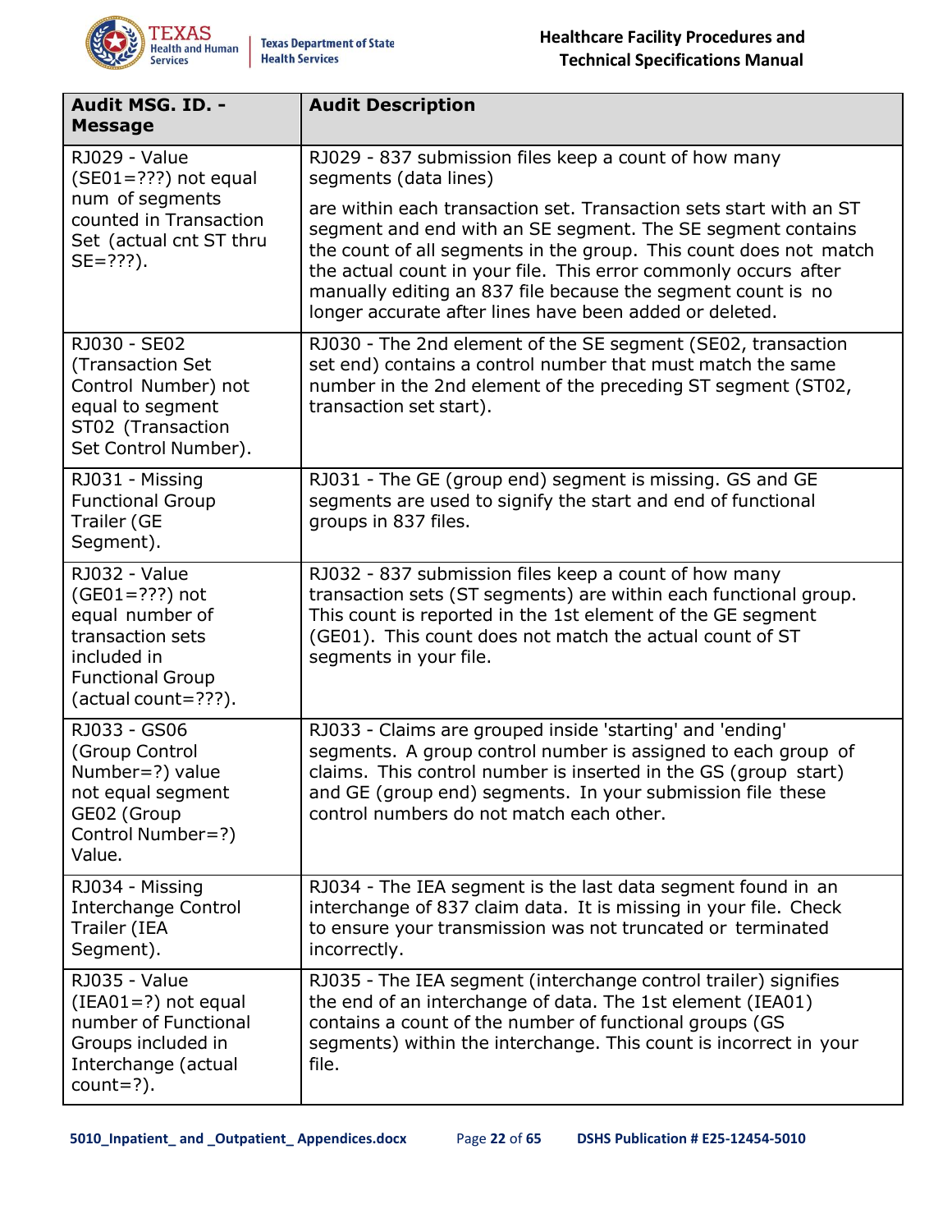| Audit MSG. ID. - Message | Audit Description |
|---|---|
| RJ029 - Value (SE01=???) not equal num of segments counted in Transaction Set (actual cnt ST thru SE=???). | RJ029 - 837 submission files keep a count of how many segments (data lines) are within each transaction set. Transaction sets start with an ST segment and end with an SE segment. The SE segment contains the count of all segments in the group. This count does not match the actual count in your file. This error commonly occurs after manually editing an 837 file because the segment count is no longer accurate after lines have been added or deleted. |
| RJ030 - SE02 (Transaction Set Control Number) not equal to segment ST02 (Transaction Set Control Number). | RJ030 - The 2nd element of the SE segment (SE02, transaction set end) contains a control number that must match the same number in the 2nd element of the preceding ST segment (ST02, transaction set start). |
| RJ031 - Missing Functional Group Trailer (GE Segment). | RJ031 - The GE (group end) segment is missing. GS and GE segments are used to signify the start and end of functional groups in 837 files. |
| RJ032 - Value (GE01=???) not equal number of transaction sets included in Functional Group (actual count=???). | RJ032 - 837 submission files keep a count of how many transaction sets (ST segments) are within each functional group. This count is reported in the 1st element of the GE segment (GE01). This count does not match the actual count of ST segments in your file. |
| RJ033 - GS06 (Group Control Number=?) value not equal segment GE02 (Group Control Number=?) Value. | RJ033 - Claims are grouped inside 'starting' and 'ending' segments. A group control number is assigned to each group of claims. This control number is inserted in the GS (group start) and GE (group end) segments. In your submission file these control numbers do not match each other. |
| RJ034 - Missing Interchange Control Trailer (IEA Segment). | RJ034 - The IEA segment is the last data segment found in an interchange of 837 claim data. It is missing in your file. Check to ensure your transmission was not truncated or terminated incorrectly. |
| RJ035 - Value (IEA01=?) not equal number of Functional Groups included in Interchange (actual count=?). | RJ035 - The IEA segment (interchange control trailer) signifies the end of an interchange of data. The 1st element (IEA01) contains a count of the number of functional groups (GS segments) within the interchange. This count is incorrect in your file. |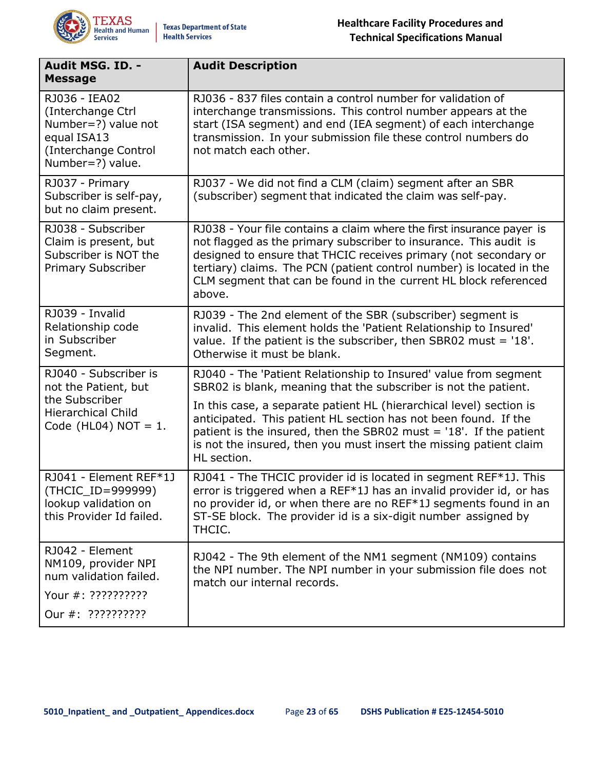| Audit MSG. ID. - Message | Audit Description |
|---|---|
| RJ036 - IEA02 (Interchange Ctrl Number=?) value not equal ISA13 (Interchange Control Number=?) value. | RJ036 - 837 files contain a control number for validation of interchange transmissions. This control number appears at the start (ISA segment) and end (IEA segment) of each interchange transmission. In your submission file these control numbers do not match each other. |
| RJ037 - Primary Subscriber is self-pay, but no claim present. | RJ037 - We did not find a CLM (claim) segment after an SBR (subscriber) segment that indicated the claim was self-pay. |
| RJ038 - Subscriber Claim is present, but Subscriber is NOT the Primary Subscriber | RJ038 - Your file contains a claim where the first insurance payer is not flagged as the primary subscriber to insurance. This audit is designed to ensure that THCIC receives primary (not secondary or tertiary) claims. The PCN (patient control number) is located in the CLM segment that can be found in the current HL block referenced above. |
| RJ039 - Invalid Relationship code in Subscriber Segment. | RJ039 - The 2nd element of the SBR (subscriber) segment is invalid. This element holds the 'Patient Relationship to Insured' value. If the patient is the subscriber, then SBR02 must = '18'. Otherwise it must be blank. |
| RJ040 - Subscriber is not the Patient, but the Subscriber Hierarchical Child Code (HL04) NOT = 1. | RJ040 - The 'Patient Relationship to Insured' value from segment SBR02 is blank, meaning that the subscriber is not the patient.<br><br>In this case, a separate patient HL (hierarchical level) section is anticipated. This patient HL section has not been found. If the patient is the insured, then the SBR02 must = '18'. If the patient is not the insured, then you must insert the missing patient claim HL section. |
| RJ041 - Element REF*1J (THCIC_ID=999999) lookup validation on this Provider Id failed. | RJ041 - The THCIC provider id is located in segment REF*1J. This error is triggered when a REF*1J has an invalid provider id, or has no provider id, or when there are no REF*1J segments found in an ST-SE block. The provider id is a six-digit number assigned by THCIC. |
| RJ042 - Element NM109, provider NPI num validation failed.<br><br>Your #: ??????????<br><br>Our #: ?????????? | RJ042 - The 9th element of the NM1 segment (NM109) contains the NPI number. The NPI number in your submission file does not match our internal records. |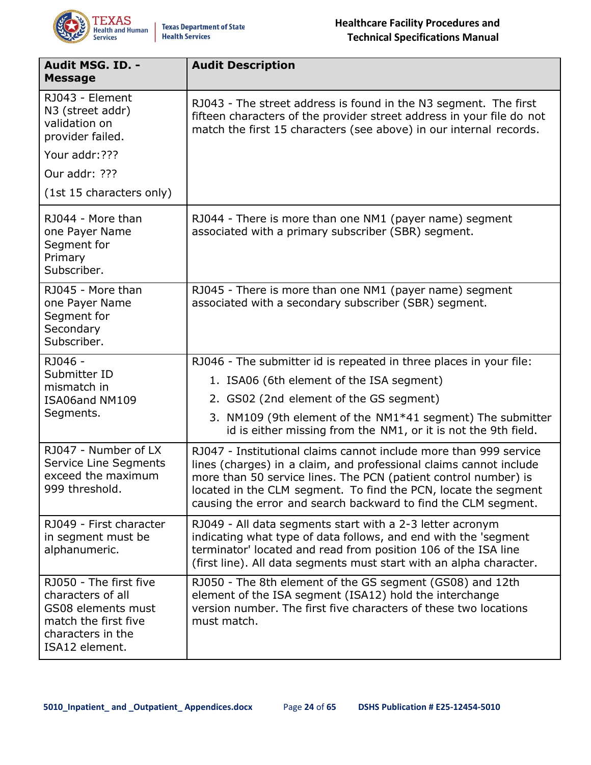| Audit MSG. ID. - Message | Audit Description |
|---|---|
| RJ043 - Element N3 (street addr) validation on provider failed.<br>Your addr:???<br>Our addr: ???<br>(1st 15 characters only) | RJ043 - The street address is found in the N3 segment. The first fifteen characters of the provider street address in your file do not match the first 15 characters (see above) in our internal records. |
| RJ044 - More than one Payer Name Segment for Primary Subscriber. | RJ044 - There is more than one NM1 (payer name) segment associated with a primary subscriber (SBR) segment. |
| RJ045 - More than one Payer Name Segment for Secondary Subscriber. | RJ045 - There is more than one NM1 (payer name) segment associated with a secondary subscriber (SBR) segment. |
| RJ046 - Submitter ID mismatch in ISA06and NM109 Segments. | RJ046 - The submitter id is repeated in three places in your file:<br>1. ISA06 (6th element of the ISA segment)<br>2. GS02 (2nd element of the GS segment)<br>3. NM109 (9th element of the NM1*41 segment) The submitter id is either missing from the NM1, or it is not the 9th field. |
| RJ047 - Number of LX Service Line Segments exceed the maximum 999 threshold. | RJ047 - Institutional claims cannot include more than 999 service lines (charges) in a claim, and professional claims cannot include more than 50 service lines. The PCN (patient control number) is located in the CLM segment. To find the PCN, locate the segment causing the error and search backward to find the CLM segment. |
| RJ049 - First character in segment must be alphanumeric. | RJ049 - All data segments start with a 2-3 letter acronym indicating what type of data follows, and end with the 'segment terminator' located and read from position 106 of the ISA line (first line). All data segments must start with an alpha character. |
| RJ050 - The first five characters of all GS08 elements must match the first five characters in the ISA12 element. | RJ050 - The 8th element of the GS segment (GS08) and 12th element of the ISA segment (ISA12) hold the interchange version number. The first five characters of these two locations must match. |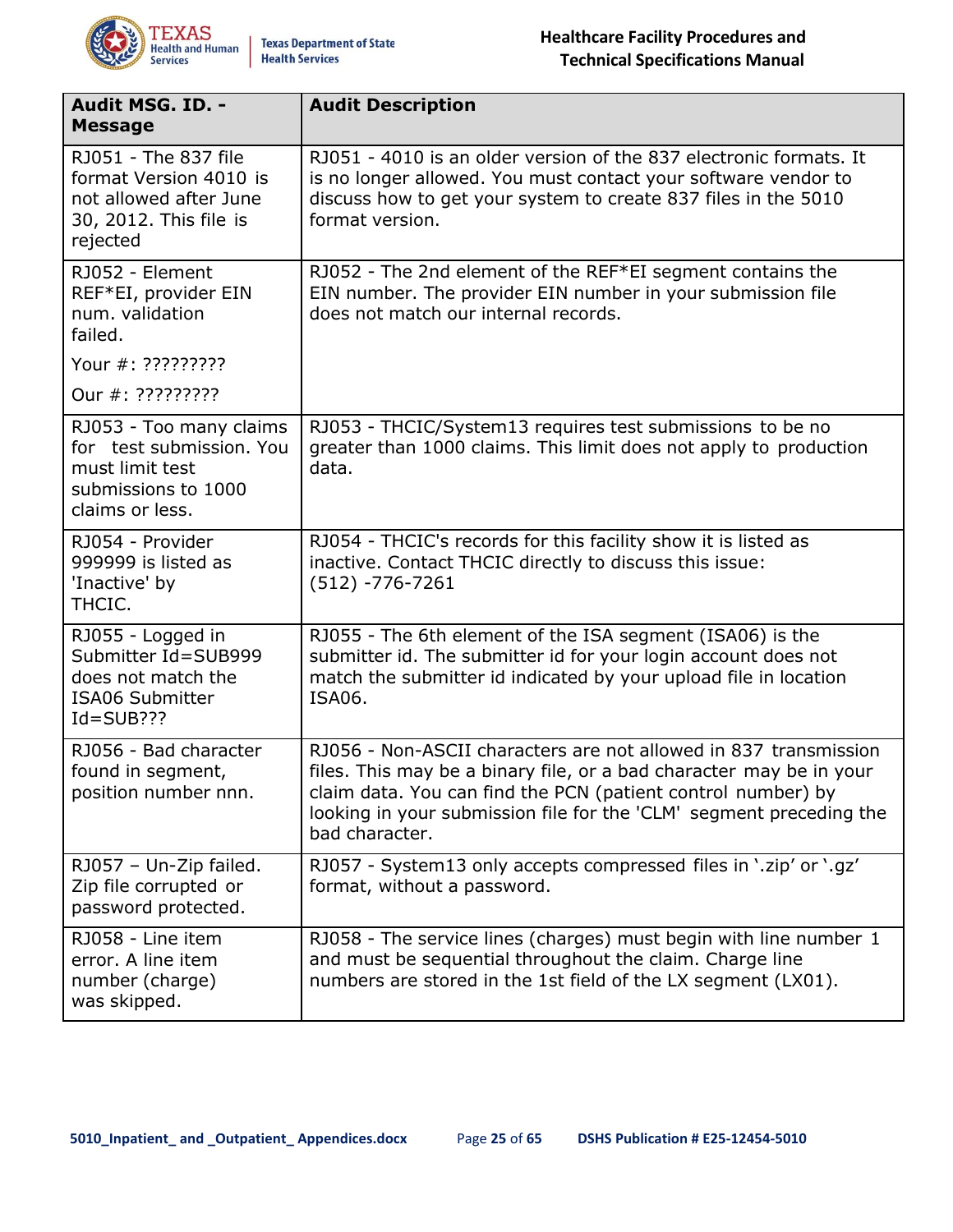| Audit MSG. ID. - Message | Audit Description |
|---|---|
| RJ051 - The 837 file format Version 4010 is not allowed after June 30, 2012. This file is rejected | RJ051 - 4010 is an older version of the 837 electronic formats. It is no longer allowed. You must contact your software vendor to discuss how to get your system to create 837 files in the 5010 format version. |
| RJ052 - Element REF*EI, provider EIN num. validation failed. Your #: ????????? Our #: ????????? | RJ052 - The 2nd element of the REF*EI segment contains the EIN number. The provider EIN number in your submission file does not match our internal records. |
| RJ053 - Too many claims for test submission. You must limit test submissions to 1000 claims or less. | RJ053 - THCIC/System13 requires test submissions to be no greater than 1000 claims. This limit does not apply to production data. |
| RJ054 - Provider 999999 is listed as 'Inactive' by THCIC. | RJ054 - THCIC's records for this facility show it is listed as inactive. Contact THCIC directly to discuss this issue: (512) -776-7261 |
| RJ055 - Logged in Submitter Id=SUB999 does not match the ISA06 Submitter Id=SUB??? | RJ055 - The 6th element of the ISA segment (ISA06) is the submitter id. The submitter id for your login account does not match the submitter id indicated by your upload file in location ISA06. |
| RJ056 - Bad character found in segment, position number nnn. | RJ056 - Non-ASCII characters are not allowed in 837 transmission files. This may be a binary file, or a bad character may be in your claim data. You can find the PCN (patient control number) by looking in your submission file for the 'CLM' segment preceding the bad character. |
| RJ057 – Un-Zip failed. Zip file corrupted or password protected. | RJ057 - System13 only accepts compressed files in '.zip' or '.gz' format, without a password. |
| RJ058 - Line item error. A line item number (charge) was skipped. | RJ058 - The service lines (charges) must begin with line number 1 and must be sequential throughout the claim. Charge line numbers are stored in the 1st field of the LX segment (LX01). |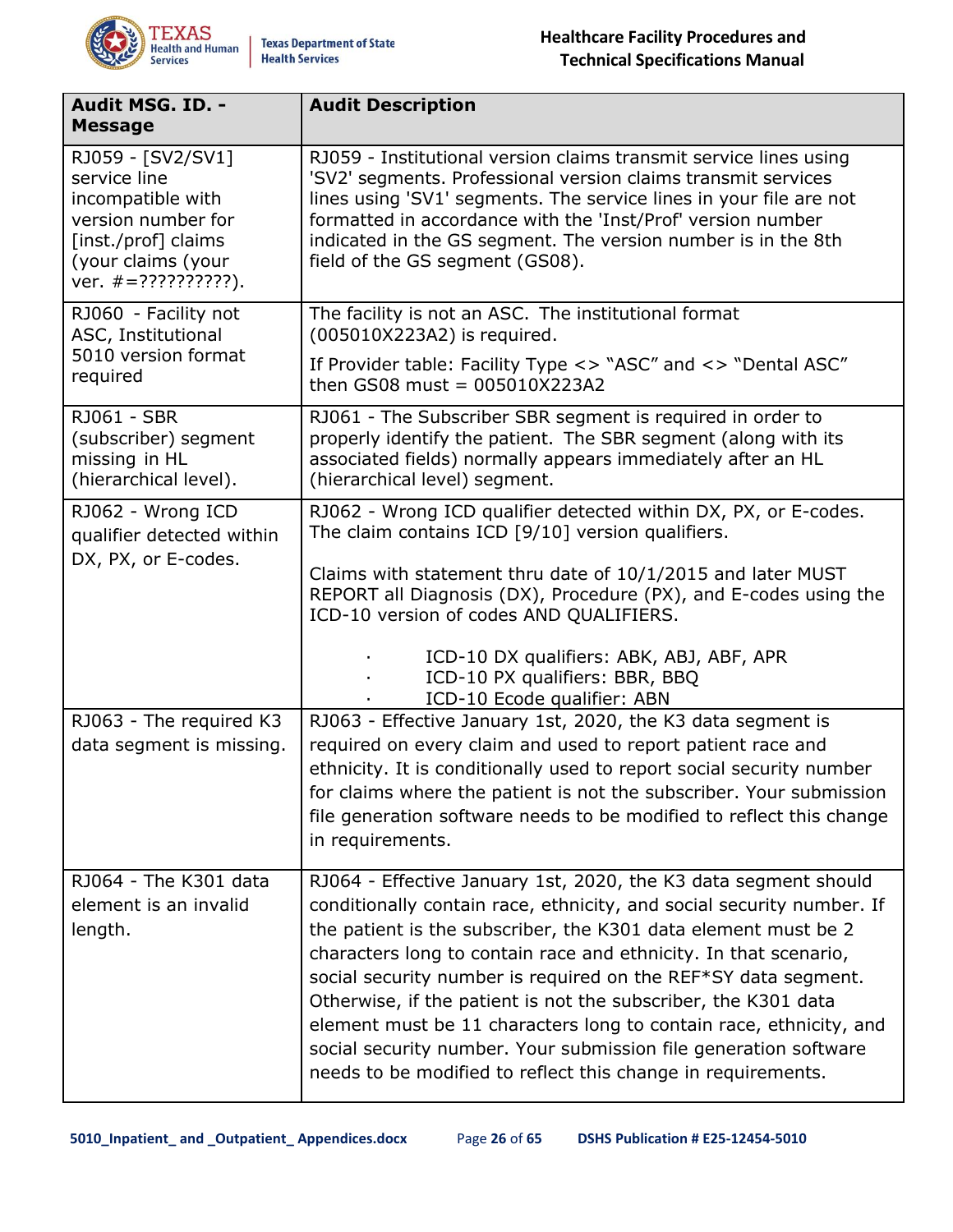| Audit MSG. ID. - Message | Audit Description |
|---|---|
| RJ059 - [SV2/SV1] service line incompatible with version number for [inst./prof] claims (your claims (your ver. #=??????????). | RJ059 - Institutional version claims transmit service lines using 'SV2' segments. Professional version claims transmit services lines using 'SV1' segments. The service lines in your file are not formatted in accordance with the 'Inst/Prof' version number indicated in the GS segment. The version number is in the 8th field of the GS segment (GS08). |
| RJ060 - Facility not ASC, Institutional 5010 version format required | The facility is not an ASC. The institutional format (005010X223A2) is required.<br><br>If Provider table: Facility Type <> "ASC" and <> "Dental ASC" then GS08 must = 005010X223A2 |
| RJ061 - SBR (subscriber) segment missing in HL (hierarchical level). | RJ061 - The Subscriber SBR segment is required in order to properly identify the patient. The SBR segment (along with its associated fields) normally appears immediately after an HL (hierarchical level) segment. |
| RJ062 - Wrong ICD qualifier detected within DX, PX, or E-codes. | RJ062 - Wrong ICD qualifier detected within DX, PX, or E-codes. The claim contains ICD [9/10] version qualifiers.<br><br>Claims with statement thru date of 10/1/2015 and later MUST REPORT all Diagnosis (DX), Procedure (PX), and E-codes using the ICD-10 version of codes AND QUALIFIERS.<br><br>· ICD-10 DX qualifiers: ABK, ABJ, ABF, APR<br>· ICD-10 PX qualifiers: BBR, BBQ<br>· ICD-10 Ecode qualifier: ABN |
| RJ063 - The required K3 data segment is missing. | RJ063 - Effective January 1st, 2020, the K3 data segment is required on every claim and used to report patient race and ethnicity. It is conditionally used to report social security number for claims where the patient is not the subscriber. Your submission file generation software needs to be modified to reflect this change in requirements. |
| RJ064 - The K301 data element is an invalid length. | RJ064 - Effective January 1st, 2020, the K3 data segment should conditionally contain race, ethnicity, and social security number. If the patient is the subscriber, the K301 data element must be 2 characters long to contain race and ethnicity. In that scenario, social security number is required on the REF*SY data segment. Otherwise, if the patient is not the subscriber, the K301 data element must be 11 characters long to contain race, ethnicity, and social security number. Your submission file generation software needs to be modified to reflect this change in requirements. |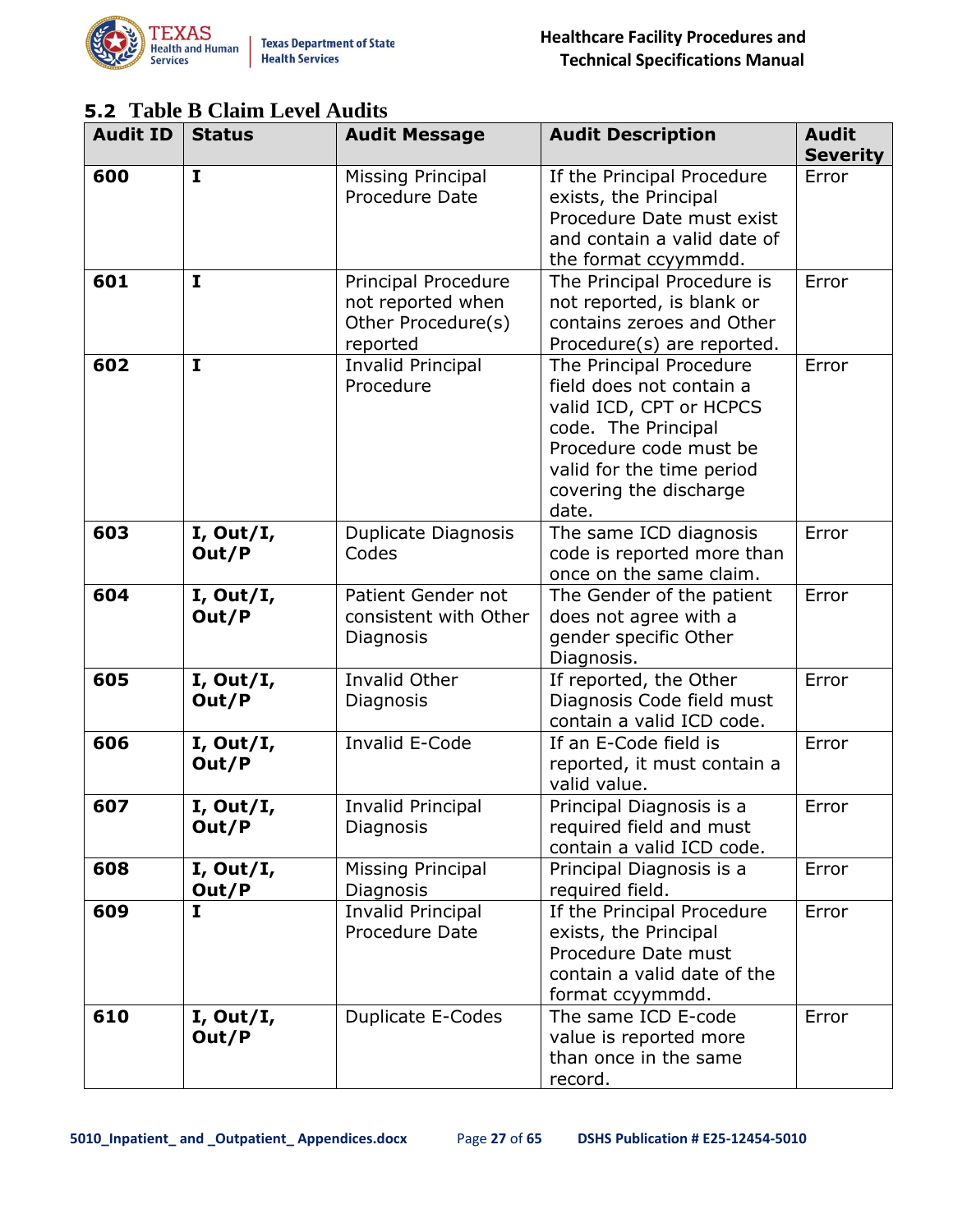## 5.2 Table B Claim Level Audits

| Audit ID | Status | Audit Message | Audit Description | Audit Severity |
|---|---|---|---|---|
| **600** | **I** | Missing Principal Procedure Date | If the Principal Procedure exists, the Principal Procedure Date must exist and contain a valid date of the format ccyymmdd. | Error |
| **601** | **I** | Principal Procedure not reported when Other Procedure(s) reported | The Principal Procedure is not reported, is blank or contains zeroes and Other Procedure(s) are reported. | Error |
| **602** | **I** | Invalid Principal Procedure | The Principal Procedure field does not contain a valid ICD, CPT or HCPCS code. The Principal Procedure code must be valid for the time period covering the discharge date. | Error |
| **603** | **I, Out/I, Out/P** | Duplicate Diagnosis Codes | The same ICD diagnosis code is reported more than once on the same claim. | Error |
| **604** | **I, Out/I, Out/P** | Patient Gender not consistent with Other Diagnosis | The Gender of the patient does not agree with a gender specific Other Diagnosis. | Error |
| **605** | **I, Out/I, Out/P** | Invalid Other Diagnosis | If reported, the Other Diagnosis Code field must contain a valid ICD code. | Error |
| **606** | **I, Out/I, Out/P** | Invalid E-Code | If an E-Code field is reported, it must contain a valid value. | Error |
| **607** | **I, Out/I, Out/P** | Invalid Principal Diagnosis | Principal Diagnosis is a required field and must contain a valid ICD code. | Error |
| **608** | **I, Out/I, Out/P** | Missing Principal Diagnosis | Principal Diagnosis is a required field. | Error |
| **609** | **I** | Invalid Principal Procedure Date | If the Principal Procedure exists, the Principal Procedure Date must contain a valid date of the format ccyymmdd. | Error |
| **610** | **I, Out/I, Out/P** | Duplicate E-Codes | The same ICD E-code value is reported more than once in the same record. | Error |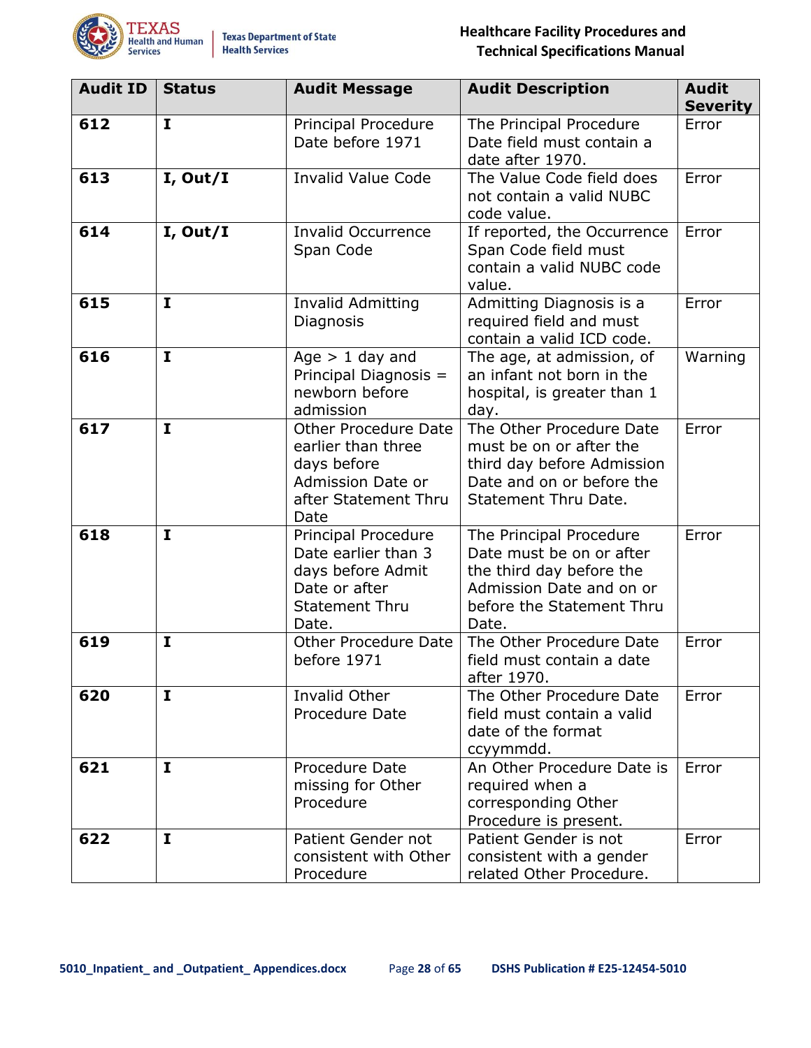| Audit ID | Status | Audit Message | Audit Description | Audit Severity |
|---|---|---|---|---|
| **612** | **I** | Principal Procedure Date before 1971 | The Principal Procedure Date field must contain a date after 1970. | Error |
| **613** | **I, Out/I** | Invalid Value Code | The Value Code field does not contain a valid NUBC code value. | Error |
| **614** | **I, Out/I** | Invalid Occurrence Span Code | If reported, the Occurrence Span Code field must contain a valid NUBC code value. | Error |
| **615** | **I** | Invalid Admitting Diagnosis | Admitting Diagnosis is a required field and must contain a valid ICD code. | Error |
| **616** | **I** | Age > 1 day and Principal Diagnosis = newborn before admission | The age, at admission, of an infant not born in the hospital, is greater than 1 day. | Warning |
| **617** | **I** | Other Procedure Date earlier than three days before Admission Date or after Statement Thru Date | The Other Procedure Date must be on or after the third day before Admission Date and on or before the Statement Thru Date. | Error |
| **618** | **I** | Principal Procedure Date earlier than 3 days before Admit Date or after Statement Thru Date. | The Principal Procedure Date must be on or after the third day before the Admission Date and on or before the Statement Thru Date. | Error |
| **619** | **I** | Other Procedure Date before 1971 | The Other Procedure Date field must contain a date after 1970. | Error |
| **620** | **I** | Invalid Other Procedure Date | The Other Procedure Date field must contain a valid date of the format ccyymmdd. | Error |
| **621** | **I** | Procedure Date missing for Other Procedure | An Other Procedure Date is required when a corresponding Other Procedure is present. | Error |
| **622** | **I** | Patient Gender not consistent with Other Procedure | Patient Gender is not consistent with a gender related Other Procedure. | Error |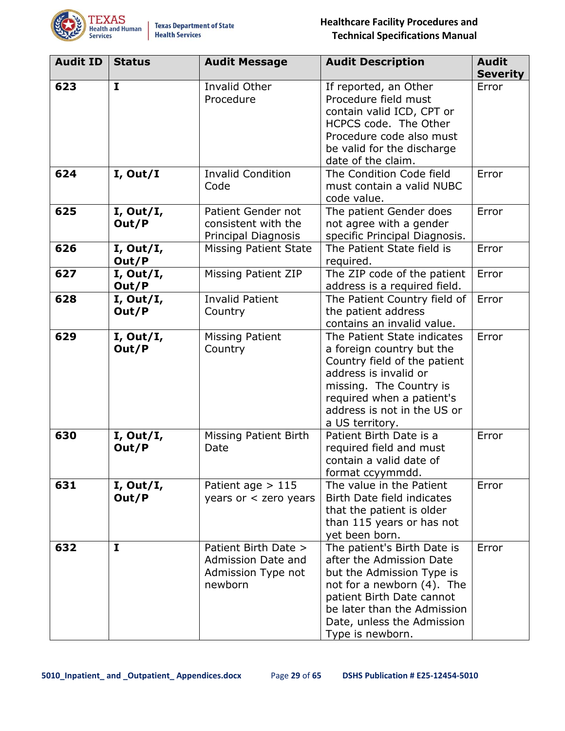| Audit ID | Status | Audit Message | Audit Description | Audit Severity |
| --- | --- | --- | --- | --- |
| **623** | **I** | Invalid Other Procedure | If reported, an Other Procedure field must contain valid ICD, CPT or HCPCS code. The Other Procedure code also must be valid for the discharge date of the claim. | Error |
| **624** | **I, Out/I** | Invalid Condition Code | The Condition Code field must contain a valid NUBC code value. | Error |
| **625** | **I, Out/I, Out/P** | Patient Gender not consistent with the Principal Diagnosis | The patient Gender does not agree with a gender specific Principal Diagnosis. | Error |
| **626** | **I, Out/I, Out/P** | Missing Patient State | The Patient State field is required. | Error |
| **627** | **I, Out/I, Out/P** | Missing Patient ZIP | The ZIP code of the patient address is a required field. | Error |
| **628** | **I, Out/I, Out/P** | Invalid Patient Country | The Patient Country field of the patient address contains an invalid value. | Error |
| **629** | **I, Out/I, Out/P** | Missing Patient Country | The Patient State indicates a foreign country but the Country field of the patient address is invalid or missing. The Country is required when a patient's address is not in the US or a US territory. | Error |
| **630** | **I, Out/I, Out/P** | Missing Patient Birth Date | Patient Birth Date is a required field and must contain a valid date of format ccyymmdd. | Error |
| **631** | **I, Out/I, Out/P** | Patient age > 115 years or < zero years | The value in the Patient Birth Date field indicates that the patient is older than 115 years or has not yet been born. | Error |
| **632** | **I** | Patient Birth Date > Admission Date and Admission Type not newborn | The patient's Birth Date is after the Admission Date but the Admission Type is not for a newborn (4). The patient Birth Date cannot be later than the Admission Date, unless the Admission Type is newborn. | Error |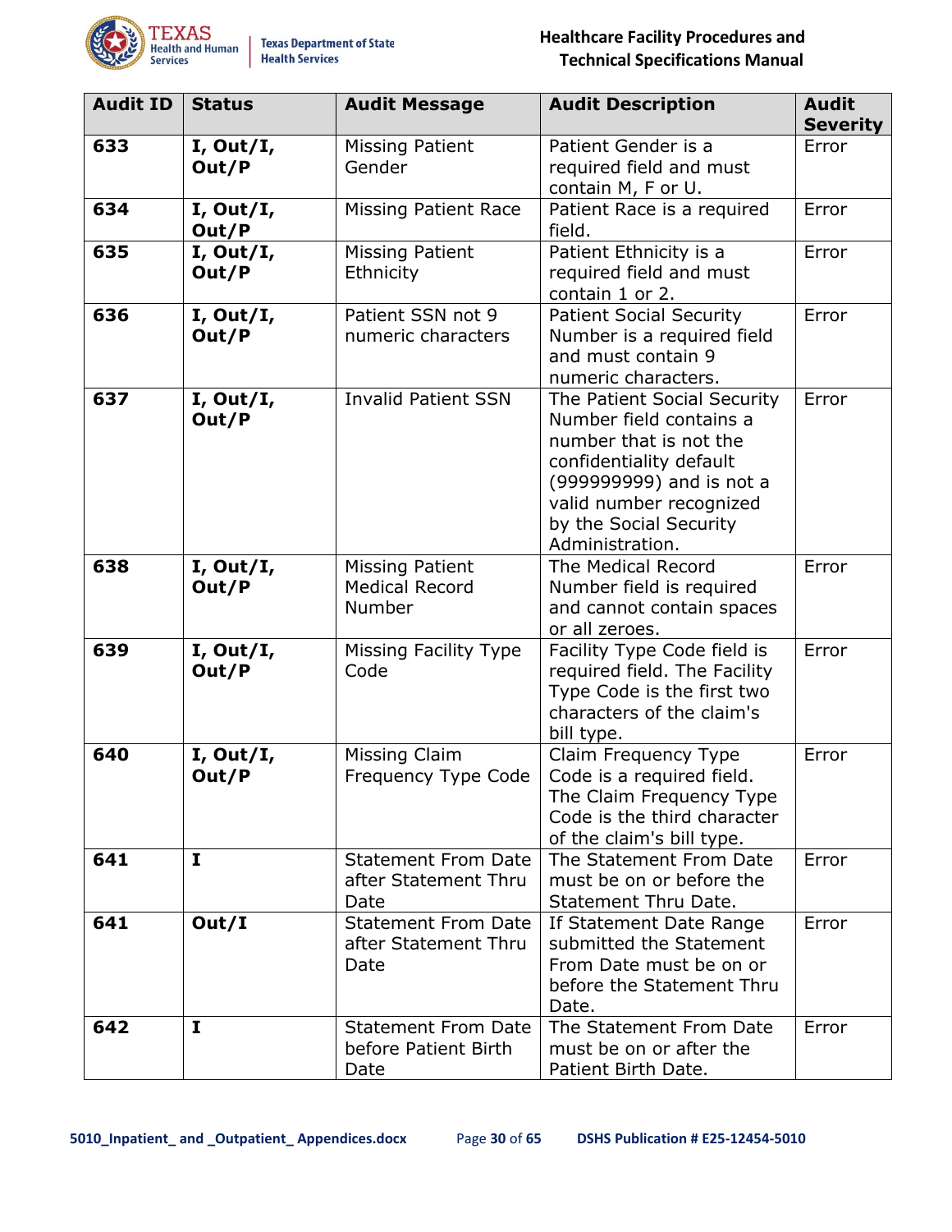| Audit ID | Status | Audit Message | Audit Description | Audit Severity |
|---|---|---|---|---|
| **633** | **I, Out/I, Out/P** | Missing Patient Gender | Patient Gender is a required field and must contain M, F or U. | Error |
| **634** | **I, Out/I, Out/P** | Missing Patient Race | Patient Race is a required field. | Error |
| **635** | **I, Out/I, Out/P** | Missing Patient Ethnicity | Patient Ethnicity is a required field and must contain 1 or 2. | Error |
| **636** | **I, Out/I, Out/P** | Patient SSN not 9 numeric characters | Patient Social Security Number is a required field and must contain 9 numeric characters. | Error |
| **637** | **I, Out/I, Out/P** | Invalid Patient SSN | The Patient Social Security Number field contains a number that is not the confidentiality default (999999999) and is not a valid number recognized by the Social Security Administration. | Error |
| **638** | **I, Out/I, Out/P** | Missing Patient Medical Record Number | The Medical Record Number field is required and cannot contain spaces or all zeroes. | Error |
| **639** | **I, Out/I, Out/P** | Missing Facility Type Code | Facility Type Code field is required field. The Facility Type Code is the first two characters of the claim's bill type. | Error |
| **640** | **I, Out/I, Out/P** | Missing Claim Frequency Type Code | Claim Frequency Type Code is a required field. The Claim Frequency Type Code is the third character of the claim's bill type. | Error |
| **641** | **I** | Statement From Date after Statement Thru Date | The Statement From Date must be on or before the Statement Thru Date. | Error |
| **641** | **Out/I** | Statement From Date after Statement Thru Date | If Statement Date Range submitted the Statement From Date must be on or before the Statement Thru Date. | Error |
| **642** | **I** | Statement From Date before Patient Birth Date | The Statement From Date must be on or after the Patient Birth Date. | Error |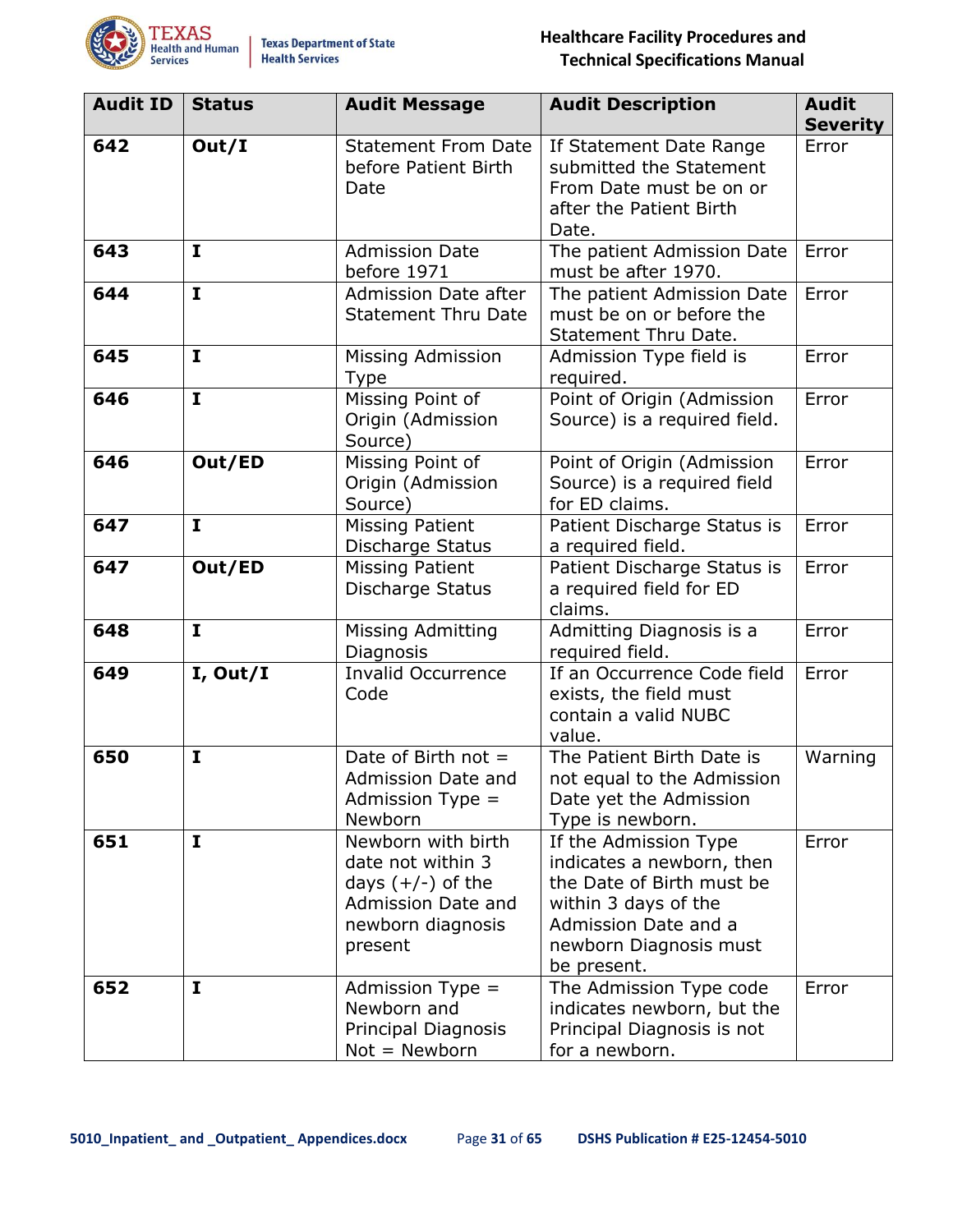| Audit ID | Status | Audit Message | Audit Description | Audit Severity |
|---|---|---|---|---|
| **642** | **Out/I** | Statement From Date before Patient Birth Date | If Statement Date Range submitted the Statement From Date must be on or after the Patient Birth Date. | Error |
| **643** | **I** | Admission Date before 1971 | The patient Admission Date must be after 1970. | Error |
| **644** | **I** | Admission Date after Statement Thru Date | The patient Admission Date must be on or before the Statement Thru Date. | Error |
| **645** | **I** | Missing Admission Type | Admission Type field is required. | Error |
| **646** | **I** | Missing Point of Origin (Admission Source) | Point of Origin (Admission Source) is a required field. | Error |
| **646** | **Out/ED** | Missing Point of Origin (Admission Source) | Point of Origin (Admission Source) is a required field for ED claims. | Error |
| **647** | **I** | Missing Patient Discharge Status | Patient Discharge Status is a required field. | Error |
| **647** | **Out/ED** | Missing Patient Discharge Status | Patient Discharge Status is a required field for ED claims. | Error |
| **648** | **I** | Missing Admitting Diagnosis | Admitting Diagnosis is a required field. | Error |
| **649** | **I, Out/I** | Invalid Occurrence Code | If an Occurrence Code field exists, the field must contain a valid NUBC value. | Error |
| **650** | **I** | Date of Birth not = Admission Date and Admission Type = Newborn | The Patient Birth Date is not equal to the Admission Date yet the Admission Type is newborn. | Warning |
| **651** | **I** | Newborn with birth date not within 3 days (+/-) of the Admission Date and newborn diagnosis present | If the Admission Type indicates a newborn, then the Date of Birth must be within 3 days of the Admission Date and a newborn Diagnosis must be present. | Error |
| **652** | **I** | Admission Type = Newborn and Principal Diagnosis Not = Newborn | The Admission Type code indicates newborn, but the Principal Diagnosis is not for a newborn. | Error |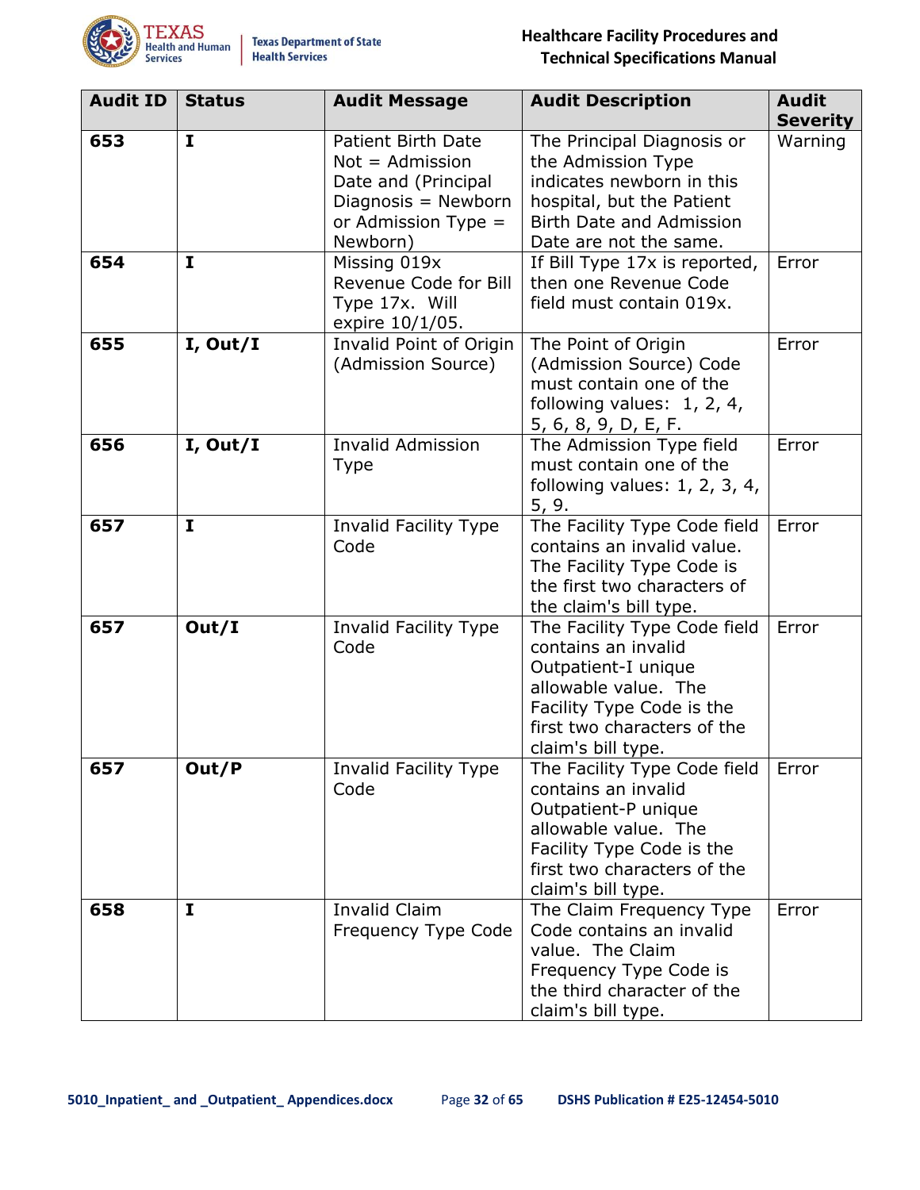| Audit ID | Status | Audit Message | Audit Description | Audit Severity |
|---|---|---|---|---|
| **653** | **I** | Patient Birth Date Not = Admission Date and (Principal Diagnosis = Newborn or Admission Type = Newborn) | The Principal Diagnosis or the Admission Type indicates newborn in this hospital, but the Patient Birth Date and Admission Date are not the same. | Warning |
| **654** | **I** | Missing 019x Revenue Code for Bill Type 17x. Will expire 10/1/05. | If Bill Type 17x is reported, then one Revenue Code field must contain 019x. | Error |
| **655** | **I, Out/I** | Invalid Point of Origin (Admission Source) | The Point of Origin (Admission Source) Code must contain one of the following values: 1, 2, 4, 5, 6, 8, 9, D, E, F. | Error |
| **656** | **I, Out/I** | Invalid Admission Type | The Admission Type field must contain one of the following values: 1, 2, 3, 4, 5, 9. | Error |
| **657** | **I** | Invalid Facility Type Code | The Facility Type Code field contains an invalid value. The Facility Type Code is the first two characters of the claim's bill type. | Error |
| **657** | **Out/I** | Invalid Facility Type Code | The Facility Type Code field contains an invalid Outpatient-I unique allowable value. The Facility Type Code is the first two characters of the claim's bill type. | Error |
| **657** | **Out/P** | Invalid Facility Type Code | The Facility Type Code field contains an invalid Outpatient-P unique allowable value. The Facility Type Code is the first two characters of the claim's bill type. | Error |
| **658** | **I** | Invalid Claim Frequency Type Code | The Claim Frequency Type Code contains an invalid value. The Claim Frequency Type Code is the third character of the claim's bill type. | Error |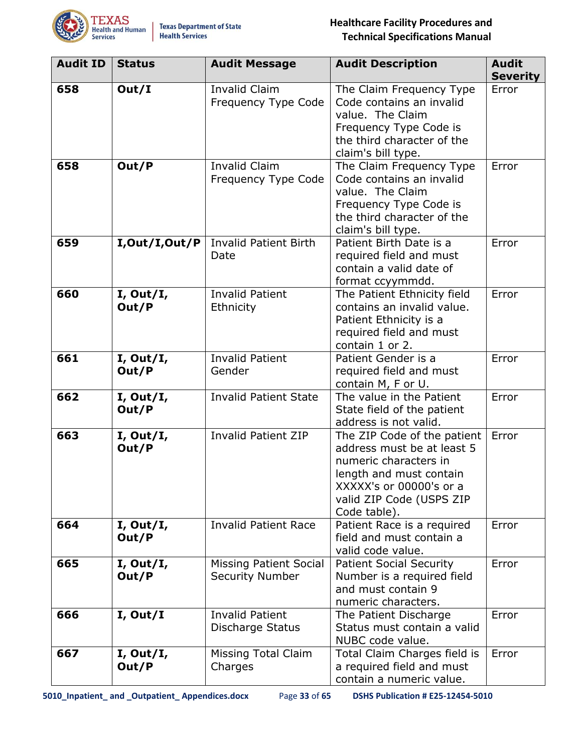| Audit ID | Status | Audit Message | Audit Description | Audit Severity |
|---|---|---|---|---|
| **658** | **Out/I** | Invalid Claim Frequency Type Code | The Claim Frequency Type Code contains an invalid value. The Claim Frequency Type Code is the third character of the claim's bill type. | Error |
| **658** | **Out/P** | Invalid Claim Frequency Type Code | The Claim Frequency Type Code contains an invalid value. The Claim Frequency Type Code is the third character of the claim's bill type. | Error |
| **659** | **I,Out/I,Out/P** | Invalid Patient Birth Date | Patient Birth Date is a required field and must contain a valid date of format ccyymmdd. | Error |
| **660** | **I, Out/I, Out/P** | Invalid Patient Ethnicity | The Patient Ethnicity field contains an invalid value. Patient Ethnicity is a required field and must contain 1 or 2. | Error |
| **661** | **I, Out/I, Out/P** | Invalid Patient Gender | Patient Gender is a required field and must contain M, F or U. | Error |
| **662** | **I, Out/I, Out/P** | Invalid Patient State | The value in the Patient State field of the patient address is not valid. | Error |
| **663** | **I, Out/I, Out/P** | Invalid Patient ZIP | The ZIP Code of the patient address must be at least 5 numeric characters in length and must contain XXXXX's or 00000's or a valid ZIP Code (USPS ZIP Code table). | Error |
| **664** | **I, Out/I, Out/P** | Invalid Patient Race | Patient Race is a required field and must contain a valid code value. | Error |
| **665** | **I, Out/I, Out/P** | Missing Patient Social Security Number | Patient Social Security Number is a required field and must contain 9 numeric characters. | Error |
| **666** | **I, Out/I** | Invalid Patient Discharge Status | The Patient Discharge Status must contain a valid NUBC code value. | Error |
| **667** | **I, Out/I, Out/P** | Missing Total Claim Charges | Total Claim Charges field is a required field and must contain a numeric value. | Error |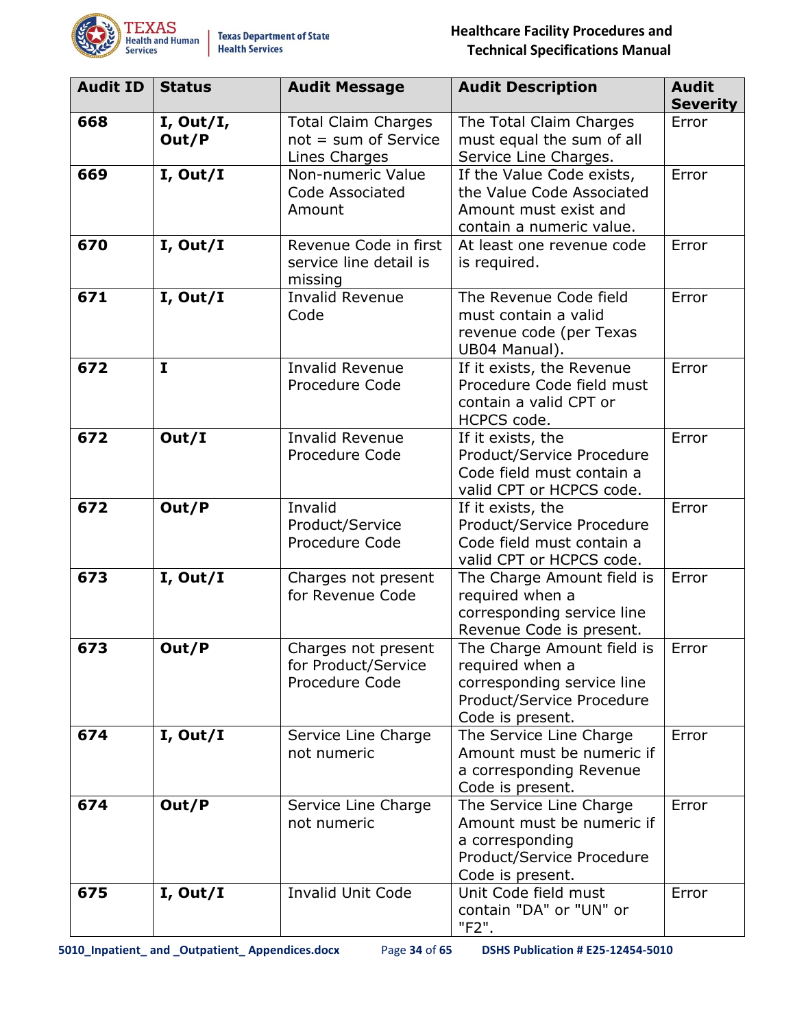| Audit ID | Status | Audit Message | Audit Description | Audit Severity |
|---|---|---|---|---|
| **668** | **I, Out/I, Out/P** | Total Claim Charges not = sum of Service Lines Charges | The Total Claim Charges must equal the sum of all Service Line Charges. | Error |
| **669** | **I, Out/I** | Non-numeric Value Code Associated Amount | If the Value Code exists, the Value Code Associated Amount must exist and contain a numeric value. | Error |
| **670** | **I, Out/I** | Revenue Code in first service line detail is missing | At least one revenue code is required. | Error |
| **671** | **I, Out/I** | Invalid Revenue Code | The Revenue Code field must contain a valid revenue code (per Texas UB04 Manual). | Error |
| **672** | **I** | Invalid Revenue Procedure Code | If it exists, the Revenue Procedure Code field must contain a valid CPT or HCPCS code. | Error |
| **672** | **Out/I** | Invalid Revenue Procedure Code | If it exists, the Product/Service Procedure Code field must contain a valid CPT or HCPCS code. | Error |
| **672** | **Out/P** | Invalid Product/Service Procedure Code | If it exists, the Product/Service Procedure Code field must contain a valid CPT or HCPCS code. | Error |
| **673** | **I, Out/I** | Charges not present for Revenue Code | The Charge Amount field is required when a corresponding service line Revenue Code is present. | Error |
| **673** | **Out/P** | Charges not present for Product/Service Procedure Code | The Charge Amount field is required when a corresponding service line Product/Service Procedure Code is present. | Error |
| **674** | **I, Out/I** | Service Line Charge not numeric | The Service Line Charge Amount must be numeric if a corresponding Revenue Code is present. | Error |
| **674** | **Out/P** | Service Line Charge not numeric | The Service Line Charge Amount must be numeric if a corresponding Product/Service Procedure Code is present. | Error |
| **675** | **I, Out/I** | Invalid Unit Code | Unit Code field must contain "DA" or "UN" or "F2". | Error |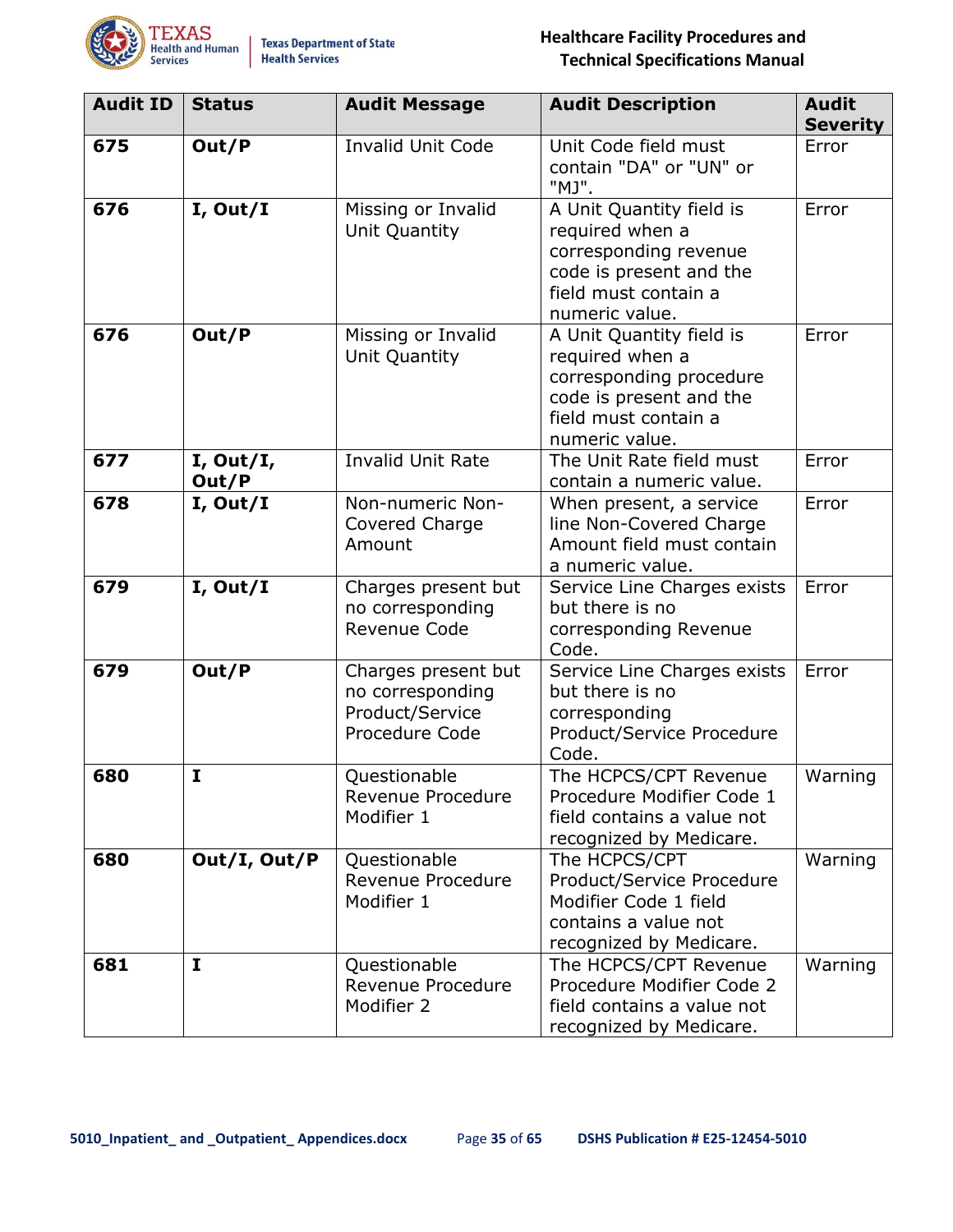| Audit ID | Status | Audit Message | Audit Description | Audit Severity |
|---|---|---|---|---|
| **675** | **Out/P** | Invalid Unit Code | Unit Code field must contain "DA" or "UN" or "MJ". | Error |
| **676** | **I, Out/I** | Missing or Invalid Unit Quantity | A Unit Quantity field is required when a corresponding revenue code is present and the field must contain a numeric value. | Error |
| **676** | **Out/P** | Missing or Invalid Unit Quantity | A Unit Quantity field is required when a corresponding procedure code is present and the field must contain a numeric value. | Error |
| **677** | **I, Out/I, Out/P** | Invalid Unit Rate | The Unit Rate field must contain a numeric value. | Error |
| **678** | **I, Out/I** | Non-numeric Non-Covered Charge Amount | When present, a service line Non-Covered Charge Amount field must contain a numeric value. | Error |
| **679** | **I, Out/I** | Charges present but no corresponding Revenue Code | Service Line Charges exists but there is no corresponding Revenue Code. | Error |
| **679** | **Out/P** | Charges present but no corresponding Product/Service Procedure Code | Service Line Charges exists but there is no corresponding Product/Service Procedure Code. | Error |
| **680** | **I** | Questionable Revenue Procedure Modifier 1 | The HCPCS/CPT Revenue Procedure Modifier Code 1 field contains a value not recognized by Medicare. | Warning |
| **680** | **Out/I, Out/P** | Questionable Revenue Procedure Modifier 1 | The HCPCS/CPT Product/Service Procedure Modifier Code 1 field contains a value not recognized by Medicare. | Warning |
| **681** | **I** | Questionable Revenue Procedure Modifier 2 | The HCPCS/CPT Revenue Procedure Modifier Code 2 field contains a value not recognized by Medicare. | Warning |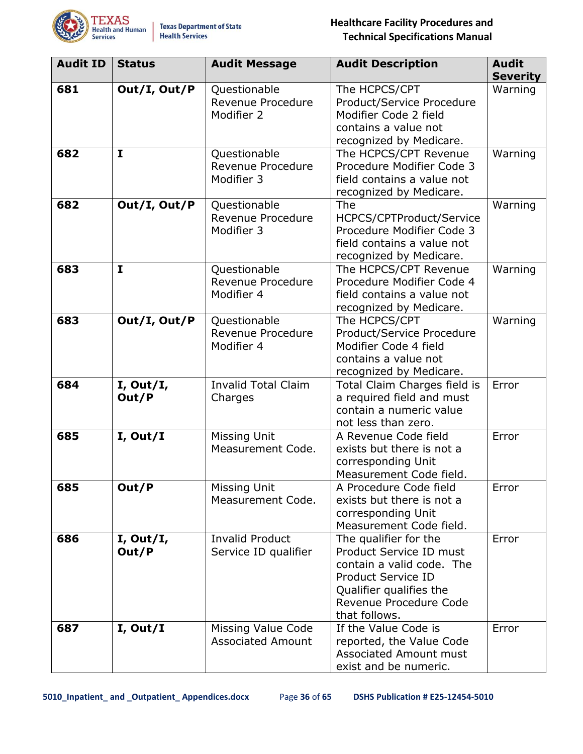| Audit ID | Status | Audit Message | Audit Description | Audit Severity |
|---|---|---|---|---|
| **681** | **Out/I, Out/P** | Questionable Revenue Procedure Modifier 2 | The HCPCS/CPT Product/Service Procedure Modifier Code 2 field contains a value not recognized by Medicare. | Warning |
| **682** | **I** | Questionable Revenue Procedure Modifier 3 | The HCPCS/CPT Revenue Procedure Modifier Code 3 field contains a value not recognized by Medicare. | Warning |
| **682** | **Out/I, Out/P** | Questionable Revenue Procedure Modifier 3 | The HCPCS/CPTProduct/Service Procedure Modifier Code 3 field contains a value not recognized by Medicare. | Warning |
| **683** | **I** | Questionable Revenue Procedure Modifier 4 | The HCPCS/CPT Revenue Procedure Modifier Code 4 field contains a value not recognized by Medicare. | Warning |
| **683** | **Out/I, Out/P** | Questionable Revenue Procedure Modifier 4 | The HCPCS/CPT Product/Service Procedure Modifier Code 4 field contains a value not recognized by Medicare. | Warning |
| **684** | **I, Out/I, Out/P** | Invalid Total Claim Charges | Total Claim Charges field is a required field and must contain a numeric value not less than zero. | Error |
| **685** | **I, Out/I** | Missing Unit Measurement Code. | A Revenue Code field exists but there is not a corresponding Unit Measurement Code field. | Error |
| **685** | **Out/P** | Missing Unit Measurement Code. | A Procedure Code field exists but there is not a corresponding Unit Measurement Code field. | Error |
| **686** | **I, Out/I, Out/P** | Invalid Product Service ID qualifier | The qualifier for the Product Service ID must contain a valid code. The Product Service ID Qualifier qualifies the Revenue Procedure Code that follows. | Error |
| **687** | **I, Out/I** | Missing Value Code Associated Amount | If the Value Code is reported, the Value Code Associated Amount must exist and be numeric. | Error |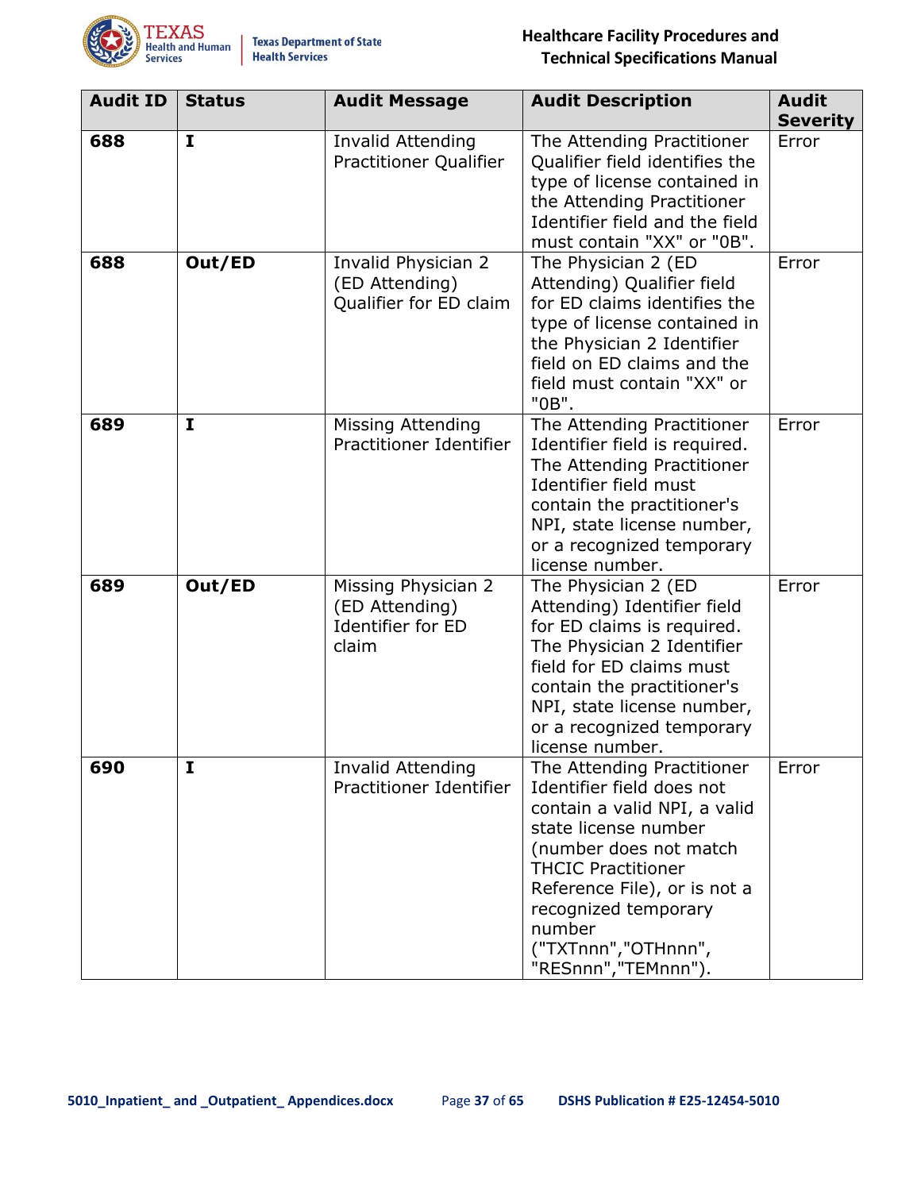| Audit ID | Status | Audit Message | Audit Description | Audit Severity |
|---|---|---|---|---|
| **688** | **I** | Invalid Attending Practitioner Qualifier | The Attending Practitioner Qualifier field identifies the type of license contained in the Attending Practitioner Identifier field and the field must contain "XX" or "0B". | Error |
| **688** | **Out/ED** | Invalid Physician 2 (ED Attending) Qualifier for ED claim | The Physician 2 (ED Attending) Qualifier field for ED claims identifies the type of license contained in the Physician 2 Identifier field on ED claims and the field must contain "XX" or "0B". | Error |
| **689** | **I** | Missing Attending Practitioner Identifier | The Attending Practitioner Identifier field is required. The Attending Practitioner Identifier field must contain the practitioner's NPI, state license number, or a recognized temporary license number. | Error |
| **689** | **Out/ED** | Missing Physician 2 (ED Attending) Identifier for ED claim | The Physician 2 (ED Attending) Identifier field for ED claims is required. The Physician 2 Identifier field for ED claims must contain the practitioner's NPI, state license number, or a recognized temporary license number. | Error |
| **690** | **I** | Invalid Attending Practitioner Identifier | The Attending Practitioner Identifier field does not contain a valid NPI, a valid state license number (number does not match THCIC Practitioner Reference File), or is not a recognized temporary number ("TXTnnn","OTHnnn", "RESnnn","TEMnnn"). | Error |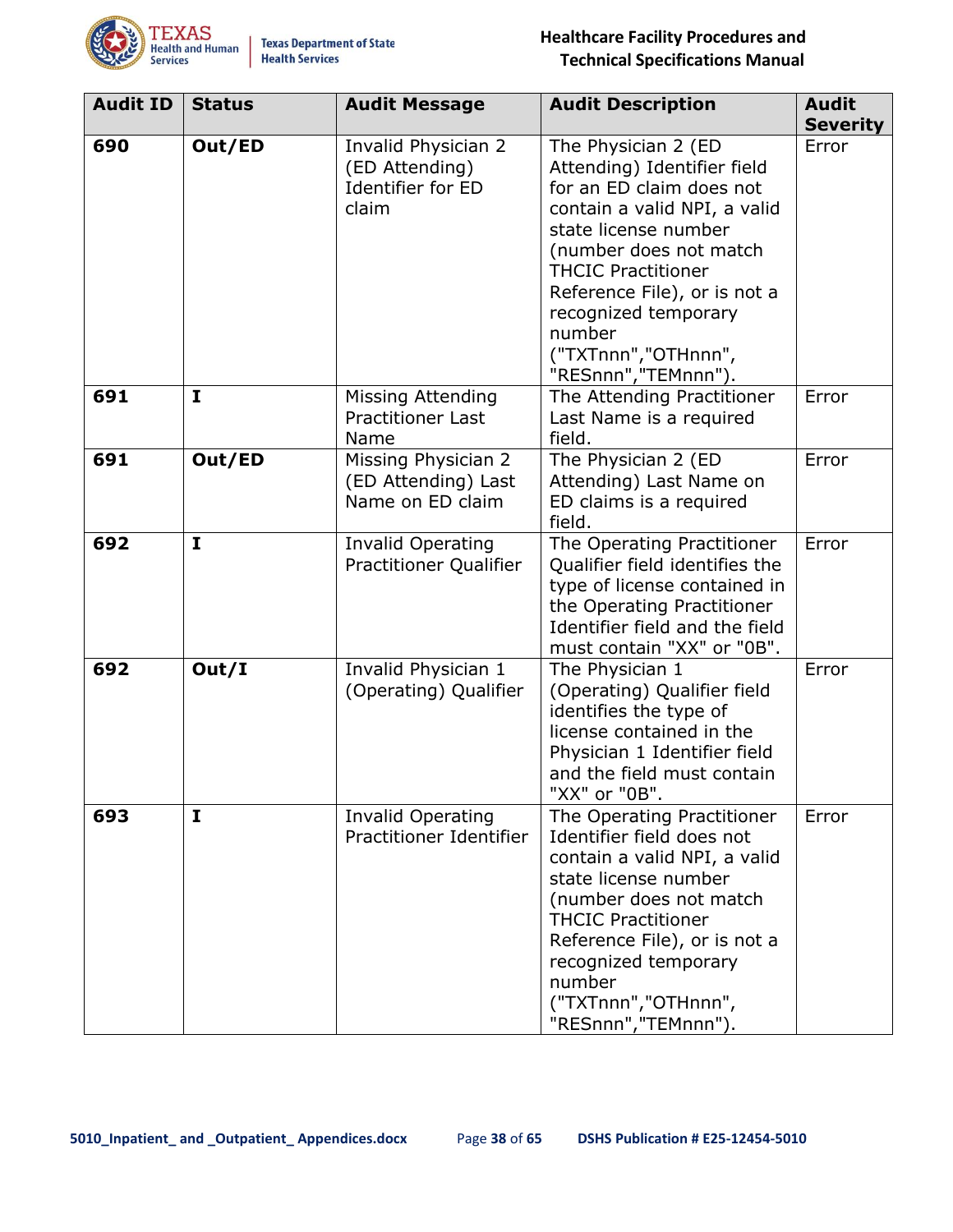| Audit ID | Status | Audit Message | Audit Description | Audit Severity |
|---|---|---|---|---|
| **690** | **Out/ED** | Invalid Physician 2 (ED Attending) Identifier for ED claim | The Physician 2 (ED Attending) Identifier field for an ED claim does not contain a valid NPI, a valid state license number (number does not match THCIC Practitioner Reference File), or is not a recognized temporary number ("TXTnnn","OTHnnn", "RESnnn","TEMnnn"). | Error |
| **691** | **I** | Missing Attending Practitioner Last Name | The Attending Practitioner Last Name is a required field. | Error |
| **691** | **Out/ED** | Missing Physician 2 (ED Attending) Last Name on ED claim | The Physician 2 (ED Attending) Last Name on ED claims is a required field. | Error |
| **692** | **I** | Invalid Operating Practitioner Qualifier | The Operating Practitioner Qualifier field identifies the type of license contained in the Operating Practitioner Identifier field and the field must contain "XX" or "0B". | Error |
| **692** | **Out/I** | Invalid Physician 1 (Operating) Qualifier | The Physician 1 (Operating) Qualifier field identifies the type of license contained in the Physician 1 Identifier field and the field must contain "XX" or "0B". | Error |
| **693** | **I** | Invalid Operating Practitioner Identifier | The Operating Practitioner Identifier field does not contain a valid NPI, a valid state license number (number does not match THCIC Practitioner Reference File), or is not a recognized temporary number ("TXTnnn","OTHnnn", "RESnnn","TEMnnn"). | Error |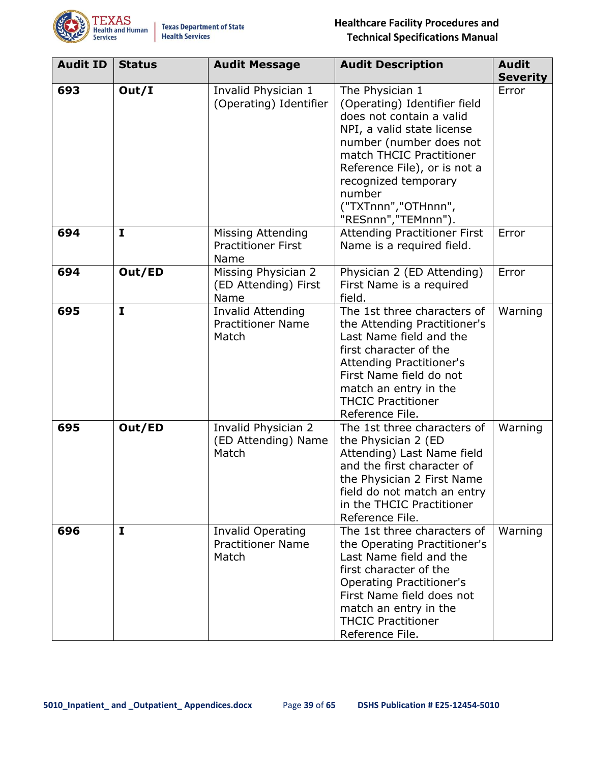| Audit ID | Status | Audit Message | Audit Description | Audit Severity |
|---|---|---|---|---|
| **693** | **Out/I** | Invalid Physician 1 (Operating) Identifier | The Physician 1 (Operating) Identifier field does not contain a valid NPI, a valid state license number (number does not match THCIC Practitioner Reference File), or is not a recognized temporary number ("TXTnnn","OTHnnn", "RESnnn","TEMnnn"). | Error |
| **694** | **I** | Missing Attending Practitioner First Name | Attending Practitioner First Name is a required field. | Error |
| **694** | **Out/ED** | Missing Physician 2 (ED Attending) First Name | Physician 2 (ED Attending) First Name is a required field. | Error |
| **695** | **I** | Invalid Attending Practitioner Name Match | The 1st three characters of the Attending Practitioner's Last Name field and the first character of the Attending Practitioner's First Name field do not match an entry in the THCIC Practitioner Reference File. | Warning |
| **695** | **Out/ED** | Invalid Physician 2 (ED Attending) Name Match | The 1st three characters of the Physician 2 (ED Attending) Last Name field and the first character of the Physician 2 First Name field do not match an entry in the THCIC Practitioner Reference File. | Warning |
| **696** | **I** | Invalid Operating Practitioner Name Match | The 1st three characters of the Operating Practitioner's Last Name field and the first character of the Operating Practitioner's First Name field does not match an entry in the THCIC Practitioner Reference File. | Warning |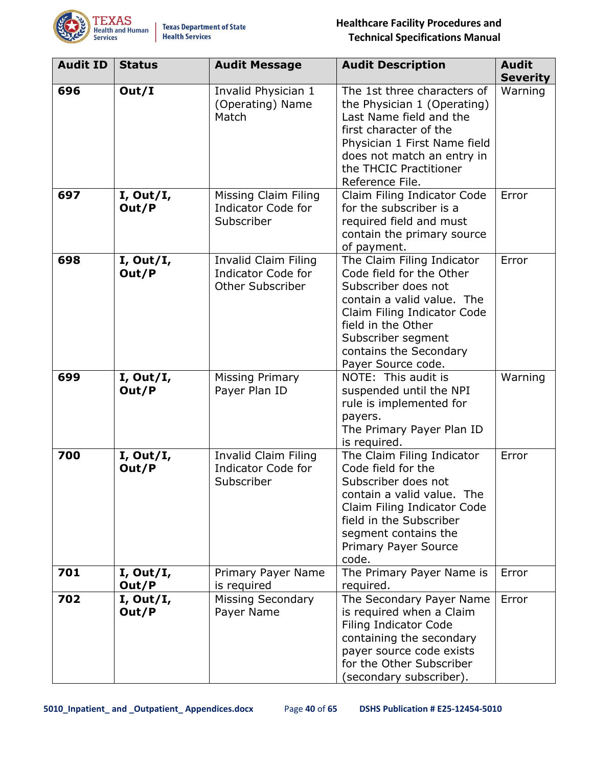| Audit ID | Status | Audit Message | Audit Description | Audit Severity |
|---|---|---|---|---|
| **696** | **Out/I** | Invalid Physician 1 (Operating) Name Match | The 1st three characters of the Physician 1 (Operating) Last Name field and the first character of the Physician 1 First Name field does not match an entry in the THCIC Practitioner Reference File. | Warning |
| **697** | **I, Out/I, Out/P** | Missing Claim Filing Indicator Code for Subscriber | Claim Filing Indicator Code for the subscriber is a required field and must contain the primary source of payment. | Error |
| **698** | **I, Out/I, Out/P** | Invalid Claim Filing Indicator Code for Other Subscriber | The Claim Filing Indicator Code field for the Other Subscriber does not contain a valid value. The Claim Filing Indicator Code field in the Other Subscriber segment contains the Secondary Payer Source code. | Error |
| **699** | **I, Out/I, Out/P** | Missing Primary Payer Plan ID | NOTE: This audit is suspended until the NPI rule is implemented for payers. The Primary Payer Plan ID is required. | Warning |
| **700** | **I, Out/I, Out/P** | Invalid Claim Filing Indicator Code for Subscriber | The Claim Filing Indicator Code field for the Subscriber does not contain a valid value. The Claim Filing Indicator Code field in the Subscriber segment contains the Primary Payer Source code. | Error |
| **701** | **I, Out/I, Out/P** | Primary Payer Name is required | The Primary Payer Name is required. | Error |
| **702** | **I, Out/I, Out/P** | Missing Secondary Payer Name | The Secondary Payer Name is required when a Claim Filing Indicator Code containing the secondary payer source code exists for the Other Subscriber (secondary subscriber). | Error |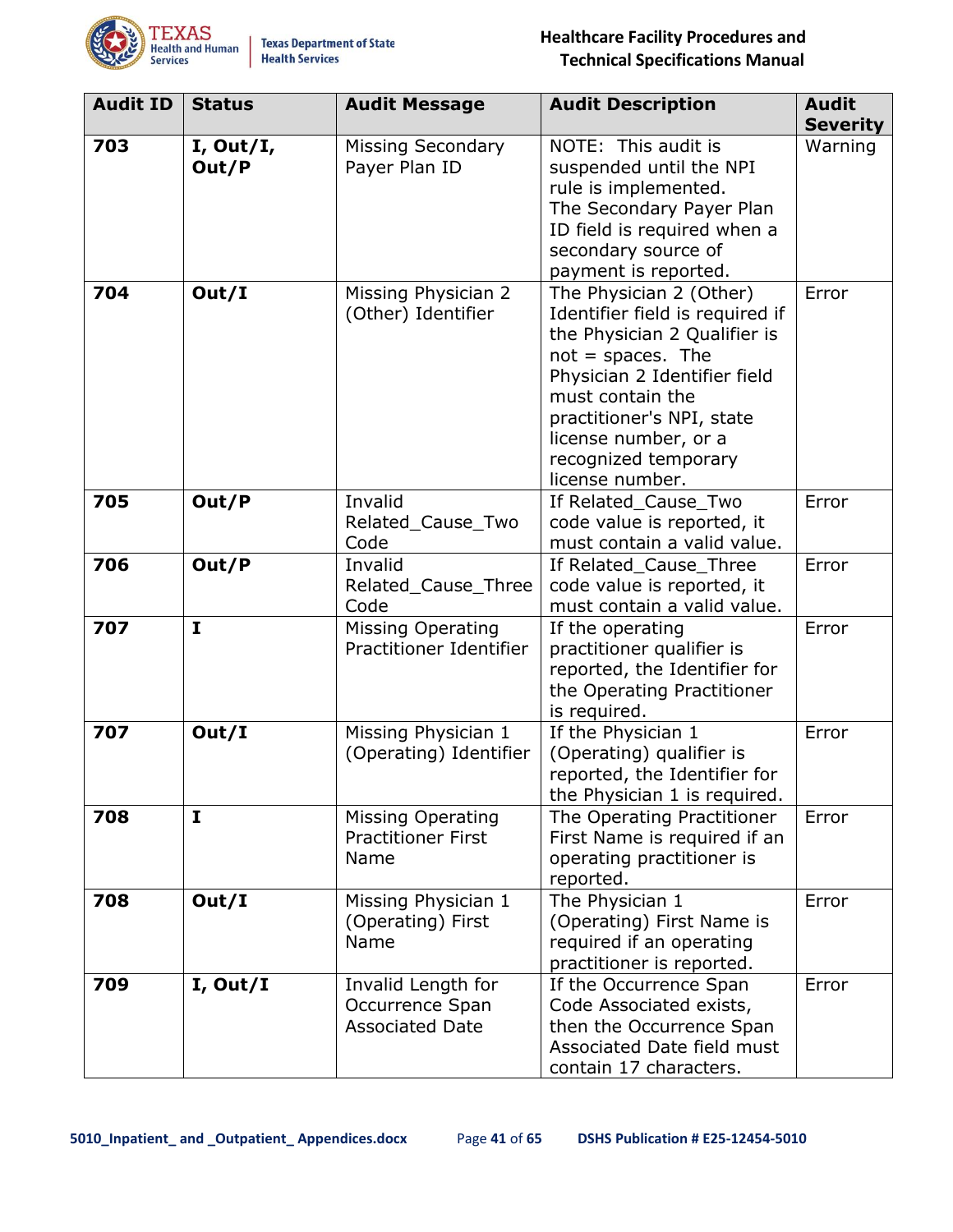| Audit ID | Status | Audit Message | Audit Description | Audit Severity |
|---|---|---|---|---|
| **703** | **I, Out/I, Out/P** | Missing Secondary Payer Plan ID | NOTE: This audit is suspended until the NPI rule is implemented. The Secondary Payer Plan ID field is required when a secondary source of payment is reported. | Warning |
| **704** | **Out/I** | Missing Physician 2 (Other) Identifier | The Physician 2 (Other) Identifier field is required if the Physician 2 Qualifier is not = spaces. The Physician 2 Identifier field must contain the practitioner's NPI, state license number, or a recognized temporary license number. | Error |
| **705** | **Out/P** | Invalid Related_Cause_Two Code | If Related_Cause_Two code value is reported, it must contain a valid value. | Error |
| **706** | **Out/P** | Invalid Related_Cause_Three Code | If Related_Cause_Three code value is reported, it must contain a valid value. | Error |
| **707** | **I** | Missing Operating Practitioner Identifier | If the operating practitioner qualifier is reported, the Identifier for the Operating Practitioner is required. | Error |
| **707** | **Out/I** | Missing Physician 1 (Operating) Identifier | If the Physician 1 (Operating) qualifier is reported, the Identifier for the Physician 1 is required. | Error |
| **708** | **I** | Missing Operating Practitioner First Name | The Operating Practitioner First Name is required if an operating practitioner is reported. | Error |
| **708** | **Out/I** | Missing Physician 1 (Operating) First Name | The Physician 1 (Operating) First Name is required if an operating practitioner is reported. | Error |
| **709** | **I, Out/I** | Invalid Length for Occurrence Span Associated Date | If the Occurrence Span Code Associated exists, then the Occurrence Span Associated Date field must contain 17 characters. | Error |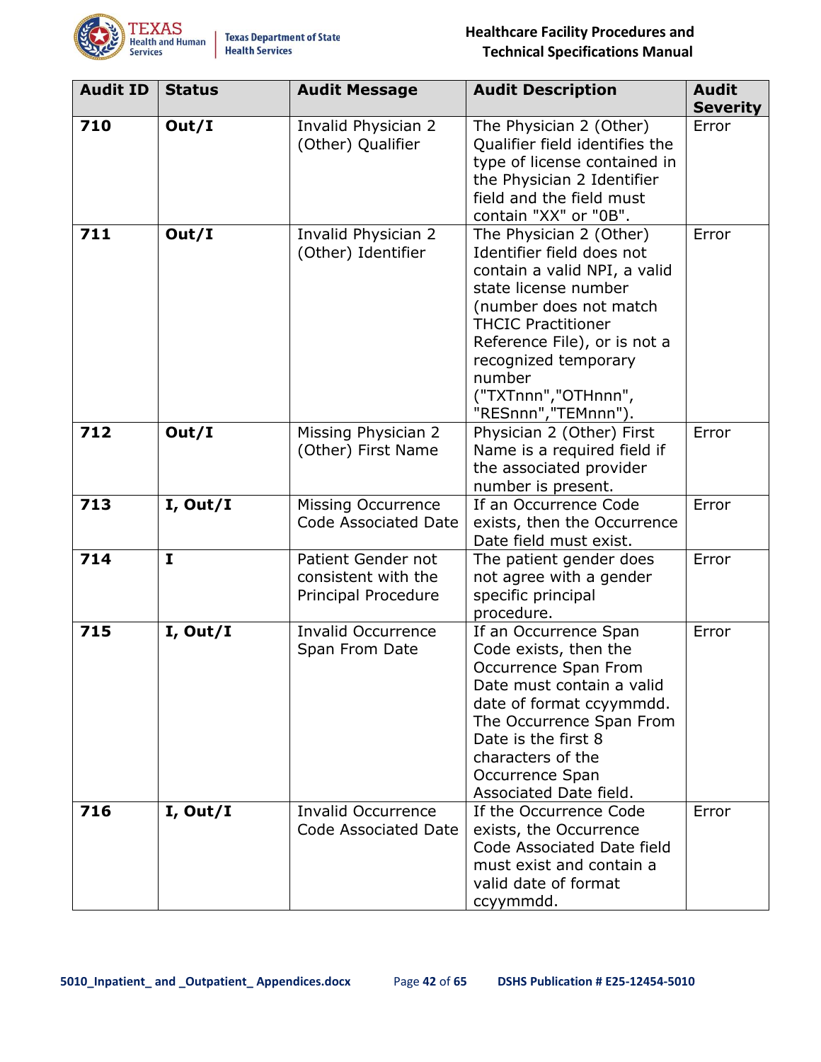| Audit ID | Status | Audit Message | Audit Description | Audit Severity |
|---|---|---|---|---|
| **710** | **Out/I** | Invalid Physician 2 (Other) Qualifier | The Physician 2 (Other) Qualifier field identifies the type of license contained in the Physician 2 Identifier field and the field must contain "XX" or "0B". | Error |
| **711** | **Out/I** | Invalid Physician 2 (Other) Identifier | The Physician 2 (Other) Identifier field does not contain a valid NPI, a valid state license number (number does not match THCIC Practitioner Reference File), or is not a recognized temporary number ("TXTnnn","OTHnnn", "RESnnn","TEMnnn"). | Error |
| **712** | **Out/I** | Missing Physician 2 (Other) First Name | Physician 2 (Other) First Name is a required field if the associated provider number is present. | Error |
| **713** | **I, Out/I** | Missing Occurrence Code Associated Date | If an Occurrence Code exists, then the Occurrence Date field must exist. | Error |
| **714** | **I** | Patient Gender not consistent with the Principal Procedure | The patient gender does not agree with a gender specific principal procedure. | Error |
| **715** | **I, Out/I** | Invalid Occurrence Span From Date | If an Occurrence Span Code exists, then the Occurrence Span From Date must contain a valid date of format ccyymmdd. The Occurrence Span From Date is the first 8 characters of the Occurrence Span Associated Date field. | Error |
| **716** | **I, Out/I** | Invalid Occurrence Code Associated Date | If the Occurrence Code exists, the Occurrence Code Associated Date field must exist and contain a valid date of format ccyymmdd. | Error |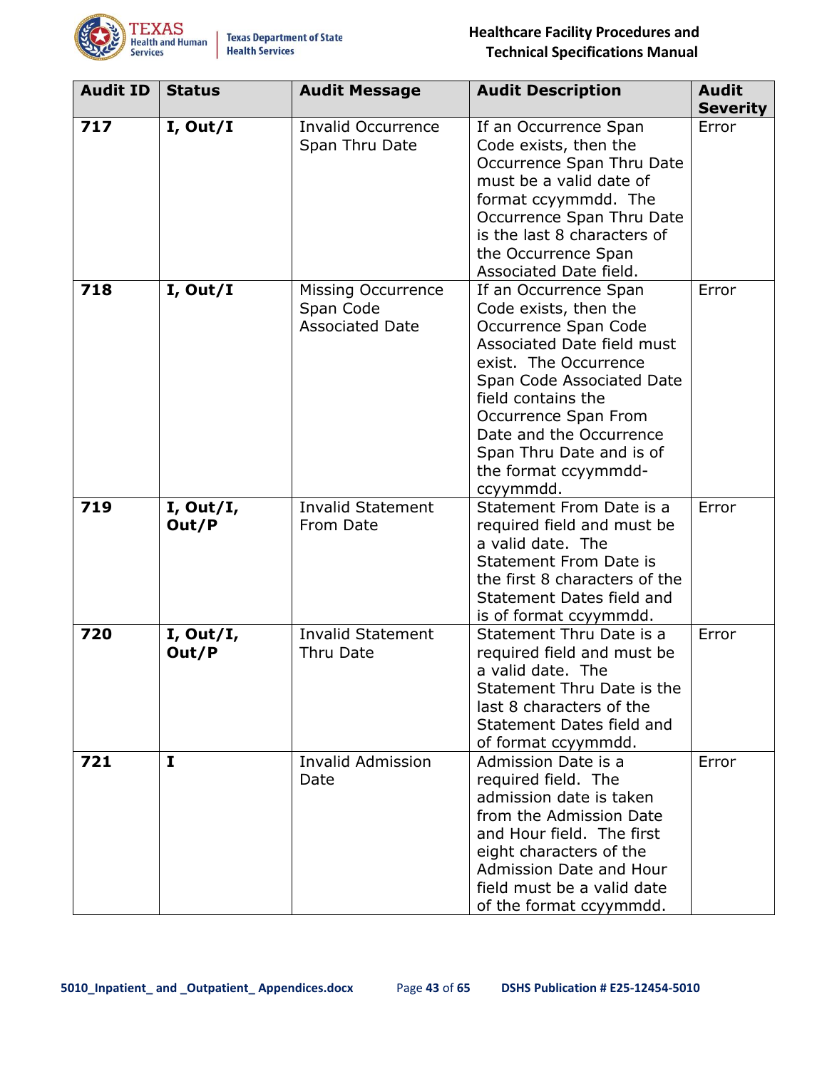| Audit ID | Status | Audit Message | Audit Description | Audit Severity |
|---|---|---|---|---|
| **717** | **I, Out/I** | Invalid Occurrence Span Thru Date | If an Occurrence Span Code exists, then the Occurrence Span Thru Date must be a valid date of format ccyymmdd. The Occurrence Span Thru Date is the last 8 characters of the Occurrence Span Associated Date field. | Error |
| **718** | **I, Out/I** | Missing Occurrence Span Code Associated Date | If an Occurrence Span Code exists, then the Occurrence Span Code Associated Date field must exist. The Occurrence Span Code Associated Date field contains the Occurrence Span From Date and the Occurrence Span Thru Date and is of the format ccyymmdd-ccyymmdd. | Error |
| **719** | **I, Out/I, Out/P** | Invalid Statement From Date | Statement From Date is a required field and must be a valid date. The Statement From Date is the first 8 characters of the Statement Dates field and is of format ccyymmdd. | Error |
| **720** | **I, Out/I, Out/P** | Invalid Statement Thru Date | Statement Thru Date is a required field and must be a valid date. The Statement Thru Date is the last 8 characters of the Statement Dates field and of format ccyymmdd. | Error |
| **721** | **I** | Invalid Admission Date | Admission Date is a required field. The admission date is taken from the Admission Date and Hour field. The first eight characters of the Admission Date and Hour field must be a valid date of the format ccyymmdd. | Error |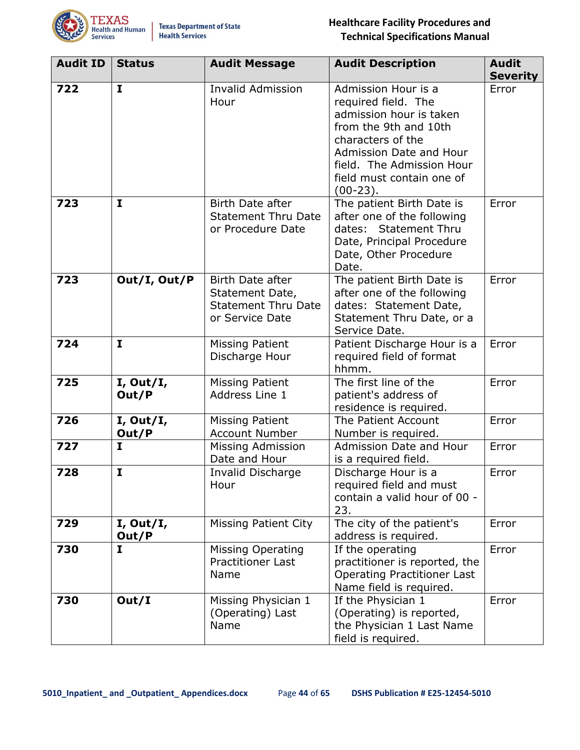| Audit ID | Status | Audit Message | Audit Description | Audit Severity |
|---|---|---|---|---|
| **722** | **I** | Invalid Admission Hour | Admission Hour is a required field. The admission hour is taken from the 9th and 10th characters of the Admission Date and Hour field. The Admission Hour field must contain one of (00-23). | Error |
| **723** | **I** | Birth Date after Statement Thru Date or Procedure Date | The patient Birth Date is after one of the following dates: Statement Thru Date, Principal Procedure Date, Other Procedure Date. | Error |
| **723** | **Out/I, Out/P** | Birth Date after Statement Date, Statement Thru Date or Service Date | The patient Birth Date is after one of the following dates: Statement Date, Statement Thru Date, or a Service Date. | Error |
| **724** | **I** | Missing Patient Discharge Hour | Patient Discharge Hour is a required field of format hhmm. | Error |
| **725** | **I, Out/I, Out/P** | Missing Patient Address Line 1 | The first line of the patient's address of residence is required. | Error |
| **726** | **I, Out/I, Out/P** | Missing Patient Account Number | The Patient Account Number is required. | Error |
| **727** | **I** | Missing Admission Date and Hour | Admission Date and Hour is a required field. | Error |
| **728** | **I** | Invalid Discharge Hour | Discharge Hour is a required field and must contain a valid hour of 00 - 23. | Error |
| **729** | **I, Out/I, Out/P** | Missing Patient City | The city of the patient's address is required. | Error |
| **730** | **I** | Missing Operating Practitioner Last Name | If the operating practitioner is reported, the Operating Practitioner Last Name field is required. | Error |
| **730** | **Out/I** | Missing Physician 1 (Operating) Last Name | If the Physician 1 (Operating) is reported, the Physician 1 Last Name field is required. | Error |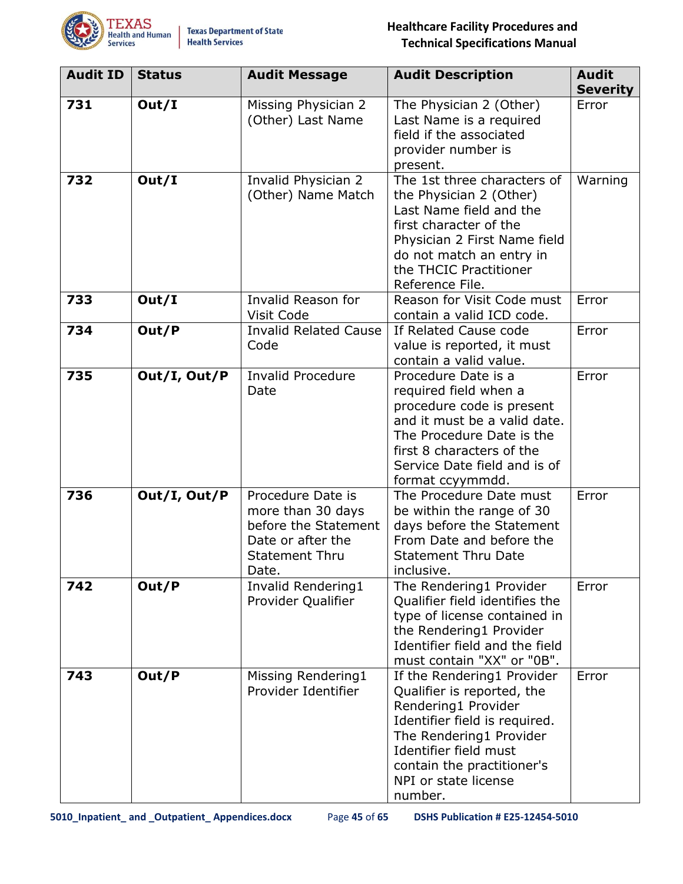| Audit ID | Status | Audit Message | Audit Description | Audit Severity |
|---|---|---|---|---|
| **731** | **Out/I** | Missing Physician 2 (Other) Last Name | The Physician 2 (Other) Last Name is a required field if the associated provider number is present. | Error |
| **732** | **Out/I** | Invalid Physician 2 (Other) Name Match | The 1st three characters of the Physician 2 (Other) Last Name field and the first character of the Physician 2 First Name field do not match an entry in the THCIC Practitioner Reference File. | Warning |
| **733** | **Out/I** | Invalid Reason for Visit Code | Reason for Visit Code must contain a valid ICD code. | Error |
| **734** | **Out/P** | Invalid Related Cause Code | If Related Cause code value is reported, it must contain a valid value. | Error |
| **735** | **Out/I, Out/P** | Invalid Procedure Date | Procedure Date is a required field when a procedure code is present and it must be a valid date. The Procedure Date is the first 8 characters of the Service Date field and is of format ccyymmdd. | Error |
| **736** | **Out/I, Out/P** | Procedure Date is more than 30 days before the Statement Date or after the Statement Thru Date. | The Procedure Date must be within the range of 30 days before the Statement From Date and before the Statement Thru Date inclusive. | Error |
| **742** | **Out/P** | Invalid Rendering1 Provider Qualifier | The Rendering1 Provider Qualifier field identifies the type of license contained in the Rendering1 Provider Identifier field and the field must contain "XX" or "0B". | Error |
| **743** | **Out/P** | Missing Rendering1 Provider Identifier | If the Rendering1 Provider Qualifier is reported, the Rendering1 Provider Identifier field is required. The Rendering1 Provider Identifier field must contain the practitioner's NPI or state license number. | Error |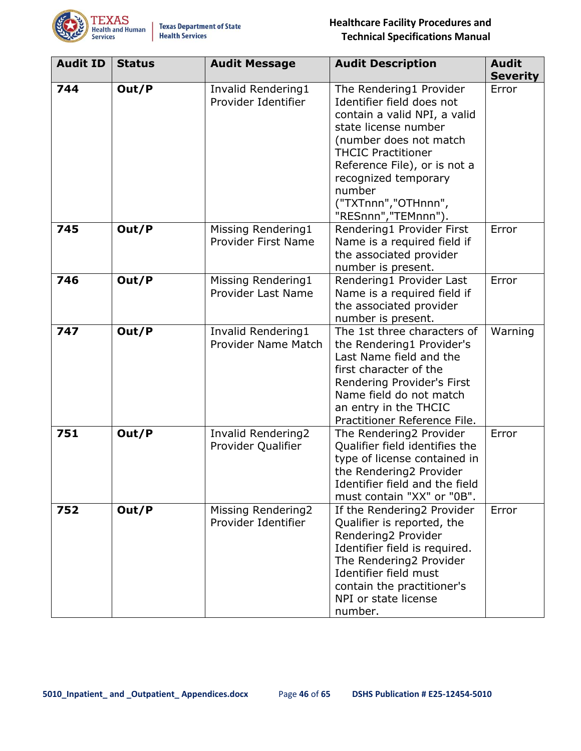| Audit ID | Status | Audit Message | Audit Description | Audit Severity |
|---|---|---|---|---|
| **744** | **Out/P** | Invalid Rendering1 Provider Identifier | The Rendering1 Provider Identifier field does not contain a valid NPI, a valid state license number (number does not match THCIC Practitioner Reference File), or is not a recognized temporary number ("TXTnnn","OTHnnn", "RESnnn","TEMnnn"). | Error |
| **745** | **Out/P** | Missing Rendering1 Provider First Name | Rendering1 Provider First Name is a required field if the associated provider number is present. | Error |
| **746** | **Out/P** | Missing Rendering1 Provider Last Name | Rendering1 Provider Last Name is a required field if the associated provider number is present. | Error |
| **747** | **Out/P** | Invalid Rendering1 Provider Name Match | The 1st three characters of the Rendering1 Provider's Last Name field and the first character of the Rendering Provider's First Name field do not match an entry in the THCIC Practitioner Reference File. | Warning |
| **751** | **Out/P** | Invalid Rendering2 Provider Qualifier | The Rendering2 Provider Qualifier field identifies the type of license contained in the Rendering2 Provider Identifier field and the field must contain "XX" or "0B". | Error |
| **752** | **Out/P** | Missing Rendering2 Provider Identifier | If the Rendering2 Provider Qualifier is reported, the Rendering2 Provider Identifier field is required. The Rendering2 Provider Identifier field must contain the practitioner's NPI or state license number. | Error |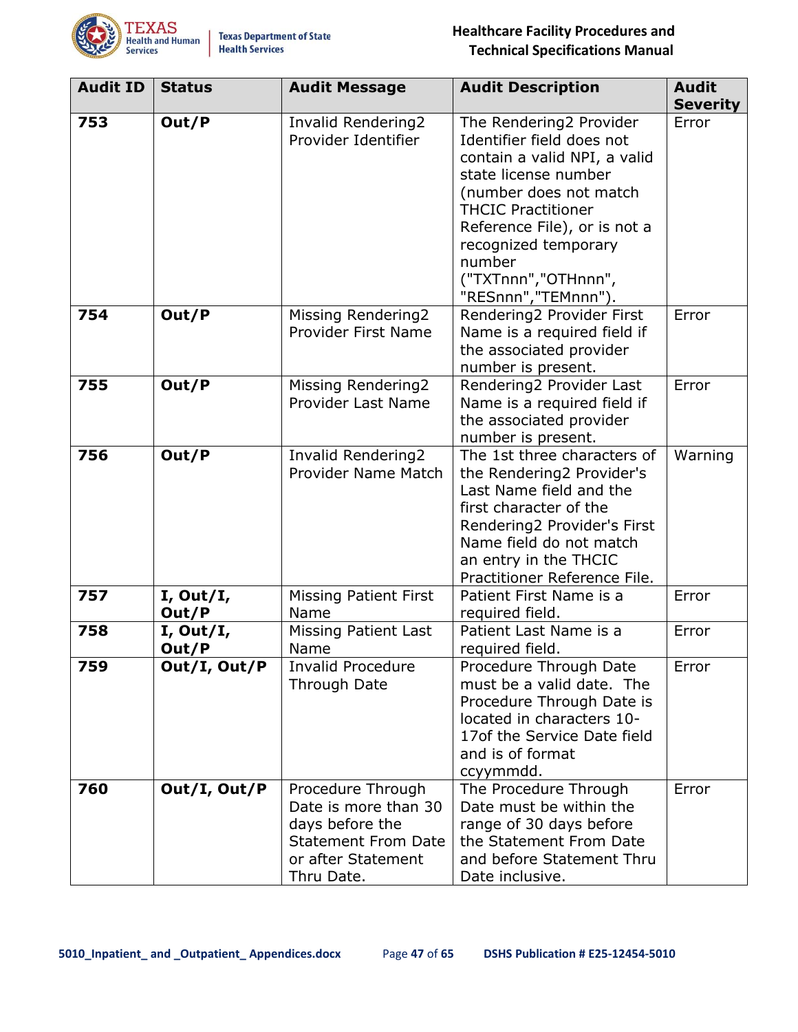| Audit ID | Status | Audit Message | Audit Description | Audit Severity |
|---|---|---|---|---|
| **753** | **Out/P** | Invalid Rendering2 Provider Identifier | The Rendering2 Provider Identifier field does not contain a valid NPI, a valid state license number (number does not match THCIC Practitioner Reference File), or is not a recognized temporary number ("TXTnnn","OTHnnn", "RESnnn","TEMnnn"). | Error |
| **754** | **Out/P** | Missing Rendering2 Provider First Name | Rendering2 Provider First Name is a required field if the associated provider number is present. | Error |
| **755** | **Out/P** | Missing Rendering2 Provider Last Name | Rendering2 Provider Last Name is a required field if the associated provider number is present. | Error |
| **756** | **Out/P** | Invalid Rendering2 Provider Name Match | The 1st three characters of the Rendering2 Provider's Last Name field and the first character of the Rendering2 Provider's First Name field do not match an entry in the THCIC Practitioner Reference File. | Warning |
| **757** | **I, Out/I, Out/P** | Missing Patient First Name | Patient First Name is a required field. | Error |
| **758** | **I, Out/I, Out/P** | Missing Patient Last Name | Patient Last Name is a required field. | Error |
| **759** | **Out/I, Out/P** | Invalid Procedure Through Date | Procedure Through Date must be a valid date. The Procedure Through Date is located in characters 10-17of the Service Date field and is of format ccyymmdd. | Error |
| **760** | **Out/I, Out/P** | Procedure Through Date is more than 30 days before the Statement From Date or after Statement Thru Date. | The Procedure Through Date must be within the range of 30 days before the Statement From Date and before Statement Thru Date inclusive. | Error |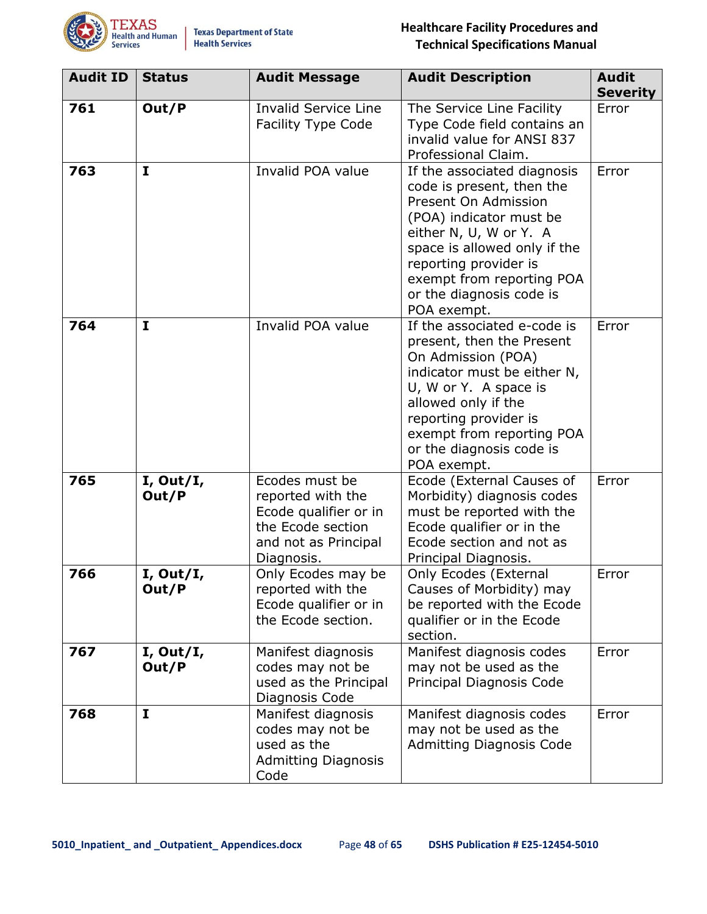| Audit ID | Status | Audit Message | Audit Description | Audit Severity |
|---|---|---|---|---|
| **761** | **Out/P** | Invalid Service Line Facility Type Code | The Service Line Facility Type Code field contains an invalid value for ANSI 837 Professional Claim. | Error |
| **763** | **I** | Invalid POA value | If the associated diagnosis code is present, then the Present On Admission (POA) indicator must be either N, U, W or Y. A space is allowed only if the reporting provider is exempt from reporting POA or the diagnosis code is POA exempt. | Error |
| **764** | **I** | Invalid POA value | If the associated e-code is present, then the Present On Admission (POA) indicator must be either N, U, W or Y. A space is allowed only if the reporting provider is exempt from reporting POA or the diagnosis code is POA exempt. | Error |
| **765** | **I, Out/I, Out/P** | Ecodes must be reported with the Ecode qualifier or in the Ecode section and not as Principal Diagnosis. | Ecode (External Causes of Morbidity) diagnosis codes must be reported with the Ecode qualifier or in the Ecode section and not as Principal Diagnosis. | Error |
| **766** | **I, Out/I, Out/P** | Only Ecodes may be reported with the Ecode qualifier or in the Ecode section. | Only Ecodes (External Causes of Morbidity) may be reported with the Ecode qualifier or in the Ecode section. | Error |
| **767** | **I, Out/I, Out/P** | Manifest diagnosis codes may not be used as the Principal Diagnosis Code | Manifest diagnosis codes may not be used as the Principal Diagnosis Code | Error |
| **768** | **I** | Manifest diagnosis codes may not be used as the Admitting Diagnosis Code | Manifest diagnosis codes may not be used as the Admitting Diagnosis Code | Error |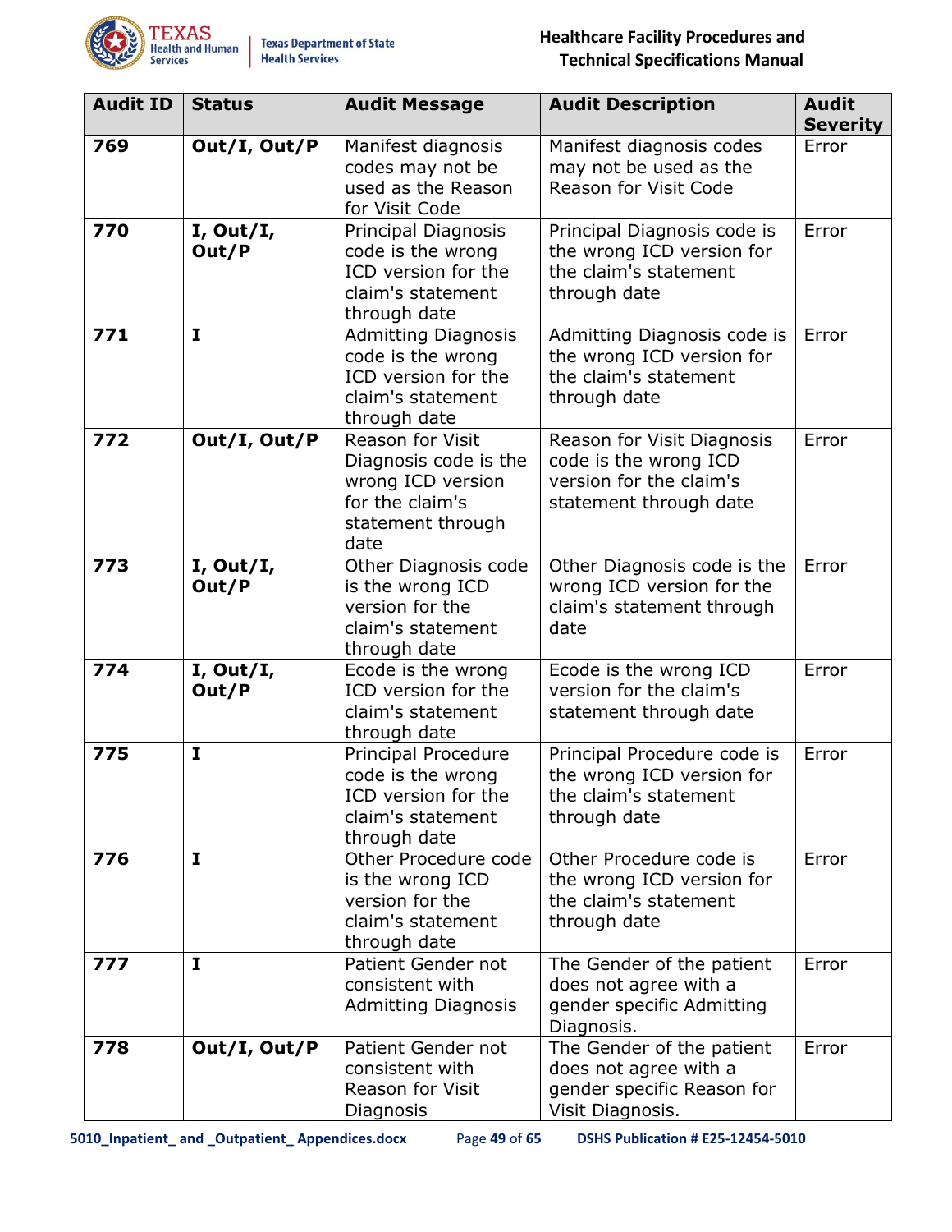| Audit ID | Status | Audit Message | Audit Description | Audit Severity |
|---|---|---|---|---|
| 769 | Out/I, Out/P | Manifest diagnosis codes may not be used as the Reason for Visit Code | Manifest diagnosis codes may not be used as the Reason for Visit Code | Error |
| 770 | I, Out/I, Out/P | Principal Diagnosis code is the wrong ICD version for the claim's statement through date | Principal Diagnosis code is the wrong ICD version for the claim's statement through date | Error |
| 771 | I | Admitting Diagnosis code is the wrong ICD version for the claim's statement through date | Admitting Diagnosis code is the wrong ICD version for the claim's statement through date | Error |
| 772 | Out/I, Out/P | Reason for Visit Diagnosis code is the wrong ICD version for the claim's statement through date | Reason for Visit Diagnosis code is the wrong ICD version for the claim's statement through date | Error |
| 773 | I, Out/I, Out/P | Other Diagnosis code is the wrong ICD version for the claim's statement through date | Other Diagnosis code is the wrong ICD version for the claim's statement through date | Error |
| 774 | I, Out/I, Out/P | Ecode is the wrong ICD version for the claim's statement through date | Ecode is the wrong ICD version for the claim's statement through date | Error |
| 775 | I | Principal Procedure code is the wrong ICD version for the claim's statement through date | Principal Procedure code is the wrong ICD version for the claim's statement through date | Error |
| 776 | I | Other Procedure code is the wrong ICD version for the claim's statement through date | Other Procedure code is the wrong ICD version for the claim's statement through date | Error |
| 777 | I | Patient Gender not consistent with Admitting Diagnosis | The Gender of the patient does not agree with a gender specific Admitting Diagnosis. | Error |
| 778 | Out/I, Out/P | Patient Gender not consistent with Reason for Visit Diagnosis | The Gender of the patient does not agree with a gender specific Reason for Visit Diagnosis. | Error |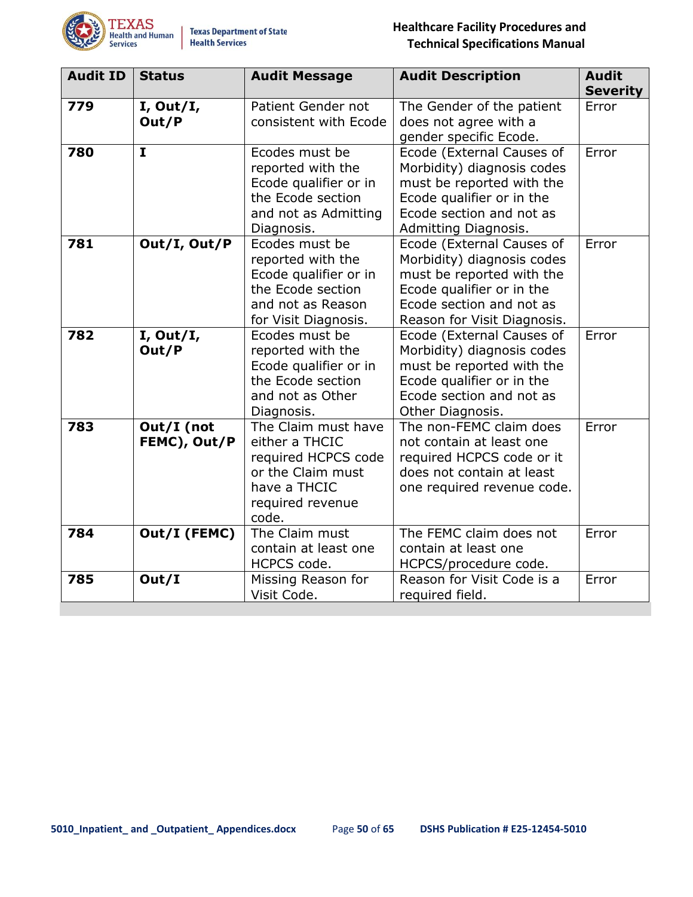| Audit ID | Status | Audit Message | Audit Description | Audit Severity |
|---|---|---|---|---|
| **779** | **I, Out/I, Out/P** | Patient Gender not consistent with Ecode | The Gender of the patient does not agree with a gender specific Ecode. | Error |
| **780** | **I** | Ecodes must be reported with the Ecode qualifier or in the Ecode section and not as Admitting Diagnosis. | Ecode (External Causes of Morbidity) diagnosis codes must be reported with the Ecode qualifier or in the Ecode section and not as Admitting Diagnosis. | Error |
| **781** | **Out/I, Out/P** | Ecodes must be reported with the Ecode qualifier or in the Ecode section and not as Reason for Visit Diagnosis. | Ecode (External Causes of Morbidity) diagnosis codes must be reported with the Ecode qualifier or in the Ecode section and not as Reason for Visit Diagnosis. | Error |
| **782** | **I, Out/I, Out/P** | Ecodes must be reported with the Ecode qualifier or in the Ecode section and not as Other Diagnosis. | Ecode (External Causes of Morbidity) diagnosis codes must be reported with the Ecode qualifier or in the Ecode section and not as Other Diagnosis. | Error |
| **783** | **Out/I (not FEMC), Out/P** | The Claim must have either a THCIC required HCPCS code or the Claim must have a THCIC required revenue code. | The non-FEMC claim does not contain at least one required HCPCS code or it does not contain at least one required revenue code. | Error |
| **784** | **Out/I (FEMC)** | The Claim must contain at least one HCPCS code. | The FEMC claim does not contain at least one HCPCS/procedure code. | Error |
| **785** | **Out/I** | Missing Reason for Visit Code. | Reason for Visit Code is a required field. | Error |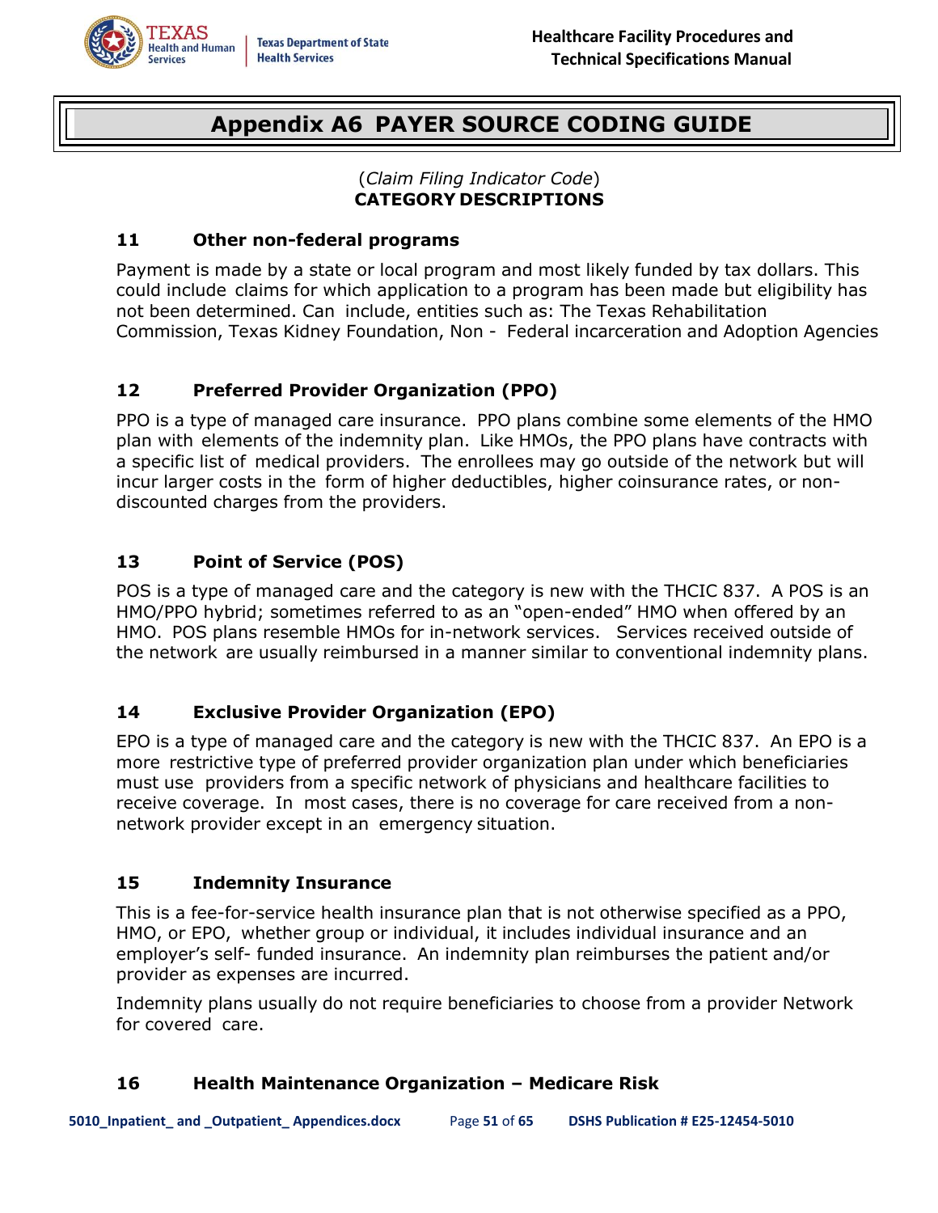# Appendix A6 PAYER SOURCE CODING GUIDE

(*Claim Filing Indicator Code*)
**CATEGORY DESCRIPTIONS**

### 11 Other non-federal programs

Payment is made by a state or local program and most likely funded by tax dollars. This could include claims for which application to a program has been made but eligibility has not been determined. Can include, entities such as: The Texas Rehabilitation Commission, Texas Kidney Foundation, Non - Federal incarceration and Adoption Agencies

### 12 Preferred Provider Organization (PPO)

PPO is a type of managed care insurance. PPO plans combine some elements of the HMO plan with elements of the indemnity plan. Like HMOs, the PPO plans have contracts with a specific list of medical providers. The enrollees may go outside of the network but will incur larger costs in the form of higher deductibles, higher coinsurance rates, or non-discounted charges from the providers.

### 13 Point of Service (POS)

POS is a type of managed care and the category is new with the THCIC 837. A POS is an HMO/PPO hybrid; sometimes referred to as an "open-ended" HMO when offered by an HMO. POS plans resemble HMOs for in-network services. Services received outside of the network are usually reimbursed in a manner similar to conventional indemnity plans.

### 14 Exclusive Provider Organization (EPO)

EPO is a type of managed care and the category is new with the THCIC 837. An EPO is a more restrictive type of preferred provider organization plan under which beneficiaries must use providers from a specific network of physicians and healthcare facilities to receive coverage. In most cases, there is no coverage for care received from a non-network provider except in an emergency situation.

### 15 Indemnity Insurance

This is a fee-for-service health insurance plan that is not otherwise specified as a PPO, HMO, or EPO, whether group or individual, it includes individual insurance and an employer's self- funded insurance. An indemnity plan reimburses the patient and/or provider as expenses are incurred.

Indemnity plans usually do not require beneficiaries to choose from a provider Network for covered care.

### 16 Health Maintenance Organization – Medicare Risk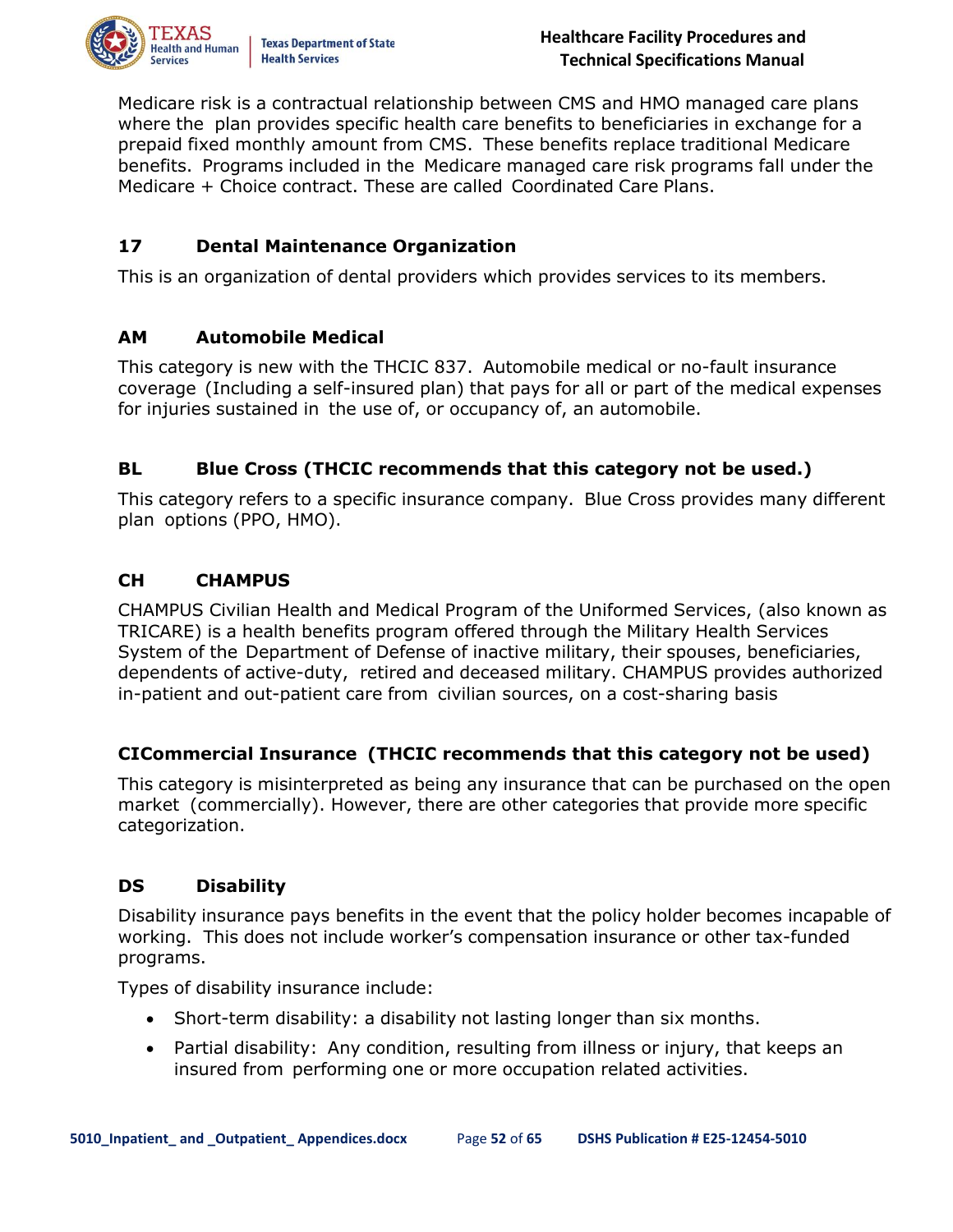Medicare risk is a contractual relationship between CMS and HMO managed care plans where the plan provides specific health care benefits to beneficiaries in exchange for a prepaid fixed monthly amount from CMS. These benefits replace traditional Medicare benefits. Programs included in the Medicare managed care risk programs fall under the Medicare + Choice contract. These are called Coordinated Care Plans.

### 17 Dental Maintenance Organization

This is an organization of dental providers which provides services to its members.

### AM Automobile Medical

This category is new with the THCIC 837. Automobile medical or no-fault insurance coverage (Including a self-insured plan) that pays for all or part of the medical expenses for injuries sustained in the use of, or occupancy of, an automobile.

### BL Blue Cross (THCIC recommends that this category not be used.)

This category refers to a specific insurance company. Blue Cross provides many different plan options (PPO, HMO).

### CH CHAMPUS

CHAMPUS Civilian Health and Medical Program of the Uniformed Services, (also known as TRICARE) is a health benefits program offered through the Military Health Services System of the Department of Defense of inactive military, their spouses, beneficiaries, dependents of active-duty, retired and deceased military. CHAMPUS provides authorized in-patient and out-patient care from civilian sources, on a cost-sharing basis

### CICommercial Insurance (THCIC recommends that this category not be used)

This category is misinterpreted as being any insurance that can be purchased on the open market (commercially). However, there are other categories that provide more specific categorization.

### DS Disability

Disability insurance pays benefits in the event that the policy holder becomes incapable of working. This does not include worker's compensation insurance or other tax-funded programs.

Types of disability insurance include:

- Short-term disability: a disability not lasting longer than six months.
- Partial disability: Any condition, resulting from illness or injury, that keeps an insured from performing one or more occupation related activities.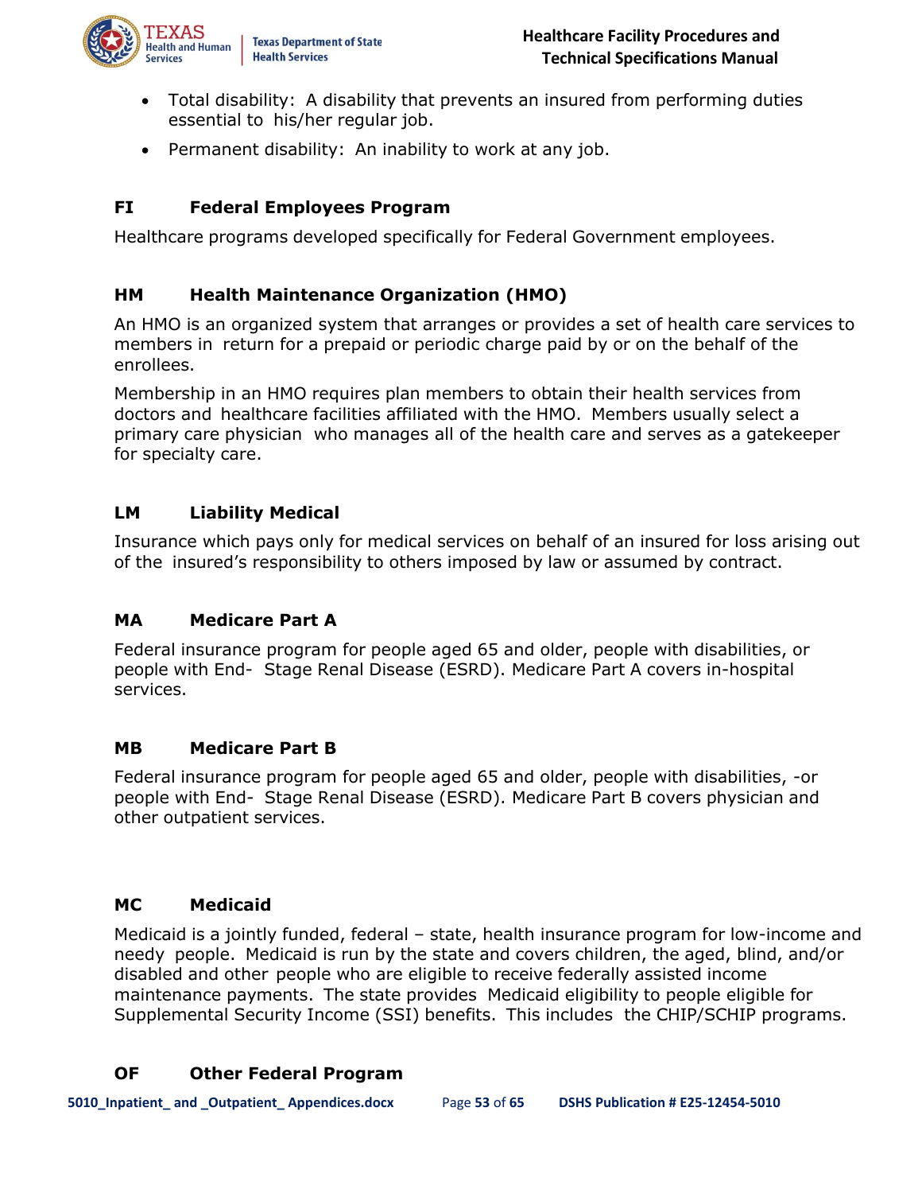- Total disability: A disability that prevents an insured from performing duties essential to his/her regular job.
- Permanent disability: An inability to work at any job.

### FI Federal Employees Program

Healthcare programs developed specifically for Federal Government employees.

### HM Health Maintenance Organization (HMO)

An HMO is an organized system that arranges or provides a set of health care services to members in return for a prepaid or periodic charge paid by or on the behalf of the enrollees.

Membership in an HMO requires plan members to obtain their health services from doctors and healthcare facilities affiliated with the HMO. Members usually select a primary care physician who manages all of the health care and serves as a gatekeeper for specialty care.

### LM Liability Medical

Insurance which pays only for medical services on behalf of an insured for loss arising out of the insured's responsibility to others imposed by law or assumed by contract.

### MA Medicare Part A

Federal insurance program for people aged 65 and older, people with disabilities, or people with End- Stage Renal Disease (ESRD). Medicare Part A covers in-hospital services.

### MB Medicare Part B

Federal insurance program for people aged 65 and older, people with disabilities, -or people with End- Stage Renal Disease (ESRD). Medicare Part B covers physician and other outpatient services.

### MC Medicaid

Medicaid is a jointly funded, federal – state, health insurance program for low-income and needy people. Medicaid is run by the state and covers children, the aged, blind, and/or disabled and other people who are eligible to receive federally assisted income maintenance payments. The state provides Medicaid eligibility to people eligible for Supplemental Security Income (SSI) benefits. This includes the CHIP/SCHIP programs.

### OF Other Federal Program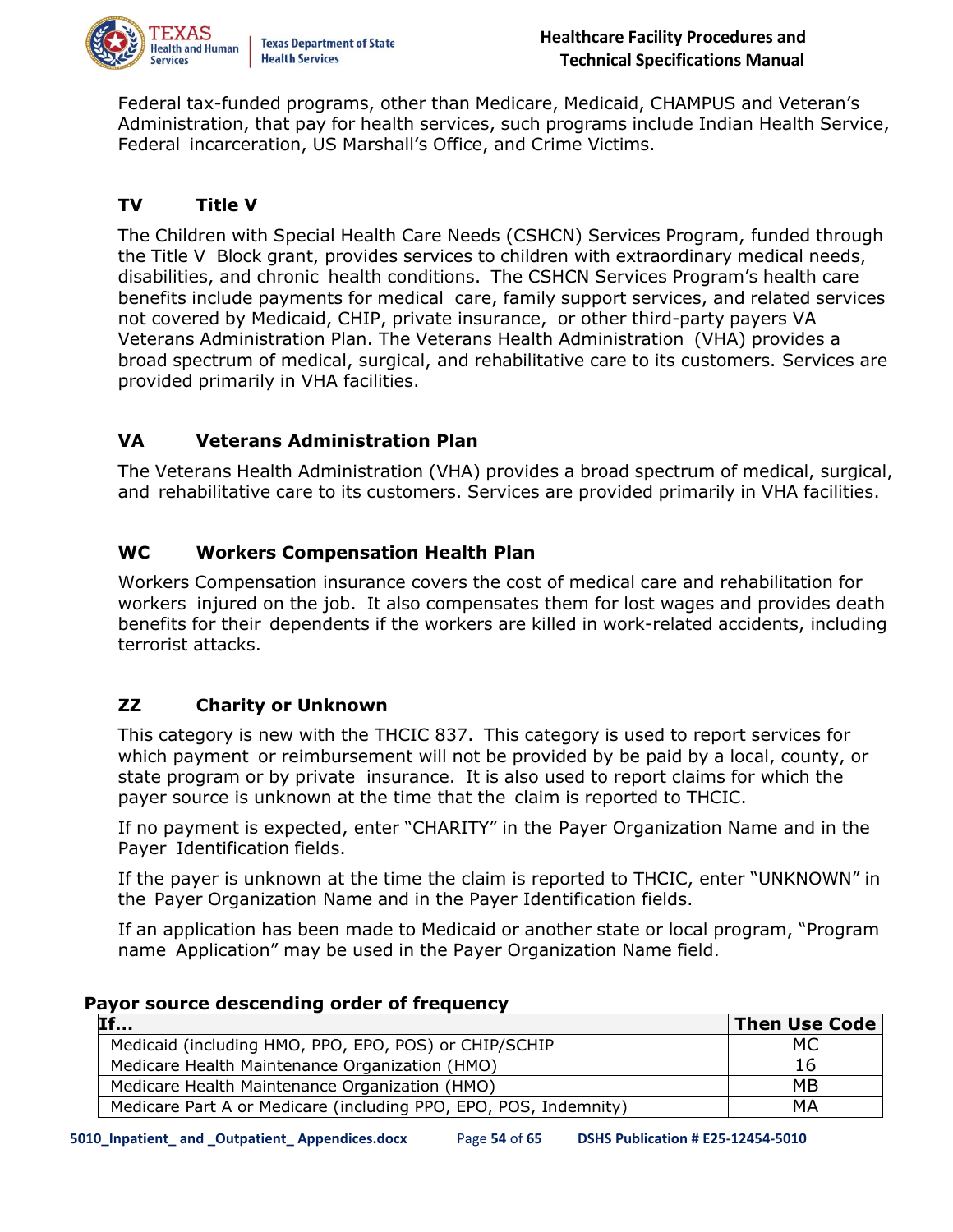Federal tax-funded programs, other than Medicare, Medicaid, CHAMPUS and Veteran's Administration, that pay for health services, such programs include Indian Health Service, Federal incarceration, US Marshall's Office, and Crime Victims.

### TV Title V

The Children with Special Health Care Needs (CSHCN) Services Program, funded through the Title V Block grant, provides services to children with extraordinary medical needs, disabilities, and chronic health conditions. The CSHCN Services Program's health care benefits include payments for medical care, family support services, and related services not covered by Medicaid, CHIP, private insurance, or other third-party payers VA Veterans Administration Plan. The Veterans Health Administration (VHA) provides a broad spectrum of medical, surgical, and rehabilitative care to its customers. Services are provided primarily in VHA facilities.

### VA Veterans Administration Plan

The Veterans Health Administration (VHA) provides a broad spectrum of medical, surgical, and rehabilitative care to its customers. Services are provided primarily in VHA facilities.

### WC Workers Compensation Health Plan

Workers Compensation insurance covers the cost of medical care and rehabilitation for workers injured on the job. It also compensates them for lost wages and provides death benefits for their dependents if the workers are killed in work-related accidents, including terrorist attacks.

### ZZ Charity or Unknown

This category is new with the THCIC 837. This category is used to report services for which payment or reimbursement will not be provided by be paid by a local, county, or state program or by private insurance. It is also used to report claims for which the payer source is unknown at the time that the claim is reported to THCIC.

If no payment is expected, enter "CHARITY" in the Payer Organization Name and in the Payer Identification fields.

If the payer is unknown at the time the claim is reported to THCIC, enter "UNKNOWN" in the Payer Organization Name and in the Payer Identification fields.

If an application has been made to Medicaid or another state or local program, "Program name Application" may be used in the Payer Organization Name field.

**Payor source descending order of frequency**

| If... | Then Use Code |
|---|---|
| Medicaid (including HMO, PPO, EPO, POS) or CHIP/SCHIP | MC |
| Medicare Health Maintenance Organization (HMO) | 16 |
| Medicare Health Maintenance Organization (HMO) | MB |
| Medicare Part A or Medicare (including PPO, EPO, POS, Indemnity) | MA |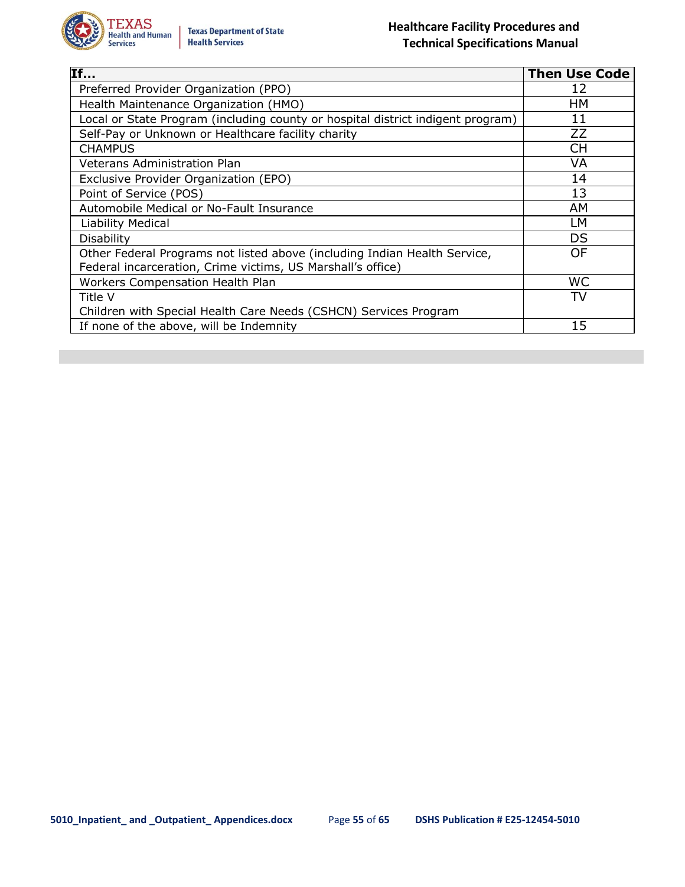| If… | Then Use Code |
|---|---|
| Preferred Provider Organization (PPO) | 12 |
| Health Maintenance Organization (HMO) | HM |
| Local or State Program (including county or hospital district indigent program) | 11 |
| Self-Pay or Unknown or Healthcare facility charity | ZZ |
| CHAMPUS | CH |
| Veterans Administration Plan | VA |
| Exclusive Provider Organization (EPO) | 14 |
| Point of Service (POS) | 13 |
| Automobile Medical or No-Fault Insurance | AM |
| Liability Medical | LM |
| Disability | DS |
| Other Federal Programs not listed above (including Indian Health Service, Federal incarceration, Crime victims, US Marshall's office) | OF |
| Workers Compensation Health Plan | WC |
| Title V Children with Special Health Care Needs (CSHCN) Services Program | TV |
| If none of the above, will be Indemnity | 15 |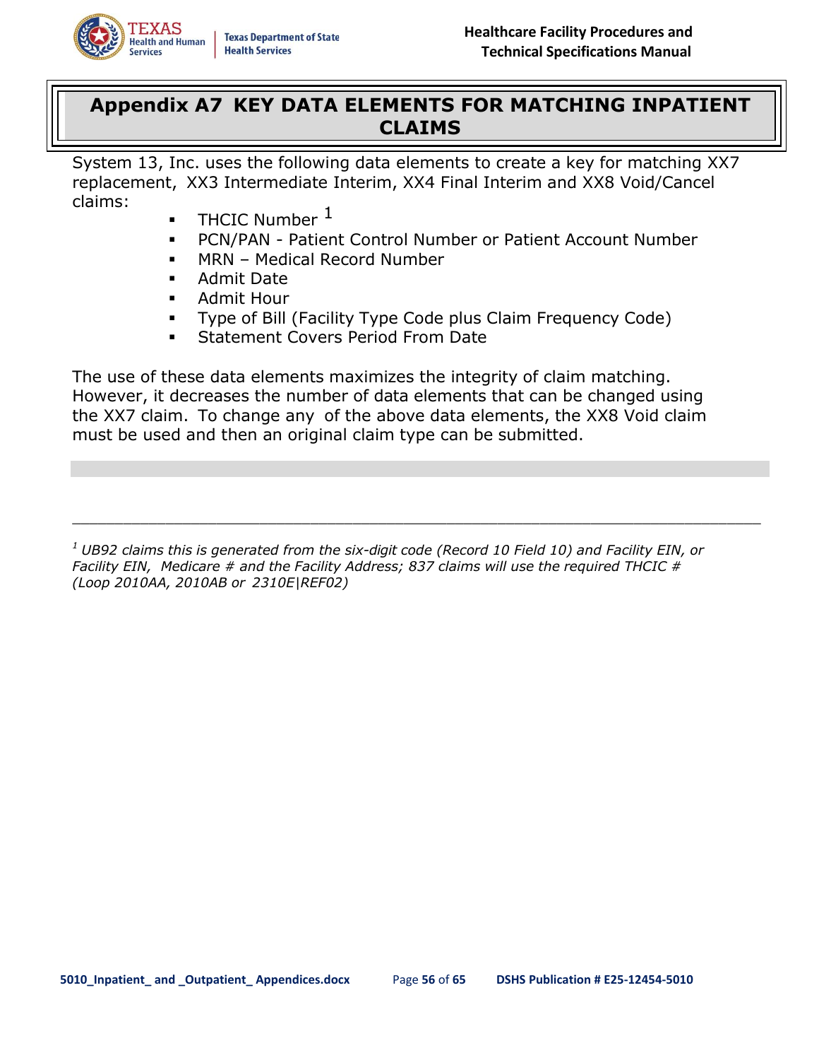# Appendix A7 KEY DATA ELEMENTS FOR MATCHING INPATIENT CLAIMS

System 13, Inc. uses the following data elements to create a key for matching XX7 replacement, XX3 Intermediate Interim, XX4 Final Interim and XX8 Void/Cancel claims:

- THCIC Number [1]
- PCN/PAN - Patient Control Number or Patient Account Number
- MRN – Medical Record Number
- Admit Date
- Admit Hour
- Type of Bill (Facility Type Code plus Claim Frequency Code)
- Statement Covers Period From Date

The use of these data elements maximizes the integrity of claim matching. However, it decreases the number of data elements that can be changed using the XX7 claim. To change any of the above data elements, the XX8 Void claim must be used and then an original claim type can be submitted.

---

*[1] UB92 claims this is generated from the six-digit code (Record 10 Field 10) and Facility EIN, or Facility EIN, Medicare # and the Facility Address; 837 claims will use the required THCIC # (Loop 2010AA, 2010AB or 2310E|REF02)*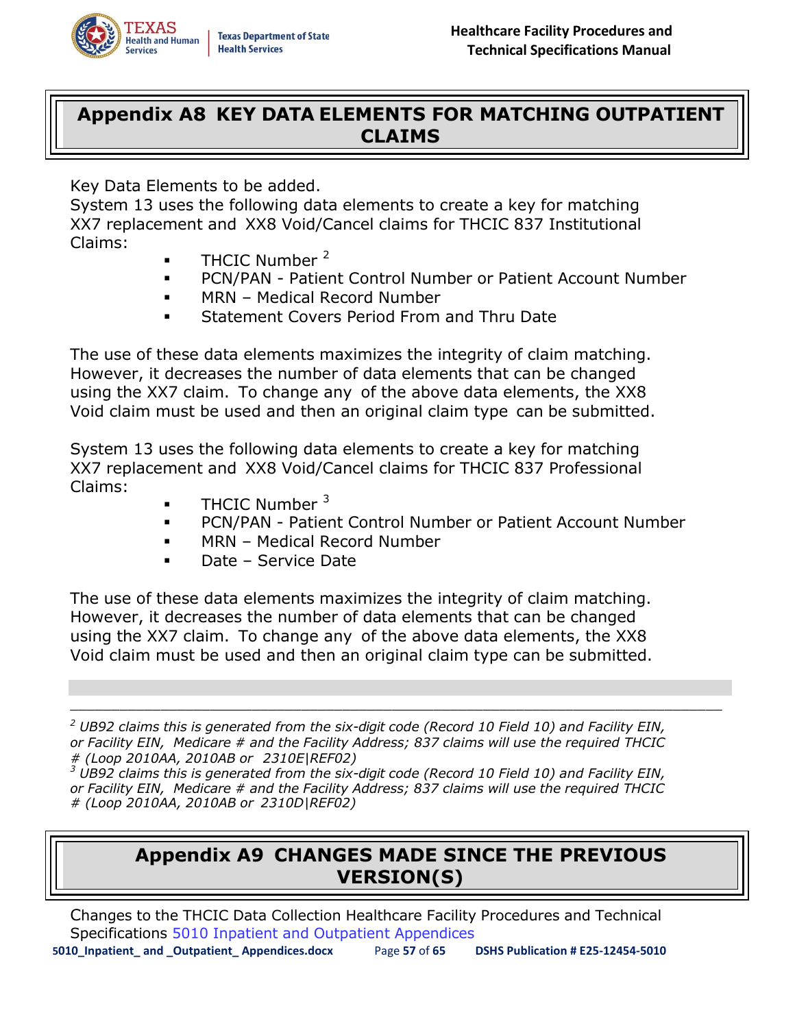# Appendix A8 KEY DATA ELEMENTS FOR MATCHING OUTPATIENT CLAIMS

Key Data Elements to be added.
System 13 uses the following data elements to create a key for matching XX7 replacement and XX8 Void/Cancel claims for THCIC 837 Institutional Claims:

- THCIC Number [2]
- PCN/PAN - Patient Control Number or Patient Account Number
- MRN – Medical Record Number
- Statement Covers Period From and Thru Date

The use of these data elements maximizes the integrity of claim matching. However, it decreases the number of data elements that can be changed using the XX7 claim. To change any of the above data elements, the XX8 Void claim must be used and then an original claim type can be submitted.

System 13 uses the following data elements to create a key for matching XX7 replacement and XX8 Void/Cancel claims for THCIC 837 Professional Claims:

- THCIC Number [3]
- PCN/PAN - Patient Control Number or Patient Account Number
- MRN – Medical Record Number
- Date – Service Date

The use of these data elements maximizes the integrity of claim matching. However, it decreases the number of data elements that can be changed using the XX7 claim. To change any of the above data elements, the XX8 Void claim must be used and then an original claim type can be submitted.

---

[2] *UB92 claims this is generated from the six-digit code (Record 10 Field 10) and Facility EIN, or Facility EIN, Medicare # and the Facility Address; 837 claims will use the required THCIC # (Loop 2010AA, 2010AB or 2310E|REF02)*

[3] *UB92 claims this is generated from the six-digit code (Record 10 Field 10) and Facility EIN, or Facility EIN, Medicare # and the Facility Address; 837 claims will use the required THCIC # (Loop 2010AA, 2010AB or 2310D|REF02)*

# Appendix A9 CHANGES MADE SINCE THE PREVIOUS VERSION(S)

Changes to the THCIC Data Collection Healthcare Facility Procedures and Technical Specifications 5010 Inpatient and Outpatient Appendices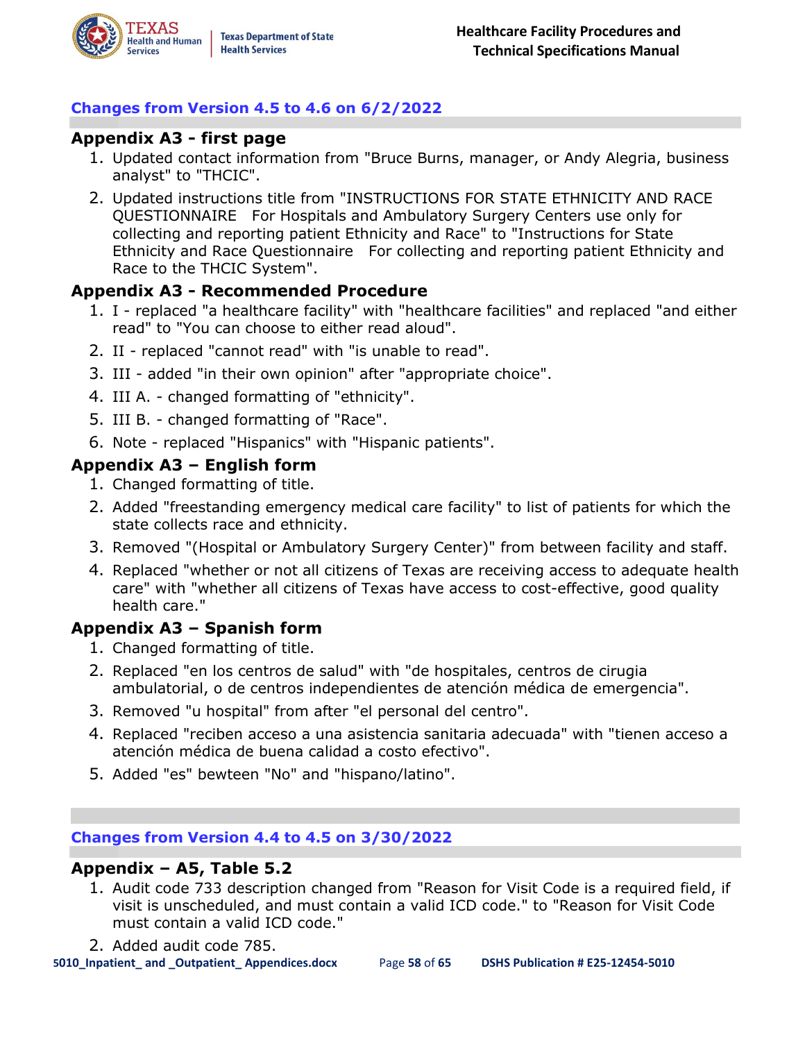## Changes from Version 4.5 to 4.6 on 6/2/2022

### Appendix A3 - first page

1. Updated contact information from "Bruce Burns, manager, or Andy Alegria, business analyst" to "THCIC".
2. Updated instructions title from "INSTRUCTIONS FOR STATE ETHNICITY AND RACE QUESTIONNAIRE For Hospitals and Ambulatory Surgery Centers use only for collecting and reporting patient Ethnicity and Race" to "Instructions for State Ethnicity and Race Questionnaire For collecting and reporting patient Ethnicity and Race to the THCIC System".

### Appendix A3 - Recommended Procedure

1. I - replaced "a healthcare facility" with "healthcare facilities" and replaced "and either read" to "You can choose to either read aloud".
2. II - replaced "cannot read" with "is unable to read".
3. III - added "in their own opinion" after "appropriate choice".
4. III A. - changed formatting of "ethnicity".
5. III B. - changed formatting of "Race".
6. Note - replaced "Hispanics" with "Hispanic patients".

### Appendix A3 – English form

1. Changed formatting of title.
2. Added "freestanding emergency medical care facility" to list of patients for which the state collects race and ethnicity.
3. Removed "(Hospital or Ambulatory Surgery Center)" from between facility and staff.
4. Replaced "whether or not all citizens of Texas are receiving access to adequate health care" with "whether all citizens of Texas have access to cost-effective, good quality health care."

### Appendix A3 – Spanish form

1. Changed formatting of title.
2. Replaced "en los centros de salud" with "de hospitales, centros de cirugia ambulatorial, o de centros independientes de atención médica de emergencia".
3. Removed "u hospital" from after "el personal del centro".
4. Replaced "reciben acceso a una asistencia sanitaria adecuada" with "tienen acceso a atención médica de buena calidad a costo efectivo".
5. Added "es" bewteen "No" and "hispano/latino".

## Changes from Version 4.4 to 4.5 on 3/30/2022

### Appendix – A5, Table 5.2

1. Audit code 733 description changed from "Reason for Visit Code is a required field, if visit is unscheduled, and must contain a valid ICD code." to "Reason for Visit Code must contain a valid ICD code."
2. Added audit code 785.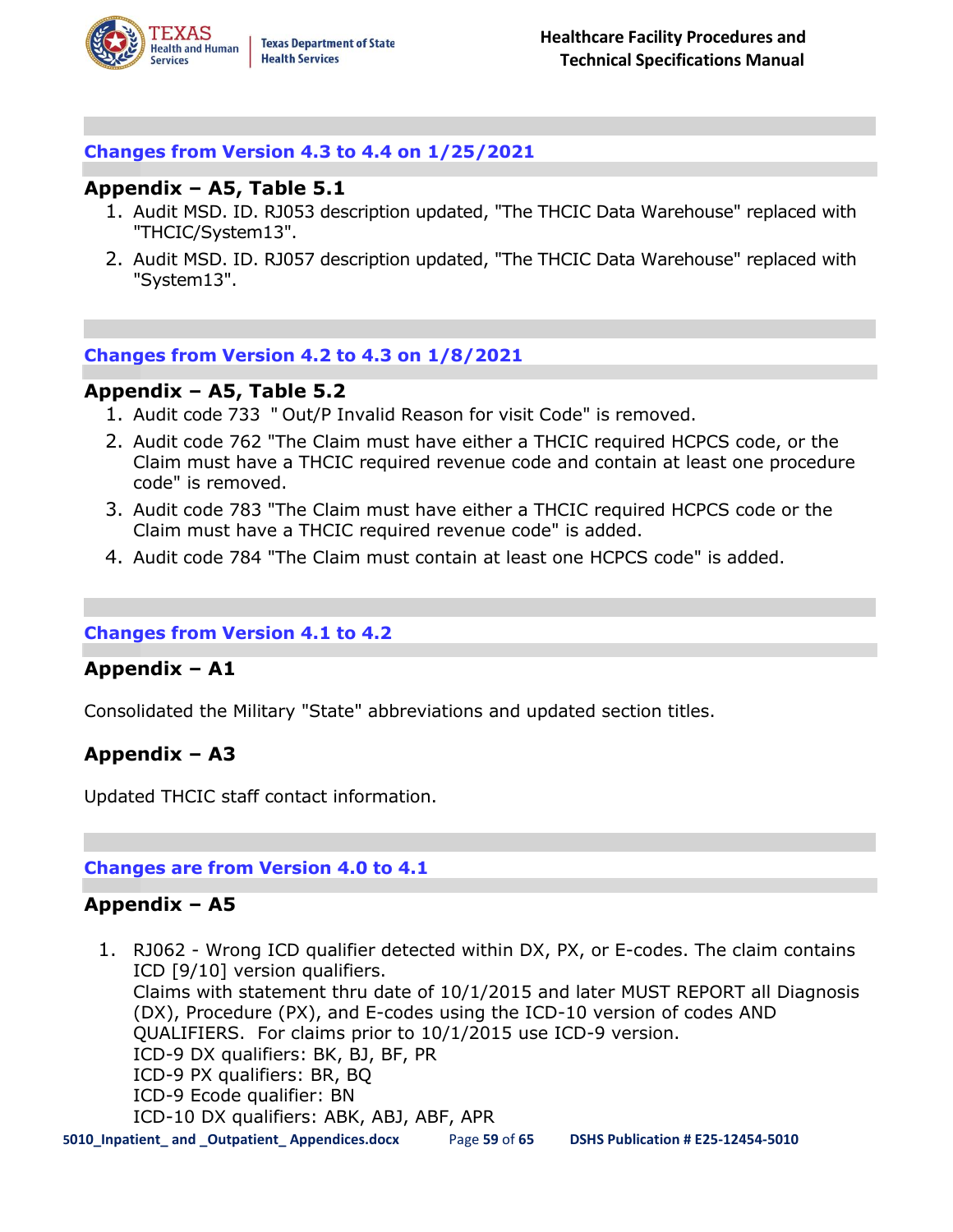## Changes from Version 4.3 to 4.4 on 1/25/2021

### Appendix – A5, Table 5.1

1. Audit MSD. ID. RJ053 description updated, "The THCIC Data Warehouse" replaced with "THCIC/System13".
2. Audit MSD. ID. RJ057 description updated, "The THCIC Data Warehouse" replaced with "System13".

## Changes from Version 4.2 to 4.3 on 1/8/2021

### Appendix – A5, Table 5.2

1. Audit code 733 " Out/P Invalid Reason for visit Code" is removed.
2. Audit code 762 "The Claim must have either a THCIC required HCPCS code, or the Claim must have a THCIC required revenue code and contain at least one procedure code" is removed.
3. Audit code 783 "The Claim must have either a THCIC required HCPCS code or the Claim must have a THCIC required revenue code" is added.
4. Audit code 784 "The Claim must contain at least one HCPCS code" is added.

## Changes from Version 4.1 to 4.2

### Appendix – A1

Consolidated the Military "State" abbreviations and updated section titles.

### Appendix – A3

Updated THCIC staff contact information.

## Changes are from Version 4.0 to 4.1

### Appendix – A5

1. RJ062 - Wrong ICD qualifier detected within DX, PX, or E-codes. The claim contains ICD [9/10] version qualifiers.
   Claims with statement thru date of 10/1/2015 and later MUST REPORT all Diagnosis (DX), Procedure (PX), and E-codes using the ICD-10 version of codes AND QUALIFIERS. For claims prior to 10/1/2015 use ICD-9 version.
   ICD-9 DX qualifiers: BK, BJ, BF, PR
   ICD-9 PX qualifiers: BR, BQ
   ICD-9 Ecode qualifier: BN
   ICD-10 DX qualifiers: ABK, ABJ, ABF, APR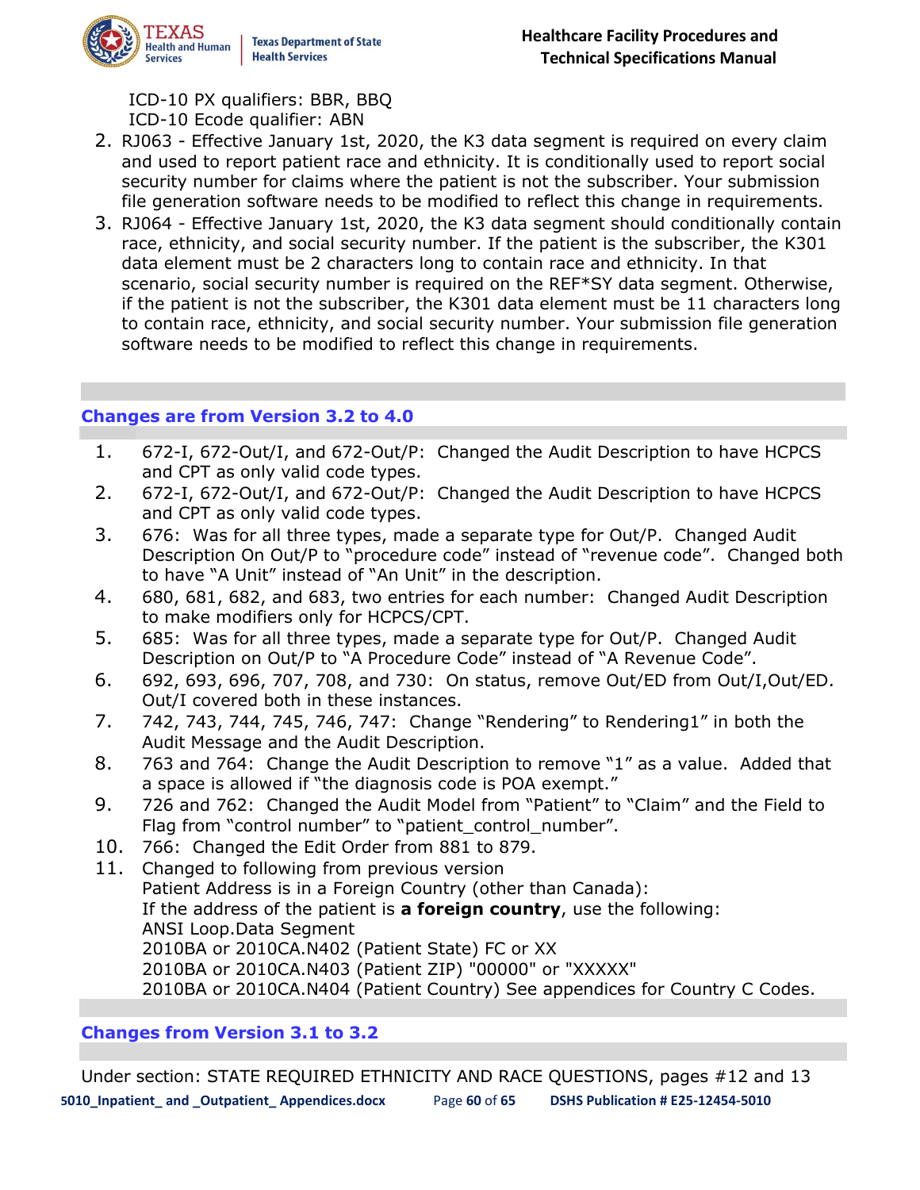ICD-10 PX qualifiers: BBR, BBQ
ICD-10 Ecode qualifier: ABN

2. RJ063 - Effective January 1st, 2020, the K3 data segment is required on every claim and used to report patient race and ethnicity. It is conditionally used to report social security number for claims where the patient is not the subscriber. Your submission file generation software needs to be modified to reflect this change in requirements.
3. RJ064 - Effective January 1st, 2020, the K3 data segment should conditionally contain race, ethnicity, and social security number. If the patient is the subscriber, the K301 data element must be 2 characters long to contain race and ethnicity. In that scenario, social security number is required on the REF*SY data segment. Otherwise, if the patient is not the subscriber, the K301 data element must be 11 characters long to contain race, ethnicity, and social security number. Your submission file generation software needs to be modified to reflect this change in requirements.

## Changes are from Version 3.2 to 4.0

1. 672-I, 672-Out/I, and 672-Out/P: Changed the Audit Description to have HCPCS and CPT as only valid code types.
2. 672-I, 672-Out/I, and 672-Out/P: Changed the Audit Description to have HCPCS and CPT as only valid code types.
3. 676: Was for all three types, made a separate type for Out/P. Changed Audit Description On Out/P to "procedure code" instead of "revenue code". Changed both to have "A Unit" instead of "An Unit" in the description.
4. 680, 681, 682, and 683, two entries for each number: Changed Audit Description to make modifiers only for HCPCS/CPT.
5. 685: Was for all three types, made a separate type for Out/P. Changed Audit Description on Out/P to "A Procedure Code" instead of "A Revenue Code".
6. 692, 693, 696, 707, 708, and 730: On status, remove Out/ED from Out/I,Out/ED. Out/I covered both in these instances.
7. 742, 743, 744, 745, 746, 747: Change "Rendering" to Rendering1" in both the Audit Message and the Audit Description.
8. 763 and 764: Change the Audit Description to remove "1" as a value. Added that a space is allowed if "the diagnosis code is POA exempt."
9. 726 and 762: Changed the Audit Model from "Patient" to "Claim" and the Field to Flag from "control number" to "patient_control_number".
10. 766: Changed the Edit Order from 881 to 879.
11. Changed to following from previous version
    Patient Address is in a Foreign Country (other than Canada):
    If the address of the patient is **a foreign country**, use the following:
    ANSI Loop.Data Segment
    2010BA or 2010CA.N402 (Patient State) FC or XX
    2010BA or 2010CA.N403 (Patient ZIP) "00000" or "XXXXX"
    2010BA or 2010CA.N404 (Patient Country) See appendices for Country C Codes.

## Changes from Version 3.1 to 3.2

Under section: STATE REQUIRED ETHNICITY AND RACE QUESTIONS, pages #12 and 13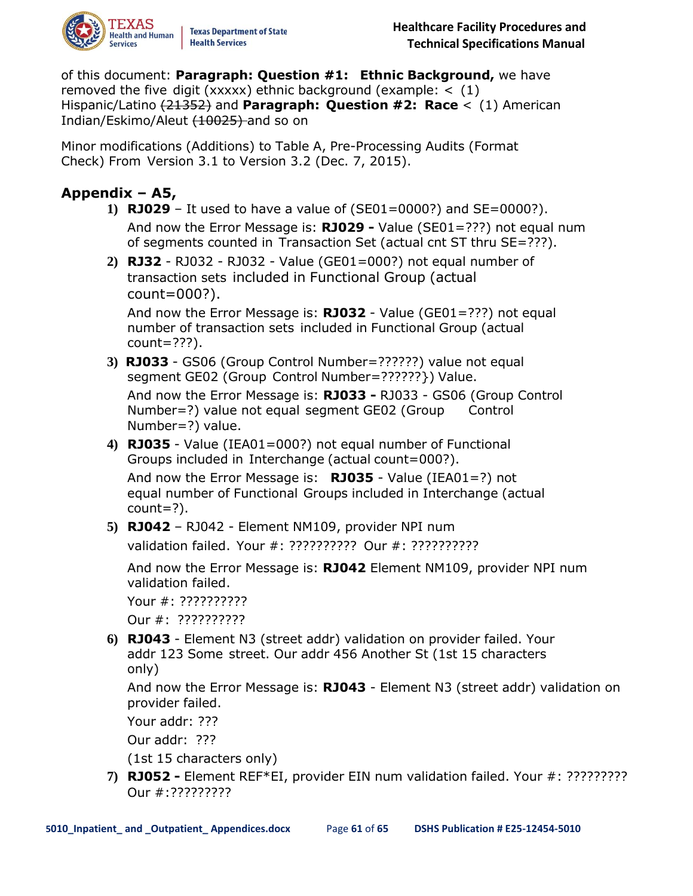of this document: **Paragraph: Question #1: Ethnic Background,** we have removed the five digit (xxxxx) ethnic background (example: < (1) Hispanic/Latino ~~(21352)~~ and **Paragraph: Question #2: Race** < (1) American Indian/Eskimo/Aleut ~~(10025)~~ and so on

Minor modifications (Additions) to Table A, Pre-Processing Audits (Format Check) From Version 3.1 to Version 3.2 (Dec. 7, 2015).

## Appendix – A5,

1) **RJ029** – It used to have a value of (SE01=0000?) and SE=0000?).

   And now the Error Message is: **RJ029 -** Value (SE01=???) not equal num of segments counted in Transaction Set (actual cnt ST thru SE=???).

2) **RJ32** - RJ032 - RJ032 - Value (GE01=000?) not equal number of transaction sets included in Functional Group (actual count=000?).

   And now the Error Message is: **RJ032** - Value (GE01=???) not equal number of transaction sets included in Functional Group (actual count=???).

3) **RJ033** - GS06 (Group Control Number=??????) value not equal segment GE02 (Group Control Number=??????}) Value.

   And now the Error Message is: **RJ033 -** RJ033 - GS06 (Group Control Number=?) value not equal segment GE02 (Group Control Number=?) value.

4) **RJ035** - Value (IEA01=000?) not equal number of Functional Groups included in Interchange (actual count=000?).

   And now the Error Message is: **RJ035** - Value (IEA01=?) not equal number of Functional Groups included in Interchange (actual count=?).

5) **RJ042** – RJ042 - Element NM109, provider NPI num validation failed. Your #: ?????????? Our #: ??????????

   And now the Error Message is: **RJ042** Element NM109, provider NPI num validation failed.

   Your #: ??????????

   Our #: ??????????

6) **RJ043** - Element N3 (street addr) validation on provider failed. Your addr 123 Some street. Our addr 456 Another St (1st 15 characters only)

   And now the Error Message is: **RJ043** - Element N3 (street addr) validation on provider failed.

   Your addr: ???

   Our addr: ???

   (1st 15 characters only)

7) **RJ052 -** Element REF*EI, provider EIN num validation failed. Your #: ????????? Our #:?????????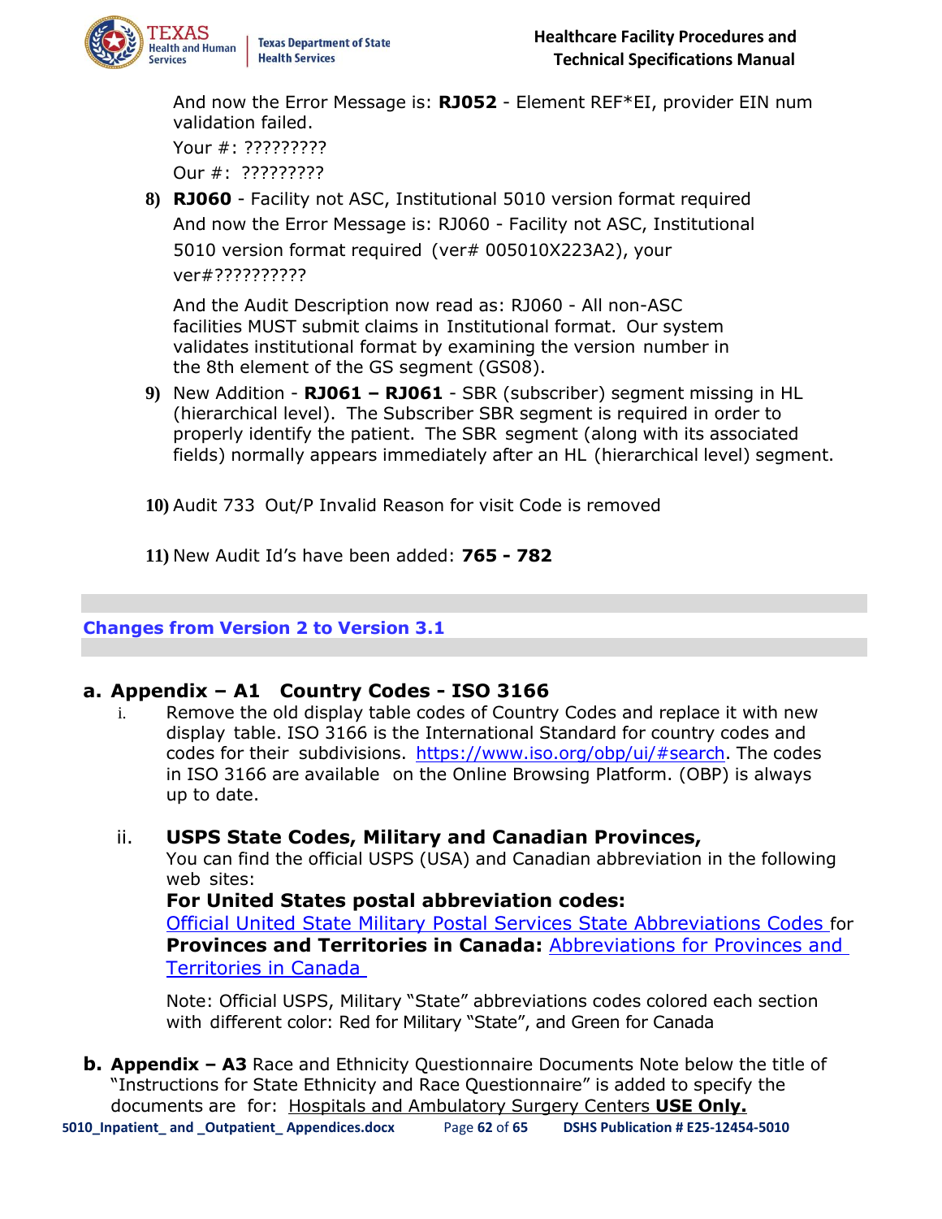And now the Error Message is: **RJ052** - Element REF*EI, provider EIN num validation failed.

Your #: ?????????

Our #: ?????????

8) **RJ060** - Facility not ASC, Institutional 5010 version format required

   And now the Error Message is: RJ060 - Facility not ASC, Institutional 5010 version format required (ver# 005010X223A2), your ver#??????????

   And the Audit Description now read as: RJ060 - All non-ASC facilities MUST submit claims in Institutional format. Our system validates institutional format by examining the version number in the 8th element of the GS segment (GS08).

9) New Addition - **RJ061 – RJ061** - SBR (subscriber) segment missing in HL (hierarchical level). The Subscriber SBR segment is required in order to properly identify the patient. The SBR segment (along with its associated fields) normally appears immediately after an HL (hierarchical level) segment.

10) Audit 733 Out/P Invalid Reason for visit Code is removed

11) New Audit Id's have been added: **765 - 782**

## Changes from Version 2 to Version 3.1

### a. Appendix – A1 Country Codes - ISO 3166

i. Remove the old display table codes of Country Codes and replace it with new display table. ISO 3166 is the International Standard for country codes and codes for their subdivisions. https://www.iso.org/obp/ui/#search. The codes in ISO 3166 are available on the Online Browsing Platform. (OBP) is always up to date.

ii. **USPS State Codes, Military and Canadian Provinces,**

   You can find the official USPS (USA) and Canadian abbreviation in the following web sites:

   **For United States postal abbreviation codes:**
   Official United State Military Postal Services State Abbreviations Codes for **Provinces and Territories in Canada:** Abbreviations for Provinces and Territories in Canada

   Note: Official USPS, Military "State" abbreviations codes colored each section with different color: Red for Military "State", and Green for Canada

**b. Appendix – A3** Race and Ethnicity Questionnaire Documents Note below the title of "Instructions for State Ethnicity and Race Questionnaire" is added to specify the documents are for: Hospitals and Ambulatory Surgery Centers **USE Only.**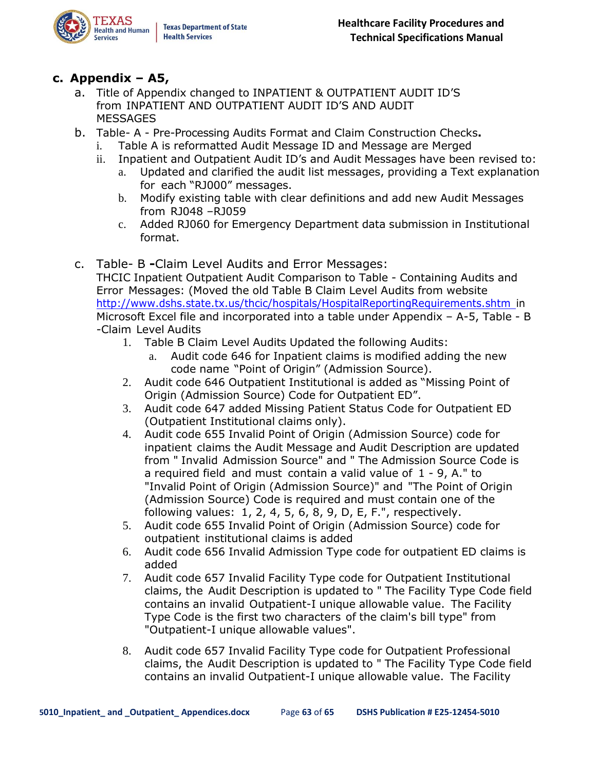**c. Appendix – A5,**

a. Title of Appendix changed to INPATIENT & OUTPATIENT AUDIT ID'S from INPATIENT AND OUTPATIENT AUDIT ID'S AND AUDIT MESSAGES

b. Table- A - Pre-Processing Audits Format and Claim Construction Checks**.**

   i. Table A is reformatted Audit Message ID and Message are Merged

   ii. Inpatient and Outpatient Audit ID's and Audit Messages have been revised to:

      a. Updated and clarified the audit list messages, providing a Text explanation for each "RJ000" messages.

      b. Modify existing table with clear definitions and add new Audit Messages from RJ048 –RJ059

      c. Added RJ060 for Emergency Department data submission in Institutional format.

c. Table- B **-**Claim Level Audits and Error Messages:
THCIC Inpatient Outpatient Audit Comparison to Table - Containing Audits and Error Messages: (Moved the old Table B Claim Level Audits from website [http://www.dshs.state.tx.us/thcic/hospitals/HospitalReportingRequirements.shtm](http://www.dshs.state.tx.us/thcic/hospitals/HospitalReportingRequirements.shtm) in Microsoft Excel file and incorporated into a table under Appendix – A-5, Table - B -Claim Level Audits

   1. Table B Claim Level Audits Updated the following Audits:

      a. Audit code 646 for Inpatient claims is modified adding the new code name "Point of Origin" (Admission Source).

   2. Audit code 646 Outpatient Institutional is added as "Missing Point of Origin (Admission Source) Code for Outpatient ED".

   3. Audit code 647 added Missing Patient Status Code for Outpatient ED (Outpatient Institutional claims only).

   4. Audit code 655 Invalid Point of Origin (Admission Source) code for inpatient claims the Audit Message and Audit Description are updated from " Invalid Admission Source" and " The Admission Source Code is a required field and must contain a valid value of 1 - 9, A." to "Invalid Point of Origin (Admission Source)" and "The Point of Origin (Admission Source) Code is required and must contain one of the following values: 1, 2, 4, 5, 6, 8, 9, D, E, F.", respectively.

   5. Audit code 655 Invalid Point of Origin (Admission Source) code for outpatient institutional claims is added

   6. Audit code 656 Invalid Admission Type code for outpatient ED claims is added

   7. Audit code 657 Invalid Facility Type code for Outpatient Institutional claims, the Audit Description is updated to " The Facility Type Code field contains an invalid Outpatient-I unique allowable value. The Facility Type Code is the first two characters of the claim's bill type" from "Outpatient-I unique allowable values".

   8. Audit code 657 Invalid Facility Type code for Outpatient Professional claims, the Audit Description is updated to " The Facility Type Code field contains an invalid Outpatient-I unique allowable value. The Facility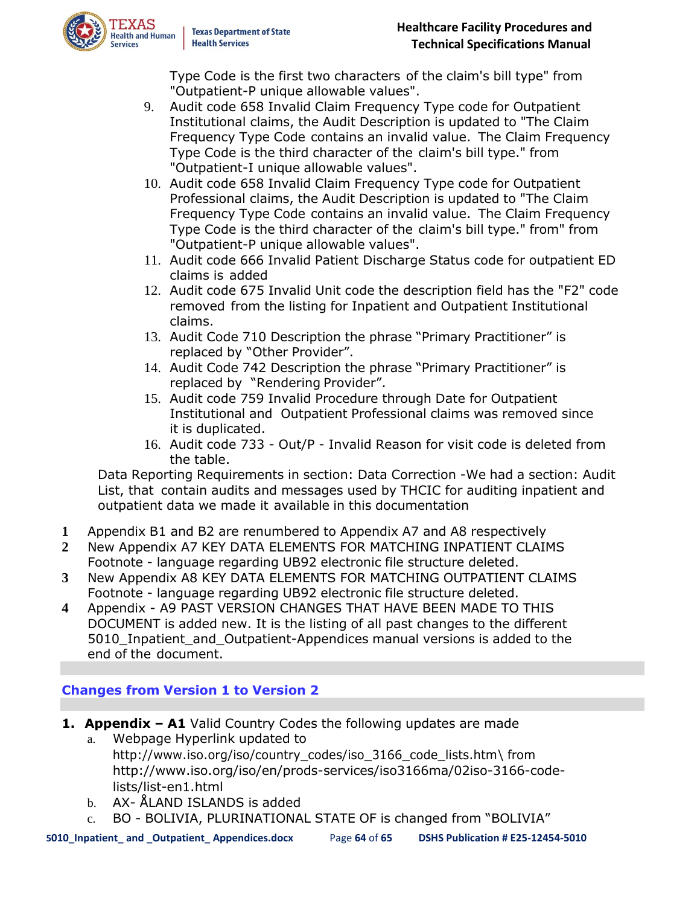Type Code is the first two characters of the claim's bill type" from "Outpatient-P unique allowable values".

9. Audit code 658 Invalid Claim Frequency Type code for Outpatient Institutional claims, the Audit Description is updated to "The Claim Frequency Type Code contains an invalid value. The Claim Frequency Type Code is the third character of the claim's bill type." from "Outpatient-I unique allowable values".
10. Audit code 658 Invalid Claim Frequency Type code for Outpatient Professional claims, the Audit Description is updated to "The Claim Frequency Type Code contains an invalid value. The Claim Frequency Type Code is the third character of the claim's bill type." from" from "Outpatient-P unique allowable values".
11. Audit code 666 Invalid Patient Discharge Status code for outpatient ED claims is added
12. Audit code 675 Invalid Unit code the description field has the "F2" code removed from the listing for Inpatient and Outpatient Institutional claims.
13. Audit Code 710 Description the phrase "Primary Practitioner" is replaced by "Other Provider".
14. Audit Code 742 Description the phrase "Primary Practitioner" is replaced by "Rendering Provider".
15. Audit code 759 Invalid Procedure through Date for Outpatient Institutional and Outpatient Professional claims was removed since it is duplicated.
16. Audit code 733 - Out/P - Invalid Reason for visit code is deleted from the table.

Data Reporting Requirements in section: Data Correction -We had a section: Audit List, that contain audits and messages used by THCIC for auditing inpatient and outpatient data we made it available in this documentation

1. Appendix B1 and B2 are renumbered to Appendix A7 and A8 respectively
2. New Appendix A7 KEY DATA ELEMENTS FOR MATCHING INPATIENT CLAIMS Footnote - language regarding UB92 electronic file structure deleted.
3. New Appendix A8 KEY DATA ELEMENTS FOR MATCHING OUTPATIENT CLAIMS Footnote - language regarding UB92 electronic file structure deleted.
4. Appendix - A9 PAST VERSION CHANGES THAT HAVE BEEN MADE TO THIS DOCUMENT is added new. It is the listing of all past changes to the different 5010_Inpatient_and_Outpatient-Appendices manual versions is added to the end of the document.

## Changes from Version 1 to Version 2

1. **Appendix – A1** Valid Country Codes the following updates are made
   a. Webpage Hyperlink updated to http://www.iso.org/iso/country_codes/iso_3166_code_lists.htm\ from http://www.iso.org/iso/en/prods-services/iso3166ma/02iso-3166-code-lists/list-en1.html
   b. AX- ÅLAND ISLANDS is added
   c. BO - BOLIVIA, PLURINATIONAL STATE OF is changed from "BOLIVIA"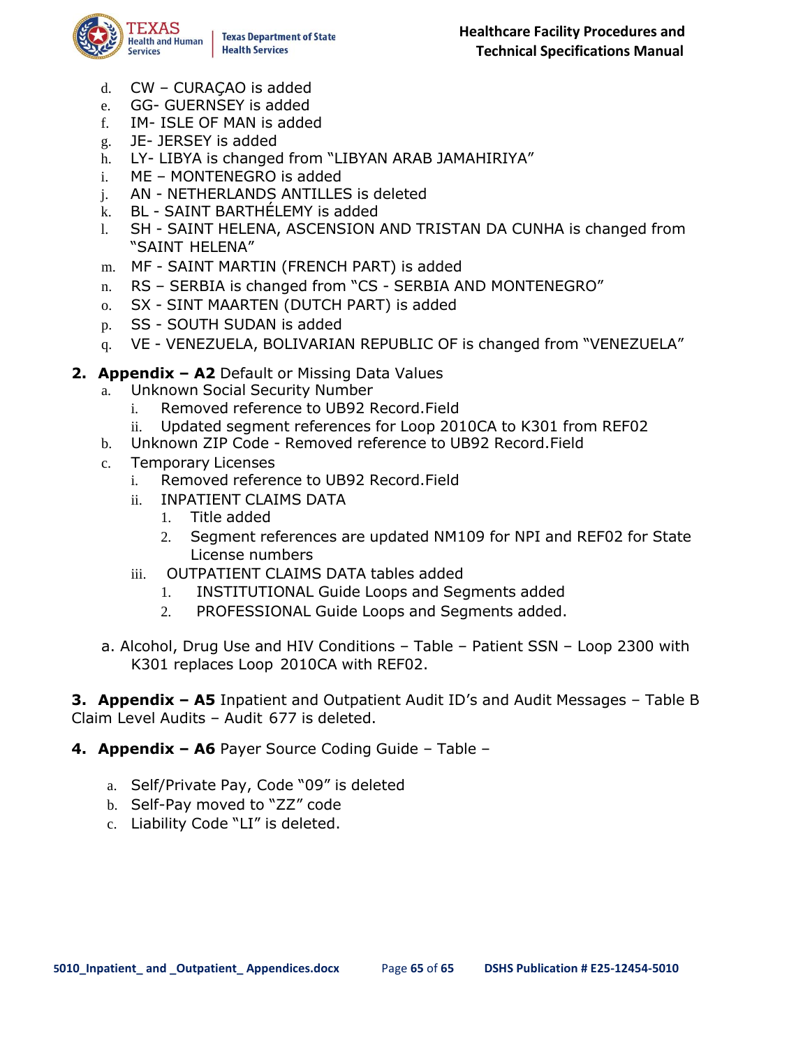d. CW – CURAÇAO is added
e. GG- GUERNSEY is added
f. IM- ISLE OF MAN is added
g. JE- JERSEY is added
h. LY- LIBYA is changed from "LIBYAN ARAB JAMAHIRIYA"
i. ME – MONTENEGRO is added
j. AN - NETHERLANDS ANTILLES is deleted
k. BL - SAINT BARTHÉLEMY is added
l. SH - SAINT HELENA, ASCENSION AND TRISTAN DA CUNHA is changed from "SAINT HELENA"
m. MF - SAINT MARTIN (FRENCH PART) is added
n. RS – SERBIA is changed from "CS - SERBIA AND MONTENEGRO"
o. SX - SINT MAARTEN (DUTCH PART) is added
p. SS - SOUTH SUDAN is added
q. VE - VENEZUELA, BOLIVARIAN REPUBLIC OF is changed from "VENEZUELA"

2. **Appendix – A2** Default or Missing Data Values
   a. Unknown Social Security Number
      i. Removed reference to UB92 Record.Field
      ii. Updated segment references for Loop 2010CA to K301 from REF02
   b. Unknown ZIP Code - Removed reference to UB92 Record.Field
   c. Temporary Licenses
      i. Removed reference to UB92 Record.Field
      ii. INPATIENT CLAIMS DATA
         1. Title added
         2. Segment references are updated NM109 for NPI and REF02 for State License numbers
      iii. OUTPATIENT CLAIMS DATA tables added
         1. INSTITUTIONAL Guide Loops and Segments added
         2. PROFESSIONAL Guide Loops and Segments added.

   a. Alcohol, Drug Use and HIV Conditions – Table – Patient SSN – Loop 2300 with K301 replaces Loop 2010CA with REF02.

3. **Appendix – A5** Inpatient and Outpatient Audit ID's and Audit Messages – Table B Claim Level Audits – Audit 677 is deleted.

4. **Appendix – A6** Payer Source Coding Guide – Table –

   a. Self/Private Pay, Code "09" is deleted
   b. Self-Pay moved to "ZZ" code
   c. Liability Code "LI" is deleted.